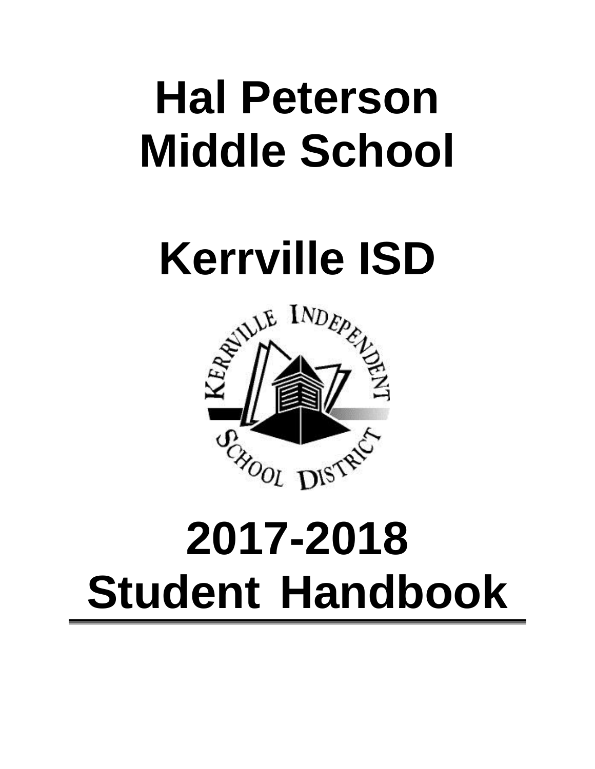# Hal Peterson Middle School

# Kerrville ISD

# 2017-2018 Student Handbook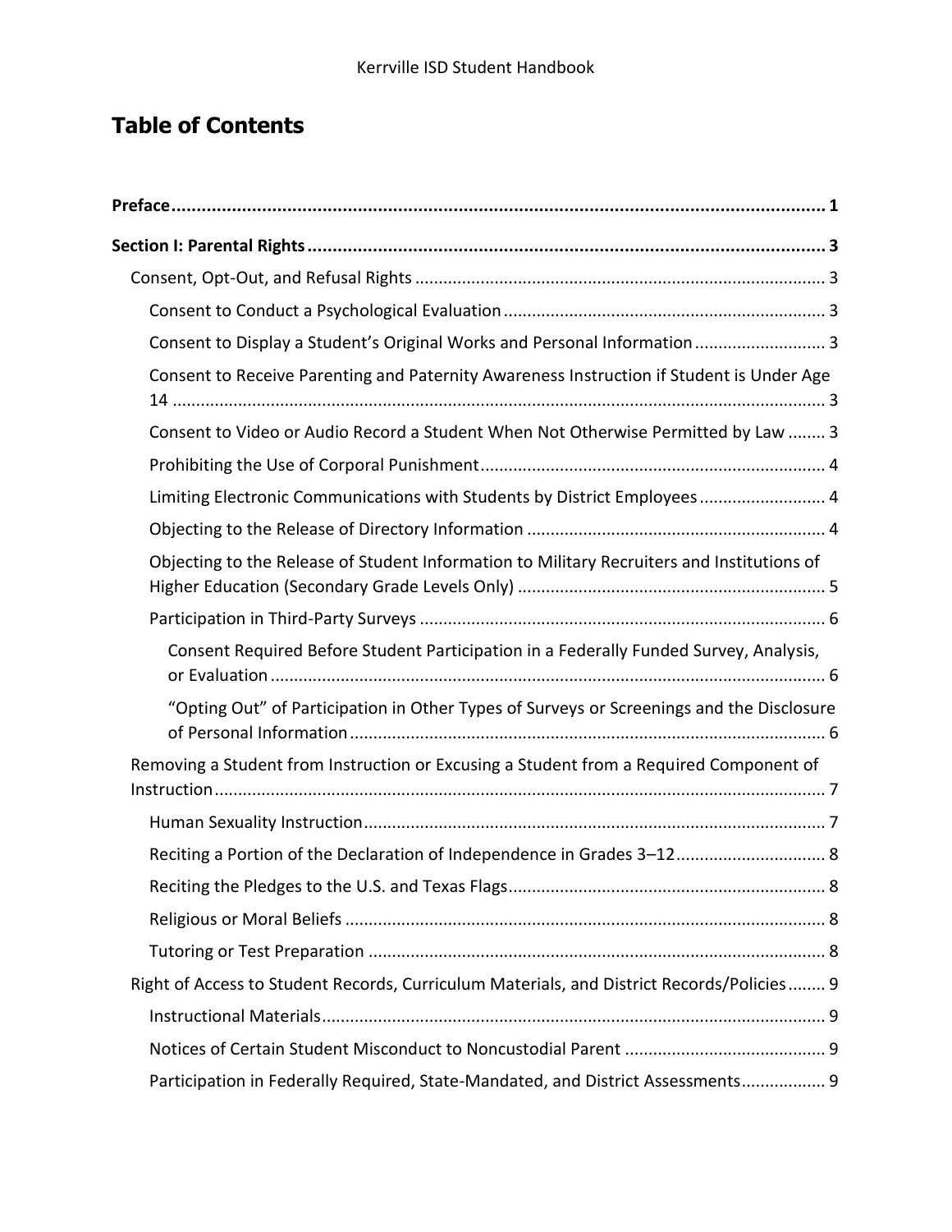# Table of Contents

**Preface** ..... **1**

**Section I: Parental Rights** ..... **3**

- Consent, Opt-Out, and Refusal Rights ..... 3
  - Consent to Conduct a Psychological Evaluation ..... 3
  - Consent to Display a Student's Original Works and Personal Information ..... 3
  - Consent to Receive Parenting and Paternity Awareness Instruction if Student is Under Age 14 ..... 3
  - Consent to Video or Audio Record a Student When Not Otherwise Permitted by Law ..... 3
  - Prohibiting the Use of Corporal Punishment ..... 4
  - Limiting Electronic Communications with Students by District Employees ..... 4
  - Objecting to the Release of Directory Information ..... 4
  - Objecting to the Release of Student Information to Military Recruiters and Institutions of Higher Education (Secondary Grade Levels Only) ..... 5
  - Participation in Third-Party Surveys ..... 6
    - Consent Required Before Student Participation in a Federally Funded Survey, Analysis, or Evaluation ..... 6
    - "Opting Out" of Participation in Other Types of Surveys or Screenings and the Disclosure of Personal Information ..... 6
- Removing a Student from Instruction or Excusing a Student from a Required Component of Instruction ..... 7
  - Human Sexuality Instruction ..... 7
  - Reciting a Portion of the Declaration of Independence in Grades 3–12 ..... 8
  - Reciting the Pledges to the U.S. and Texas Flags ..... 8
  - Religious or Moral Beliefs ..... 8
  - Tutoring or Test Preparation ..... 8
- Right of Access to Student Records, Curriculum Materials, and District Records/Policies ..... 9
  - Instructional Materials ..... 9
  - Notices of Certain Student Misconduct to Noncustodial Parent ..... 9
  - Participation in Federally Required, State-Mandated, and District Assessments ..... 9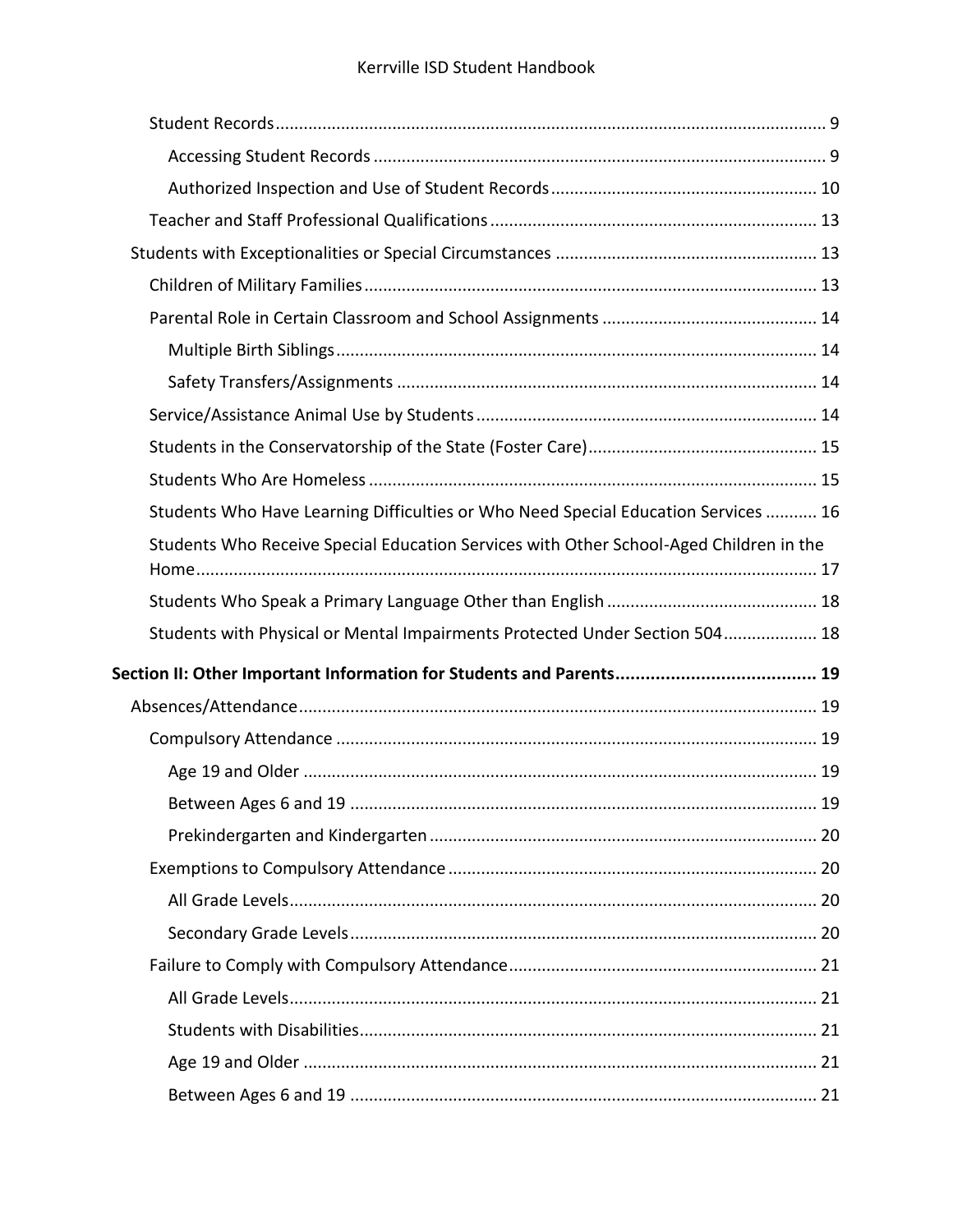- Student Records ........ 9
  - Accessing Student Records ........ 9
  - Authorized Inspection and Use of Student Records ........ 10
- Teacher and Staff Professional Qualifications ........ 13

Students with Exceptionalities or Special Circumstances ........ 13

- Children of Military Families ........ 13
- Parental Role in Certain Classroom and School Assignments ........ 14
  - Multiple Birth Siblings ........ 14
  - Safety Transfers/Assignments ........ 14
- Service/Assistance Animal Use by Students ........ 14
- Students in the Conservatorship of the State (Foster Care) ........ 15
- Students Who Are Homeless ........ 15
- Students Who Have Learning Difficulties or Who Need Special Education Services ........ 16
- Students Who Receive Special Education Services with Other School-Aged Children in the Home ........ 17
- Students Who Speak a Primary Language Other than English ........ 18
- Students with Physical or Mental Impairments Protected Under Section 504 ........ 18

**Section II: Other Important Information for Students and Parents ........ 19**

Absences/Attendance ........ 19

- Compulsory Attendance ........ 19
  - Age 19 and Older ........ 19
  - Between Ages 6 and 19 ........ 19
  - Prekindergarten and Kindergarten ........ 20
- Exemptions to Compulsory Attendance ........ 20
  - All Grade Levels ........ 20
  - Secondary Grade Levels ........ 20
- Failure to Comply with Compulsory Attendance ........ 21
  - All Grade Levels ........ 21
  - Students with Disabilities ........ 21
  - Age 19 and Older ........ 21
  - Between Ages 6 and 19 ........ 21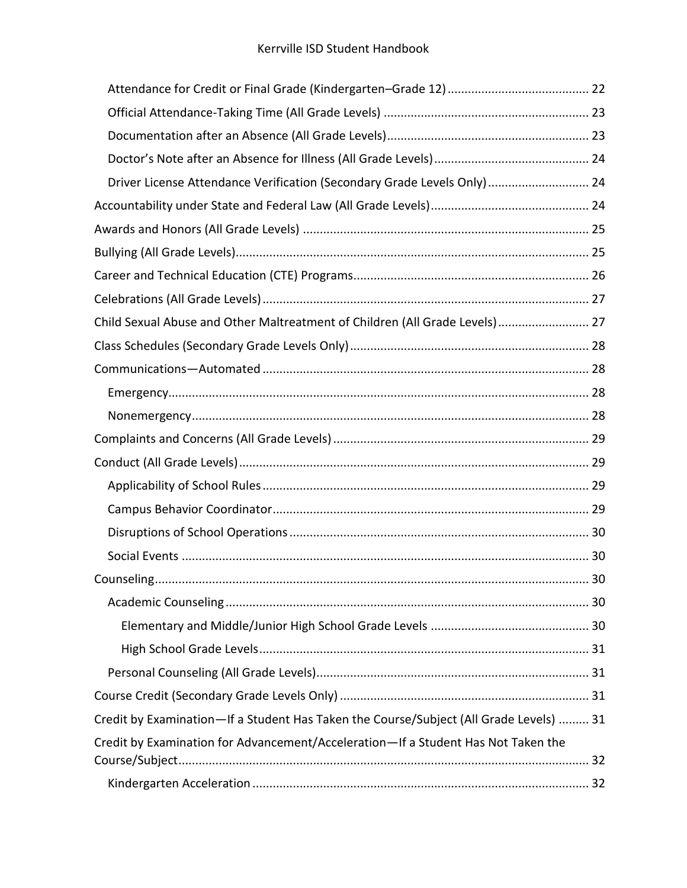- Attendance for Credit or Final Grade (Kindergarten–Grade 12) ......................................... 22
- Official Attendance-Taking Time (All Grade Levels) ............................................................ 23
- Documentation after an Absence (All Grade Levels)........................................................... 23
- Doctor's Note after an Absence for Illness (All Grade Levels)............................................. 24
- Driver License Attendance Verification (Secondary Grade Levels Only)............................. 24

Accountability under State and Federal Law (All Grade Levels).............................................. 24

Awards and Honors (All Grade Levels) .................................................................................... 25

Bullying (All Grade Levels)....................................................................................................... 25

Career and Technical Education (CTE) Programs.................................................................... 26

Celebrations (All Grade Levels)............................................................................................... 27

Child Sexual Abuse and Other Maltreatment of Children (All Grade Levels).......................... 27

Class Schedules (Secondary Grade Levels Only)..................................................................... 28

Communications—Automated ............................................................................................... 28

- Emergency........................................................................................................................... 28
- Nonemergency.................................................................................................................... 28

Complaints and Concerns (All Grade Levels).......................................................................... 29

Conduct (All Grade Levels)...................................................................................................... 29

- Applicability of School Rules................................................................................................ 29
- Campus Behavior Coordinator............................................................................................ 29
- Disruptions of School Operations........................................................................................ 30
- Social Events ....................................................................................................................... 30

Counseling.............................................................................................................................. 30

- Academic Counseling.......................................................................................................... 30
  - Elementary and Middle/Junior High School Grade Levels .............................................. 30
  - High School Grade Levels................................................................................................ 31
- Personal Counseling (All Grade Levels)............................................................................... 31

Course Credit (Secondary Grade Levels Only)......................................................................... 31

Credit by Examination—If a Student Has Taken the Course/Subject (All Grade Levels) ......... 31

Credit by Examination for Advancement/Acceleration—If a Student Has Not Taken the Course/Subject........................................................................................................................ 32

- Kindergarten Acceleration .................................................................................................. 32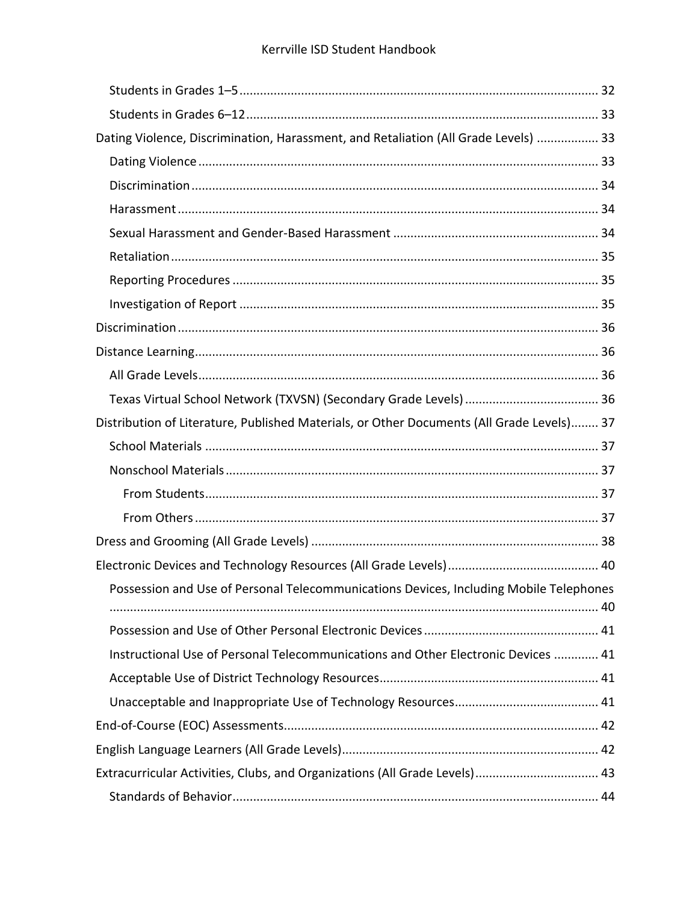- Students in Grades 1–5 ........ 32
- Students in Grades 6–12 ........ 33

Dating Violence, Discrimination, Harassment, and Retaliation (All Grade Levels) ........ 33

- Dating Violence ........ 33
- Discrimination ........ 34
- Harassment ........ 34
- Sexual Harassment and Gender-Based Harassment ........ 34
- Retaliation ........ 35
- Reporting Procedures ........ 35
- Investigation of Report ........ 35

Discrimination ........ 36

Distance Learning ........ 36

- All Grade Levels ........ 36
- Texas Virtual School Network (TXVSN) (Secondary Grade Levels) ........ 36

Distribution of Literature, Published Materials, or Other Documents (All Grade Levels) ........ 37

- School Materials ........ 37
- Nonschool Materials ........ 37
  - From Students ........ 37
  - From Others ........ 37

Dress and Grooming (All Grade Levels) ........ 38

Electronic Devices and Technology Resources (All Grade Levels) ........ 40

- Possession and Use of Personal Telecommunications Devices, Including Mobile Telephones ........ 40
- Possession and Use of Other Personal Electronic Devices ........ 41
- Instructional Use of Personal Telecommunications and Other Electronic Devices ........ 41
- Acceptable Use of District Technology Resources ........ 41
- Unacceptable and Inappropriate Use of Technology Resources ........ 41

End-of-Course (EOC) Assessments ........ 42

English Language Learners (All Grade Levels) ........ 42

Extracurricular Activities, Clubs, and Organizations (All Grade Levels) ........ 43

- Standards of Behavior ........ 44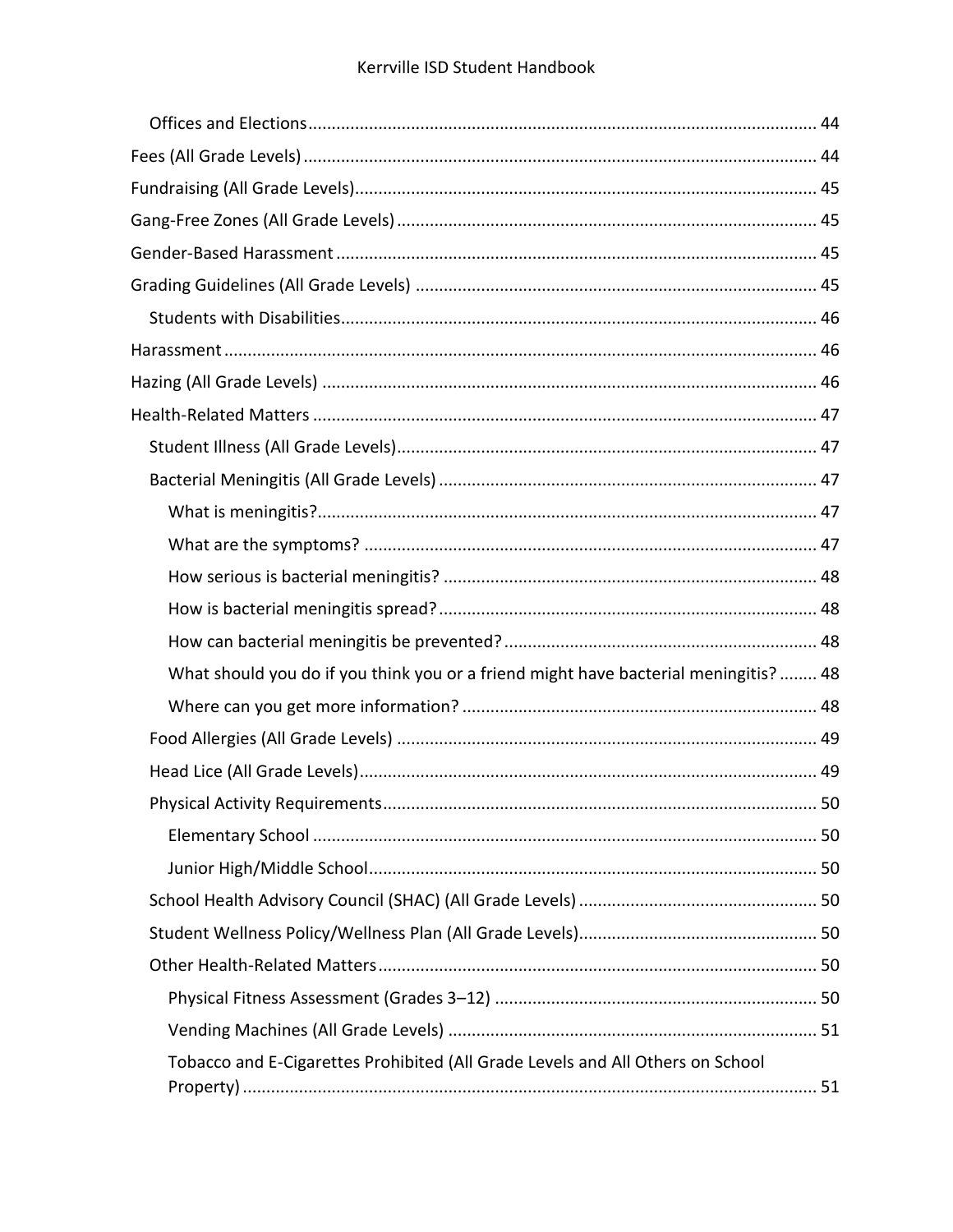- Offices and Elections ........................................................................................................ 44
- Fees (All Grade Levels) ............................................................................................................ 44
- Fundraising (All Grade Levels) ................................................................................................. 45
- Gang-Free Zones (All Grade Levels) ........................................................................................ 45
- Gender-Based Harassment ...................................................................................................... 45
- Grading Guidelines (All Grade Levels) ..................................................................................... 45
  - Students with Disabilities ..................................................................................................... 46
- Harassment ............................................................................................................................. 46
- Hazing (All Grade Levels) ........................................................................................................ 46
- Health-Related Matters ........................................................................................................... 47
  - Student Illness (All Grade Levels) ......................................................................................... 47
  - Bacterial Meningitis (All Grade Levels) ................................................................................ 47
    - What is meningitis? .......................................................................................................... 47
    - What are the symptoms? ................................................................................................. 47
    - How serious is bacterial meningitis? ............................................................................... 48
    - How is bacterial meningitis spread? ................................................................................ 48
    - How can bacterial meningitis be prevented? .................................................................. 48
    - What should you do if you think you or a friend might have bacterial meningitis? ........ 48
    - Where can you get more information? ............................................................................ 48
  - Food Allergies (All Grade Levels) ......................................................................................... 49
  - Head Lice (All Grade Levels) ................................................................................................. 49
  - Physical Activity Requirements ............................................................................................ 50
    - Elementary School ........................................................................................................... 50
    - Junior High/Middle School ............................................................................................... 50
  - School Health Advisory Council (SHAC) (All Grade Levels) .................................................. 50
  - Student Wellness Policy/Wellness Plan (All Grade Levels) .................................................. 50
  - Other Health-Related Matters ............................................................................................. 50
    - Physical Fitness Assessment (Grades 3–12) .................................................................... 50
    - Vending Machines (All Grade Levels) .............................................................................. 51
    - Tobacco and E-Cigarettes Prohibited (All Grade Levels and All Others on School Property) ......................................................................................................................... 51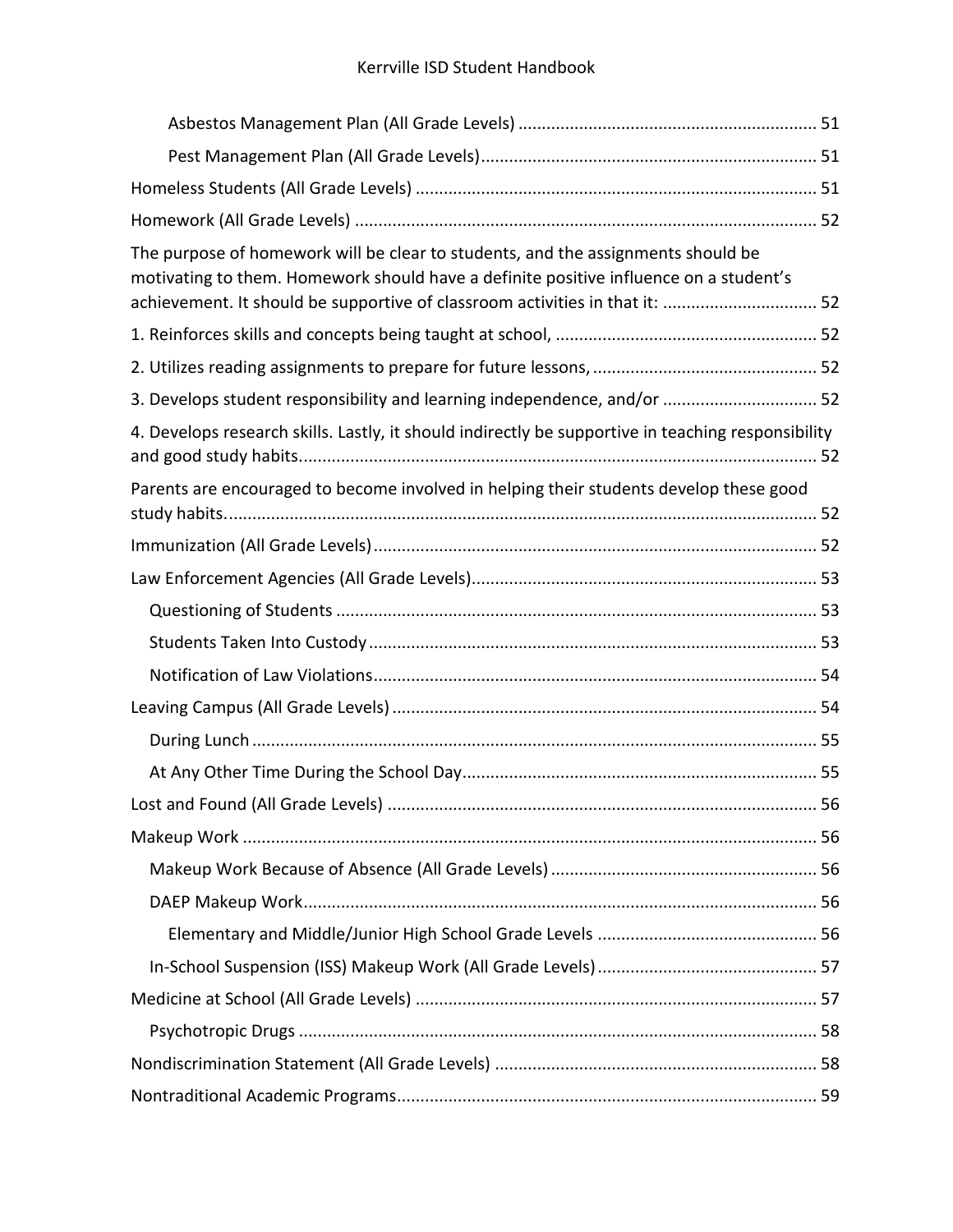Asbestos Management Plan (All Grade Levels) ............................................................... 51

Pest Management Plan (All Grade Levels)....................................................................... 51

Homeless Students (All Grade Levels) ..................................................................................... 51

Homework (All Grade Levels) .................................................................................................. 52

The purpose of homework will be clear to students, and the assignments should be motivating to them. Homework should have a definite positive influence on a student's achievement. It should be supportive of classroom activities in that it: ................................. 52

1. Reinforces skills and concepts being taught at school, ........................................................ 52

2. Utilizes reading assignments to prepare for future lessons, ................................................ 52

3. Develops student responsibility and learning independence, and/or ................................. 52

4. Develops research skills. Lastly, it should indirectly be supportive in teaching responsibility and good study habits............................................................................................................. 52

Parents are encouraged to become involved in helping their students develop these good study habits............................................................................................................................. 52

Immunization (All Grade Levels).............................................................................................. 52

Law Enforcement Agencies (All Grade Levels)......................................................................... 53

Questioning of Students ..................................................................................................... 53

Students Taken Into Custody .............................................................................................. 53

Notification of Law Violations............................................................................................. 54

Leaving Campus (All Grade Levels) .......................................................................................... 54

During Lunch ....................................................................................................................... 55

At Any Other Time During the School Day.......................................................................... 55

Lost and Found (All Grade Levels) ........................................................................................... 56

Makeup Work .......................................................................................................................... 56

Makeup Work Because of Absence (All Grade Levels) ........................................................ 56

DAEP Makeup Work............................................................................................................. 56

Elementary and Middle/Junior High School Grade Levels ............................................... 56

In-School Suspension (ISS) Makeup Work (All Grade Levels)............................................... 57

Medicine at School (All Grade Levels) ..................................................................................... 57

Psychotropic Drugs .............................................................................................................. 58

Nondiscrimination Statement (All Grade Levels) .................................................................... 58

Nontraditional Academic Programs......................................................................................... 59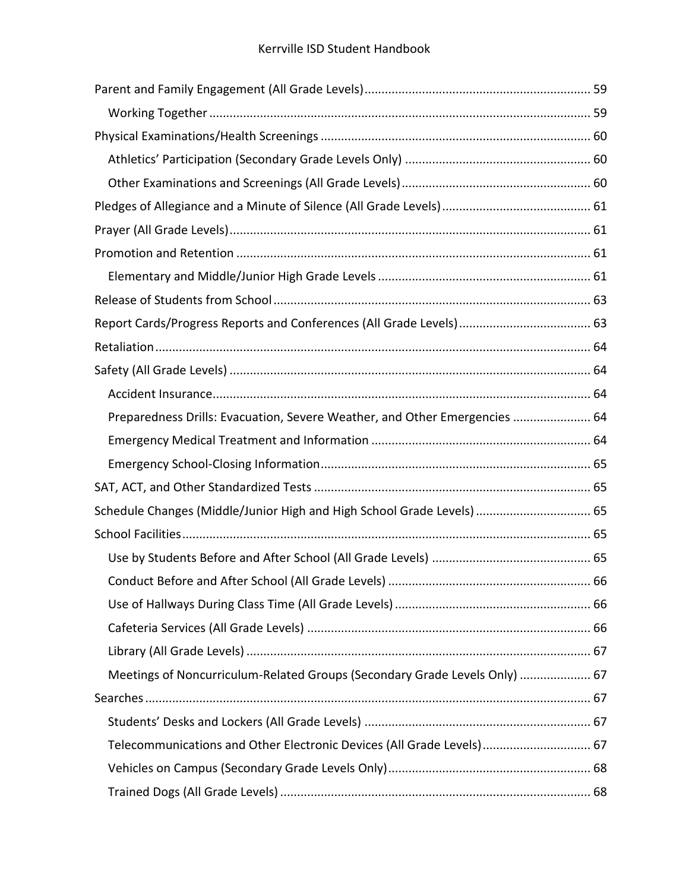Parent and Family Engagement (All Grade Levels) ..... 59

- Working Together ..... 59

Physical Examinations/Health Screenings ..... 60

- Athletics' Participation (Secondary Grade Levels Only) ..... 60
- Other Examinations and Screenings (All Grade Levels) ..... 60

Pledges of Allegiance and a Minute of Silence (All Grade Levels) ..... 61

Prayer (All Grade Levels) ..... 61

Promotion and Retention ..... 61

- Elementary and Middle/Junior High Grade Levels ..... 61

Release of Students from School ..... 63

Report Cards/Progress Reports and Conferences (All Grade Levels) ..... 63

Retaliation ..... 64

Safety (All Grade Levels) ..... 64

- Accident Insurance ..... 64
- Preparedness Drills: Evacuation, Severe Weather, and Other Emergencies ..... 64
- Emergency Medical Treatment and Information ..... 64
- Emergency School-Closing Information ..... 65

SAT, ACT, and Other Standardized Tests ..... 65

Schedule Changes (Middle/Junior High and High School Grade Levels) ..... 65

School Facilities ..... 65

- Use by Students Before and After School (All Grade Levels) ..... 65
- Conduct Before and After School (All Grade Levels) ..... 66
- Use of Hallways During Class Time (All Grade Levels) ..... 66
- Cafeteria Services (All Grade Levels) ..... 66
- Library (All Grade Levels) ..... 67
- Meetings of Noncurriculum-Related Groups (Secondary Grade Levels Only) ..... 67

Searches ..... 67

- Students' Desks and Lockers (All Grade Levels) ..... 67
- Telecommunications and Other Electronic Devices (All Grade Levels) ..... 67
- Vehicles on Campus (Secondary Grade Levels Only) ..... 68
- Trained Dogs (All Grade Levels) ..... 68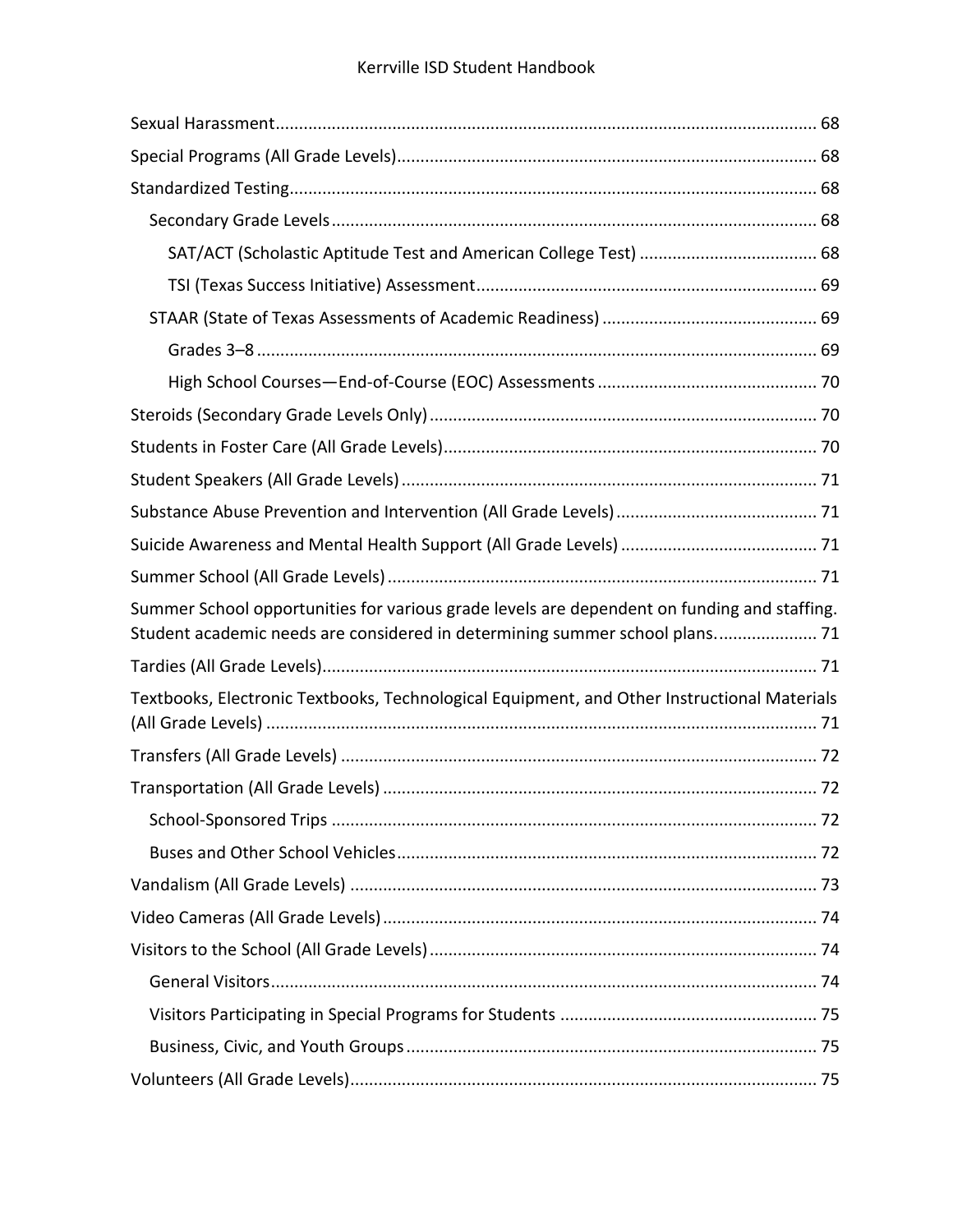Sexual Harassment .......... 68

Special Programs (All Grade Levels) .......... 68

Standardized Testing .......... 68

- Secondary Grade Levels .......... 68
  - SAT/ACT (Scholastic Aptitude Test and American College Test) .......... 68
  - TSI (Texas Success Initiative) Assessment .......... 69
- STAAR (State of Texas Assessments of Academic Readiness) .......... 69
  - Grades 3–8 .......... 69
  - High School Courses—End-of-Course (EOC) Assessments .......... 70

Steroids (Secondary Grade Levels Only) .......... 70

Students in Foster Care (All Grade Levels) .......... 70

Student Speakers (All Grade Levels) .......... 71

Substance Abuse Prevention and Intervention (All Grade Levels) .......... 71

Suicide Awareness and Mental Health Support (All Grade Levels) .......... 71

Summer School (All Grade Levels) .......... 71

Summer School opportunities for various grade levels are dependent on funding and staffing. Student academic needs are considered in determining summer school plans. .......... 71

Tardies (All Grade Levels) .......... 71

Textbooks, Electronic Textbooks, Technological Equipment, and Other Instructional Materials (All Grade Levels) .......... 71

Transfers (All Grade Levels) .......... 72

Transportation (All Grade Levels) .......... 72

- School-Sponsored Trips .......... 72
- Buses and Other School Vehicles .......... 72

Vandalism (All Grade Levels) .......... 73

Video Cameras (All Grade Levels) .......... 74

Visitors to the School (All Grade Levels) .......... 74

- General Visitors .......... 74
- Visitors Participating in Special Programs for Students .......... 75
- Business, Civic, and Youth Groups .......... 75

Volunteers (All Grade Levels) .......... 75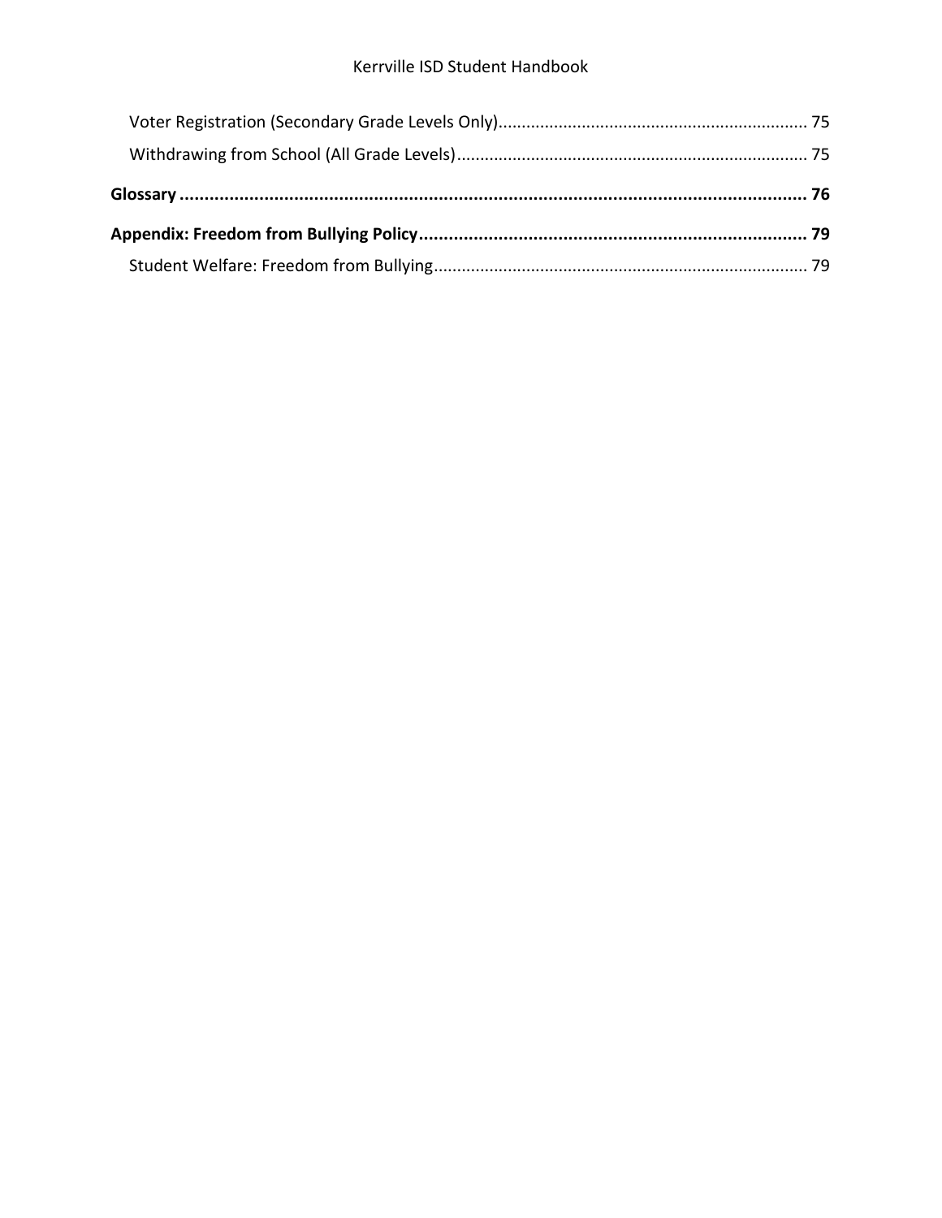Voter Registration (Secondary Grade Levels Only) .......... 75

Withdrawing from School (All Grade Levels) .......... 75

**Glossary .......... 76**

**Appendix: Freedom from Bullying Policy .......... 79**

Student Welfare: Freedom from Bullying .......... 79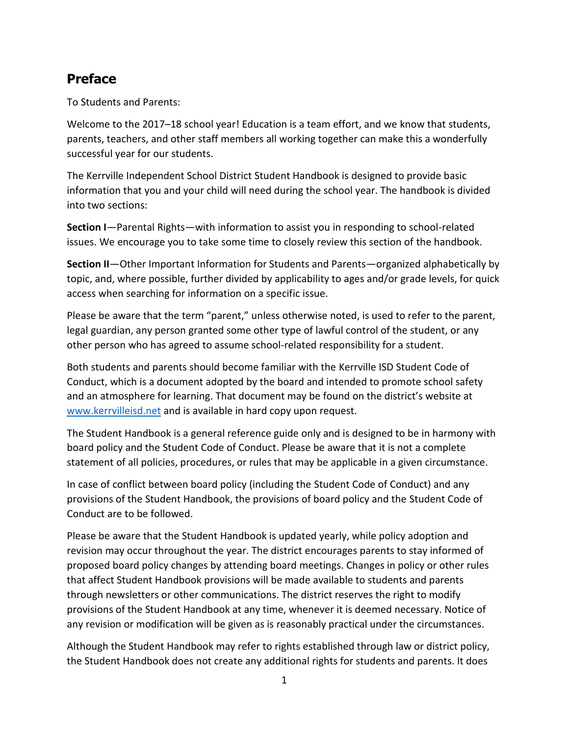## Preface

To Students and Parents:

Welcome to the 2017–18 school year! Education is a team effort, and we know that students, parents, teachers, and other staff members all working together can make this a wonderfully successful year for our students.

The Kerrville Independent School District Student Handbook is designed to provide basic information that you and your child will need during the school year. The handbook is divided into two sections:

**Section I**—Parental Rights—with information to assist you in responding to school-related issues. We encourage you to take some time to closely review this section of the handbook.

**Section II**—Other Important Information for Students and Parents—organized alphabetically by topic, and, where possible, further divided by applicability to ages and/or grade levels, for quick access when searching for information on a specific issue.

Please be aware that the term "parent," unless otherwise noted, is used to refer to the parent, legal guardian, any person granted some other type of lawful control of the student, or any other person who has agreed to assume school-related responsibility for a student.

Both students and parents should become familiar with the Kerrville ISD Student Code of Conduct, which is a document adopted by the board and intended to promote school safety and an atmosphere for learning. That document may be found on the district's website at [www.kerrvilleisd.net](www.kerrvilleisd.net) and is available in hard copy upon request.

The Student Handbook is a general reference guide only and is designed to be in harmony with board policy and the Student Code of Conduct. Please be aware that it is not a complete statement of all policies, procedures, or rules that may be applicable in a given circumstance.

In case of conflict between board policy (including the Student Code of Conduct) and any provisions of the Student Handbook, the provisions of board policy and the Student Code of Conduct are to be followed.

Please be aware that the Student Handbook is updated yearly, while policy adoption and revision may occur throughout the year. The district encourages parents to stay informed of proposed board policy changes by attending board meetings. Changes in policy or other rules that affect Student Handbook provisions will be made available to students and parents through newsletters or other communications. The district reserves the right to modify provisions of the Student Handbook at any time, whenever it is deemed necessary. Notice of any revision or modification will be given as is reasonably practical under the circumstances.

Although the Student Handbook may refer to rights established through law or district policy, the Student Handbook does not create any additional rights for students and parents. It does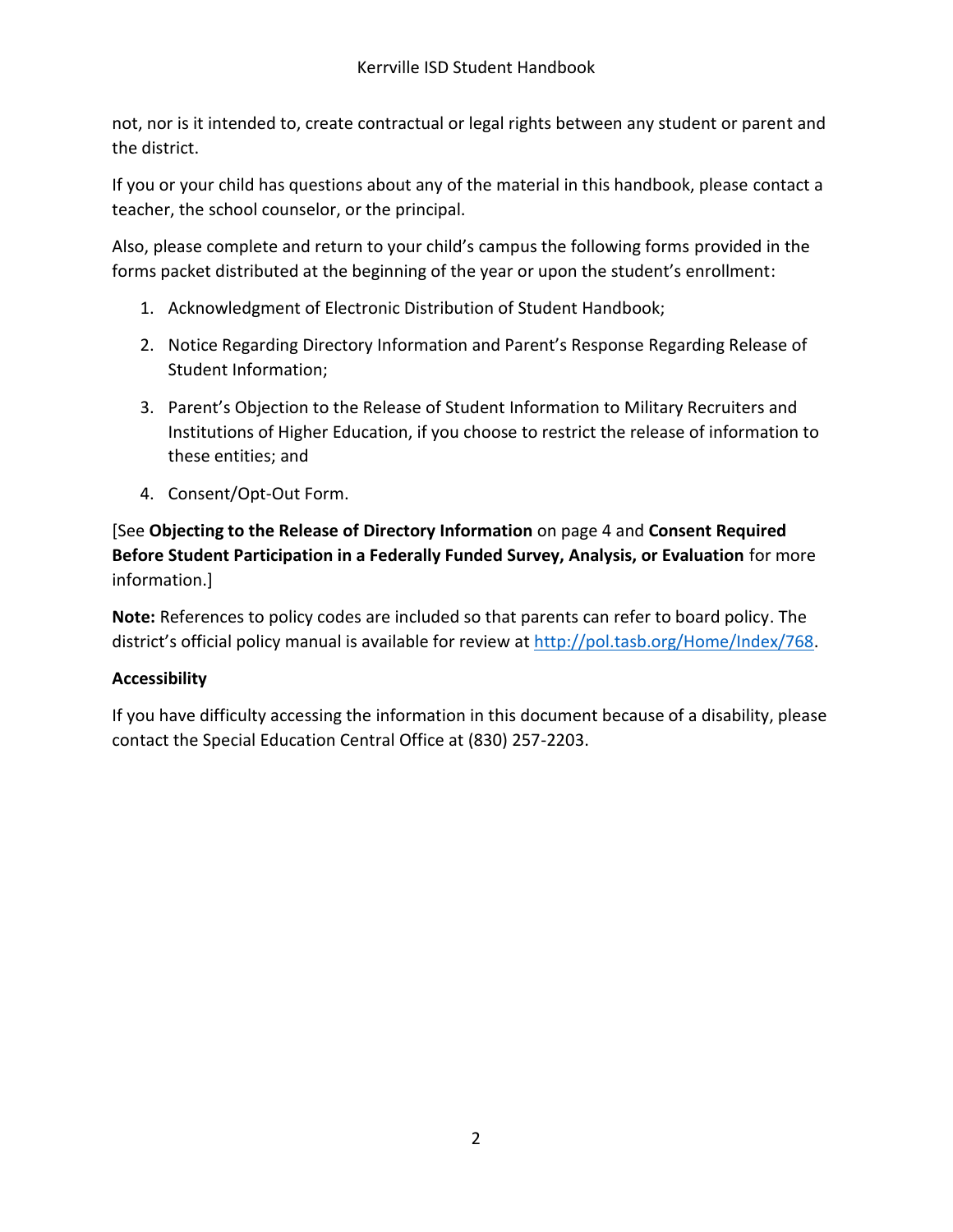not, nor is it intended to, create contractual or legal rights between any student or parent and the district.

If you or your child has questions about any of the material in this handbook, please contact a teacher, the school counselor, or the principal.

Also, please complete and return to your child's campus the following forms provided in the forms packet distributed at the beginning of the year or upon the student's enrollment:

1. Acknowledgment of Electronic Distribution of Student Handbook;
2. Notice Regarding Directory Information and Parent's Response Regarding Release of Student Information;
3. Parent's Objection to the Release of Student Information to Military Recruiters and Institutions of Higher Education, if you choose to restrict the release of information to these entities; and
4. Consent/Opt-Out Form.

[See **Objecting to the Release of Directory Information** on page 4 and **Consent Required Before Student Participation in a Federally Funded Survey, Analysis, or Evaluation** for more information.]

**Note:** References to policy codes are included so that parents can refer to board policy. The district's official policy manual is available for review at http://pol.tasb.org/Home/Index/768.

**Accessibility**

If you have difficulty accessing the information in this document because of a disability, please contact the Special Education Central Office at (830) 257-2203.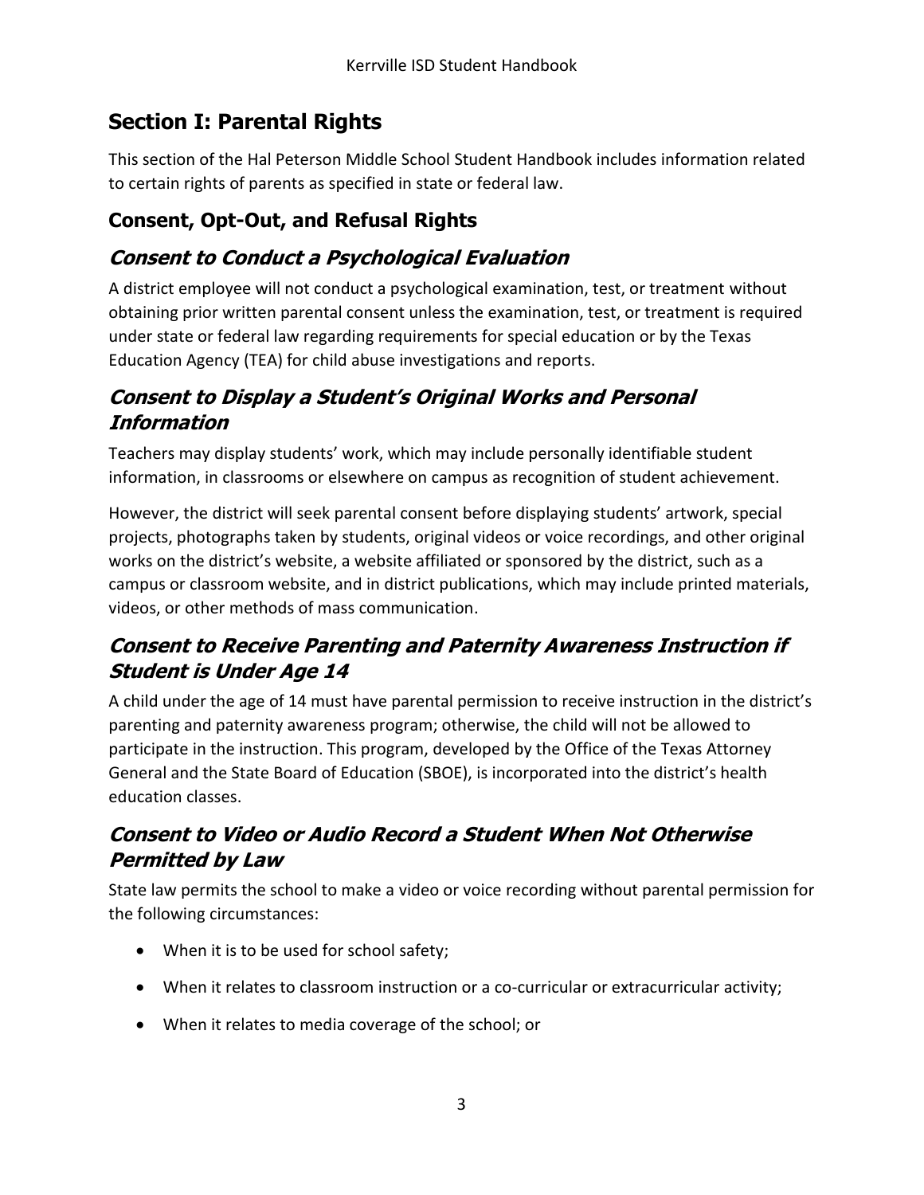# Section I: Parental Rights

This section of the Hal Peterson Middle School Student Handbook includes information related to certain rights of parents as specified in state or federal law.

## Consent, Opt-Out, and Refusal Rights

### *Consent to Conduct a Psychological Evaluation*

A district employee will not conduct a psychological examination, test, or treatment without obtaining prior written parental consent unless the examination, test, or treatment is required under state or federal law regarding requirements for special education or by the Texas Education Agency (TEA) for child abuse investigations and reports.

### *Consent to Display a Student's Original Works and Personal Information*

Teachers may display students' work, which may include personally identifiable student information, in classrooms or elsewhere on campus as recognition of student achievement.

However, the district will seek parental consent before displaying students' artwork, special projects, photographs taken by students, original videos or voice recordings, and other original works on the district's website, a website affiliated or sponsored by the district, such as a campus or classroom website, and in district publications, which may include printed materials, videos, or other methods of mass communication.

### *Consent to Receive Parenting and Paternity Awareness Instruction if Student is Under Age 14*

A child under the age of 14 must have parental permission to receive instruction in the district's parenting and paternity awareness program; otherwise, the child will not be allowed to participate in the instruction. This program, developed by the Office of the Texas Attorney General and the State Board of Education (SBOE), is incorporated into the district's health education classes.

### *Consent to Video or Audio Record a Student When Not Otherwise Permitted by Law*

State law permits the school to make a video or voice recording without parental permission for the following circumstances:

- When it is to be used for school safety;
- When it relates to classroom instruction or a co-curricular or extracurricular activity;
- When it relates to media coverage of the school; or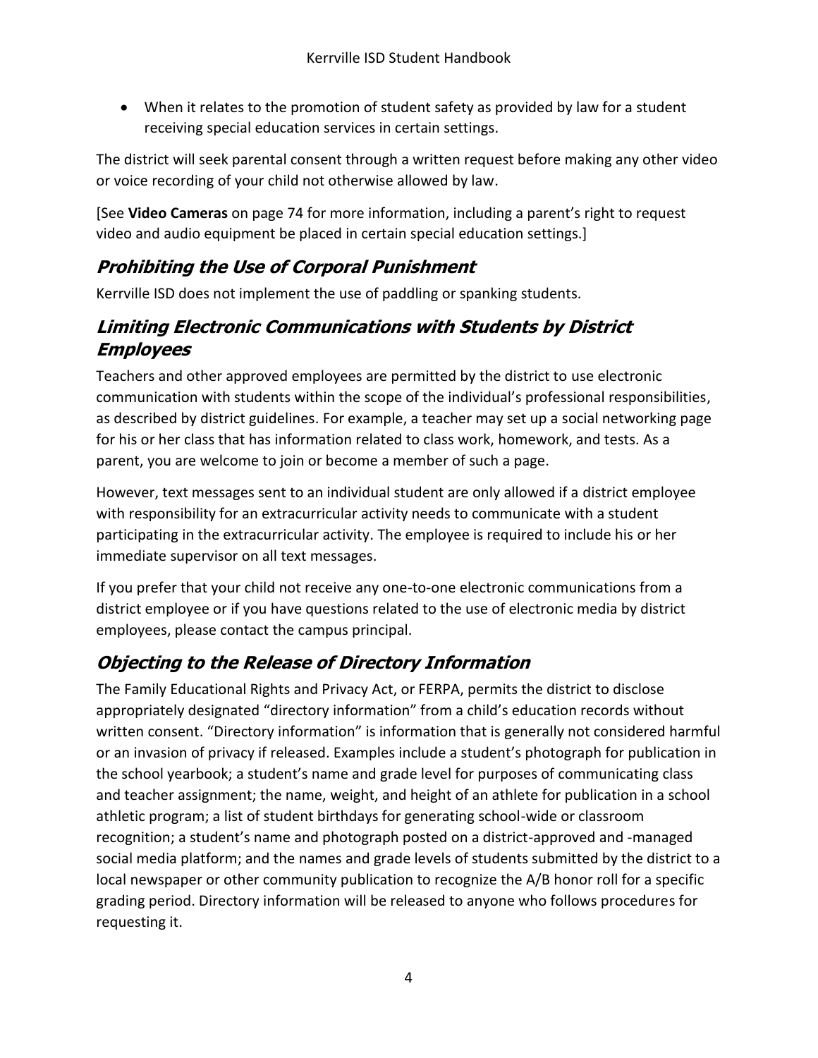- When it relates to the promotion of student safety as provided by law for a student receiving special education services in certain settings.

The district will seek parental consent through a written request before making any other video or voice recording of your child not otherwise allowed by law.

[See **Video Cameras** on page 74 for more information, including a parent's right to request video and audio equipment be placed in certain special education settings.]

## *Prohibiting the Use of Corporal Punishment*

Kerrville ISD does not implement the use of paddling or spanking students.

## *Limiting Electronic Communications with Students by District Employees*

Teachers and other approved employees are permitted by the district to use electronic communication with students within the scope of the individual's professional responsibilities, as described by district guidelines. For example, a teacher may set up a social networking page for his or her class that has information related to class work, homework, and tests. As a parent, you are welcome to join or become a member of such a page.

However, text messages sent to an individual student are only allowed if a district employee with responsibility for an extracurricular activity needs to communicate with a student participating in the extracurricular activity. The employee is required to include his or her immediate supervisor on all text messages.

If you prefer that your child not receive any one-to-one electronic communications from a district employee or if you have questions related to the use of electronic media by district employees, please contact the campus principal.

## *Objecting to the Release of Directory Information*

The Family Educational Rights and Privacy Act, or FERPA, permits the district to disclose appropriately designated "directory information" from a child's education records without written consent. "Directory information" is information that is generally not considered harmful or an invasion of privacy if released. Examples include a student's photograph for publication in the school yearbook; a student's name and grade level for purposes of communicating class and teacher assignment; the name, weight, and height of an athlete for publication in a school athletic program; a list of student birthdays for generating school-wide or classroom recognition; a student's name and photograph posted on a district-approved and -managed social media platform; and the names and grade levels of students submitted by the district to a local newspaper or other community publication to recognize the A/B honor roll for a specific grading period. Directory information will be released to anyone who follows procedures for requesting it.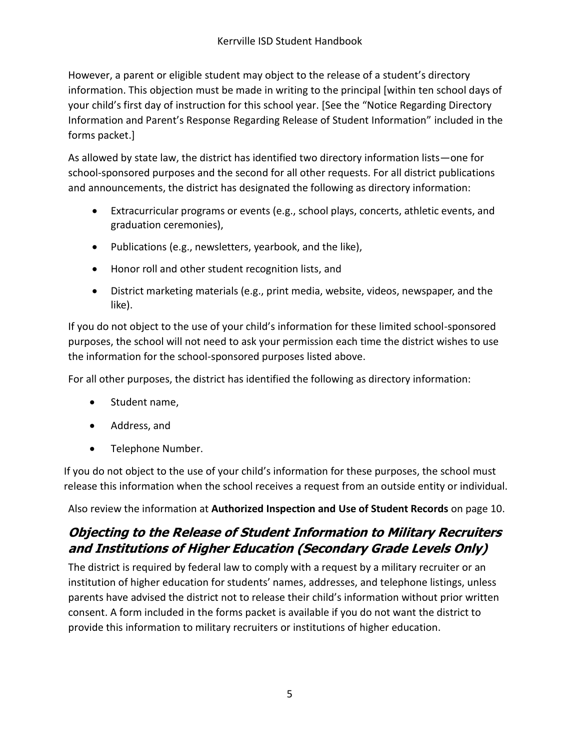However, a parent or eligible student may object to the release of a student's directory information. This objection must be made in writing to the principal [within ten school days of your child's first day of instruction for this school year. [See the "Notice Regarding Directory Information and Parent's Response Regarding Release of Student Information" included in the forms packet.]

As allowed by state law, the district has identified two directory information lists—one for school-sponsored purposes and the second for all other requests. For all district publications and announcements, the district has designated the following as directory information:

- Extracurricular programs or events (e.g., school plays, concerts, athletic events, and graduation ceremonies),
- Publications (e.g., newsletters, yearbook, and the like),
- Honor roll and other student recognition lists, and
- District marketing materials (e.g., print media, website, videos, newspaper, and the like).

If you do not object to the use of your child's information for these limited school-sponsored purposes, the school will not need to ask your permission each time the district wishes to use the information for the school-sponsored purposes listed above.

For all other purposes, the district has identified the following as directory information:

- Student name,
- Address, and
- Telephone Number.

If you do not object to the use of your child's information for these purposes, the school must release this information when the school receives a request from an outside entity or individual.

Also review the information at **Authorized Inspection and Use of Student Records** on page 10.

## *Objecting to the Release of Student Information to Military Recruiters and Institutions of Higher Education (Secondary Grade Levels Only)*

The district is required by federal law to comply with a request by a military recruiter or an institution of higher education for students' names, addresses, and telephone listings, unless parents have advised the district not to release their child's information without prior written consent. A form included in the forms packet is available if you do not want the district to provide this information to military recruiters or institutions of higher education.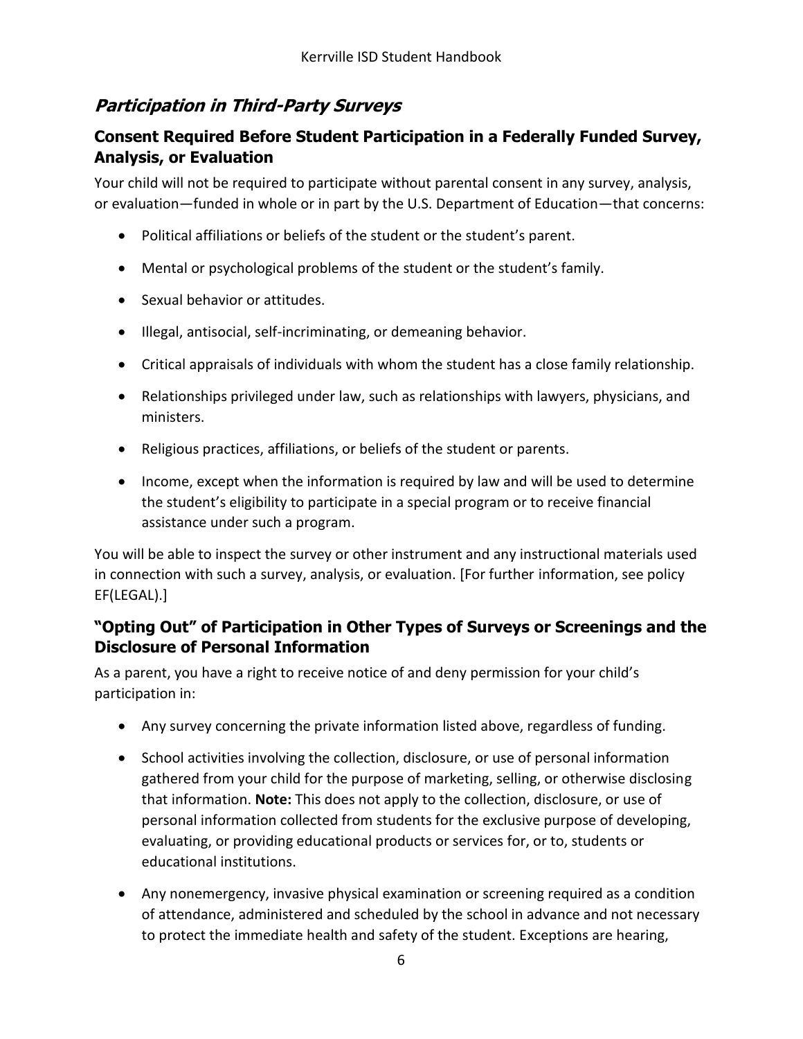## *Participation in Third-Party Surveys*

### Consent Required Before Student Participation in a Federally Funded Survey, Analysis, or Evaluation

Your child will not be required to participate without parental consent in any survey, analysis, or evaluation—funded in whole or in part by the U.S. Department of Education—that concerns:

- Political affiliations or beliefs of the student or the student's parent.
- Mental or psychological problems of the student or the student's family.
- Sexual behavior or attitudes.
- Illegal, antisocial, self-incriminating, or demeaning behavior.
- Critical appraisals of individuals with whom the student has a close family relationship.
- Relationships privileged under law, such as relationships with lawyers, physicians, and ministers.
- Religious practices, affiliations, or beliefs of the student or parents.
- Income, except when the information is required by law and will be used to determine the student's eligibility to participate in a special program or to receive financial assistance under such a program.

You will be able to inspect the survey or other instrument and any instructional materials used in connection with such a survey, analysis, or evaluation. [For further information, see policy EF(LEGAL).]

### "Opting Out" of Participation in Other Types of Surveys or Screenings and the Disclosure of Personal Information

As a parent, you have a right to receive notice of and deny permission for your child's participation in:

- Any survey concerning the private information listed above, regardless of funding.
- School activities involving the collection, disclosure, or use of personal information gathered from your child for the purpose of marketing, selling, or otherwise disclosing that information. **Note:** This does not apply to the collection, disclosure, or use of personal information collected from students for the exclusive purpose of developing, evaluating, or providing educational products or services for, or to, students or educational institutions.
- Any nonemergency, invasive physical examination or screening required as a condition of attendance, administered and scheduled by the school in advance and not necessary to protect the immediate health and safety of the student. Exceptions are hearing,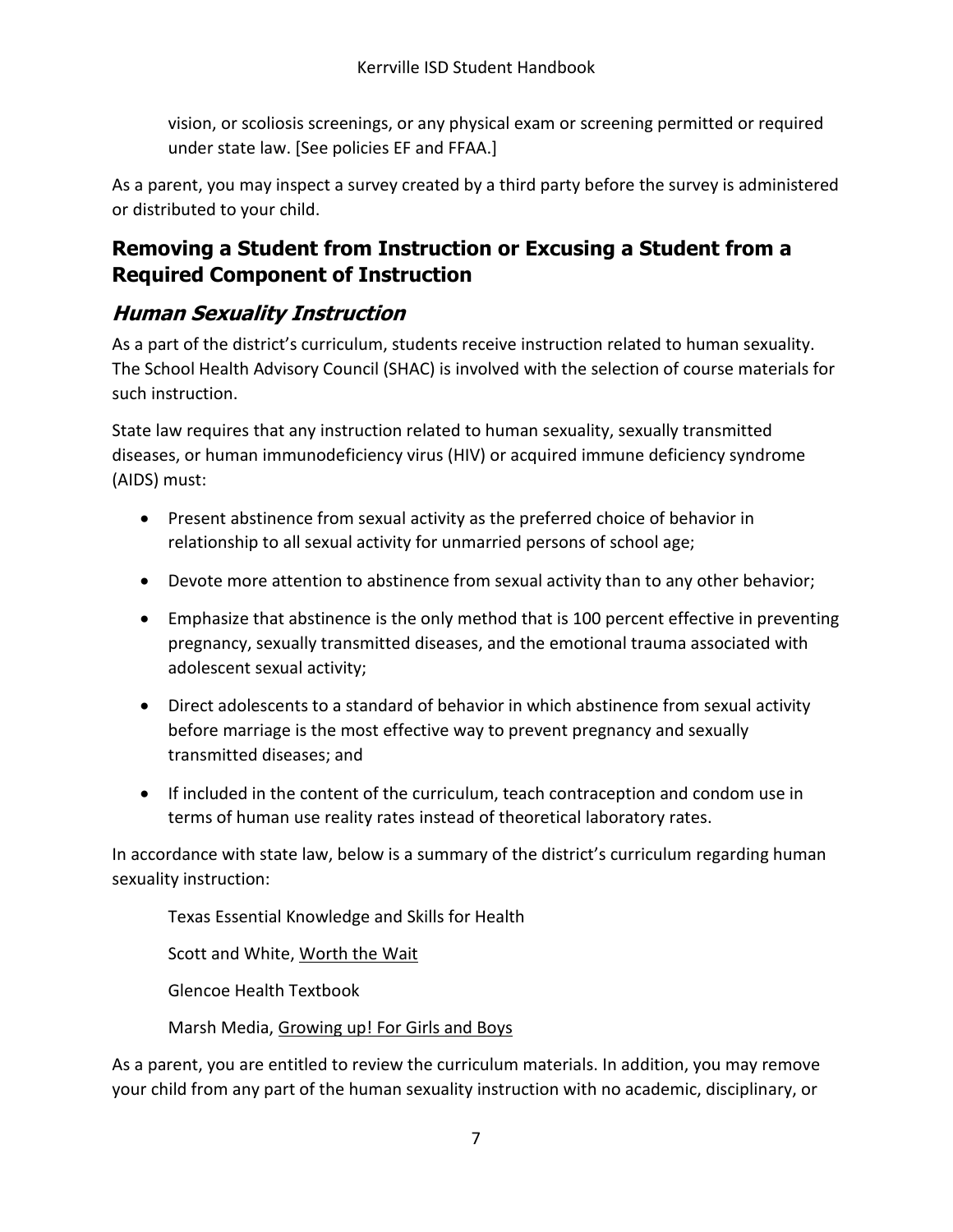vision, or scoliosis screenings, or any physical exam or screening permitted or required under state law. [See policies EF and FFAA.]

As a parent, you may inspect a survey created by a third party before the survey is administered or distributed to your child.

## Removing a Student from Instruction or Excusing a Student from a Required Component of Instruction

### *Human Sexuality Instruction*

As a part of the district's curriculum, students receive instruction related to human sexuality. The School Health Advisory Council (SHAC) is involved with the selection of course materials for such instruction.

State law requires that any instruction related to human sexuality, sexually transmitted diseases, or human immunodeficiency virus (HIV) or acquired immune deficiency syndrome (AIDS) must:

- Present abstinence from sexual activity as the preferred choice of behavior in relationship to all sexual activity for unmarried persons of school age;
- Devote more attention to abstinence from sexual activity than to any other behavior;
- Emphasize that abstinence is the only method that is 100 percent effective in preventing pregnancy, sexually transmitted diseases, and the emotional trauma associated with adolescent sexual activity;
- Direct adolescents to a standard of behavior in which abstinence from sexual activity before marriage is the most effective way to prevent pregnancy and sexually transmitted diseases; and
- If included in the content of the curriculum, teach contraception and condom use in terms of human use reality rates instead of theoretical laboratory rates.

In accordance with state law, below is a summary of the district's curriculum regarding human sexuality instruction:

Texas Essential Knowledge and Skills for Health

Scott and White, Worth the Wait

Glencoe Health Textbook

Marsh Media, Growing up! For Girls and Boys

As a parent, you are entitled to review the curriculum materials. In addition, you may remove your child from any part of the human sexuality instruction with no academic, disciplinary, or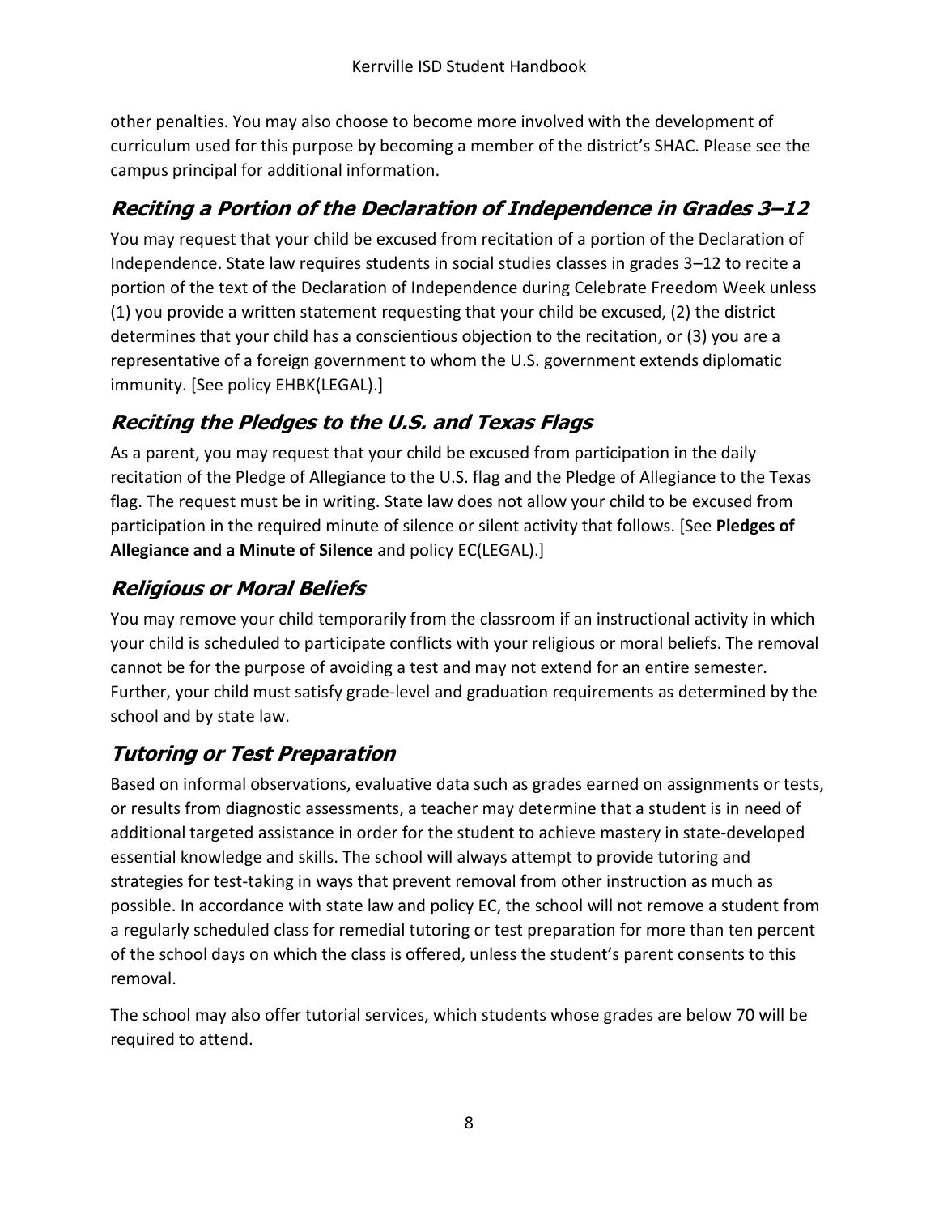other penalties. You may also choose to become more involved with the development of curriculum used for this purpose by becoming a member of the district's SHAC. Please see the campus principal for additional information.

## *Reciting a Portion of the Declaration of Independence in Grades 3–12*

You may request that your child be excused from recitation of a portion of the Declaration of Independence. State law requires students in social studies classes in grades 3–12 to recite a portion of the text of the Declaration of Independence during Celebrate Freedom Week unless (1) you provide a written statement requesting that your child be excused, (2) the district determines that your child has a conscientious objection to the recitation, or (3) you are a representative of a foreign government to whom the U.S. government extends diplomatic immunity. [See policy EHBK(LEGAL).]

## *Reciting the Pledges to the U.S. and Texas Flags*

As a parent, you may request that your child be excused from participation in the daily recitation of the Pledge of Allegiance to the U.S. flag and the Pledge of Allegiance to the Texas flag. The request must be in writing. State law does not allow your child to be excused from participation in the required minute of silence or silent activity that follows. [See **Pledges of Allegiance and a Minute of Silence** and policy EC(LEGAL).]

## *Religious or Moral Beliefs*

You may remove your child temporarily from the classroom if an instructional activity in which your child is scheduled to participate conflicts with your religious or moral beliefs. The removal cannot be for the purpose of avoiding a test and may not extend for an entire semester. Further, your child must satisfy grade-level and graduation requirements as determined by the school and by state law.

## *Tutoring or Test Preparation*

Based on informal observations, evaluative data such as grades earned on assignments or tests, or results from diagnostic assessments, a teacher may determine that a student is in need of additional targeted assistance in order for the student to achieve mastery in state-developed essential knowledge and skills. The school will always attempt to provide tutoring and strategies for test-taking in ways that prevent removal from other instruction as much as possible. In accordance with state law and policy EC, the school will not remove a student from a regularly scheduled class for remedial tutoring or test preparation for more than ten percent of the school days on which the class is offered, unless the student's parent consents to this removal.

The school may also offer tutorial services, which students whose grades are below 70 will be required to attend.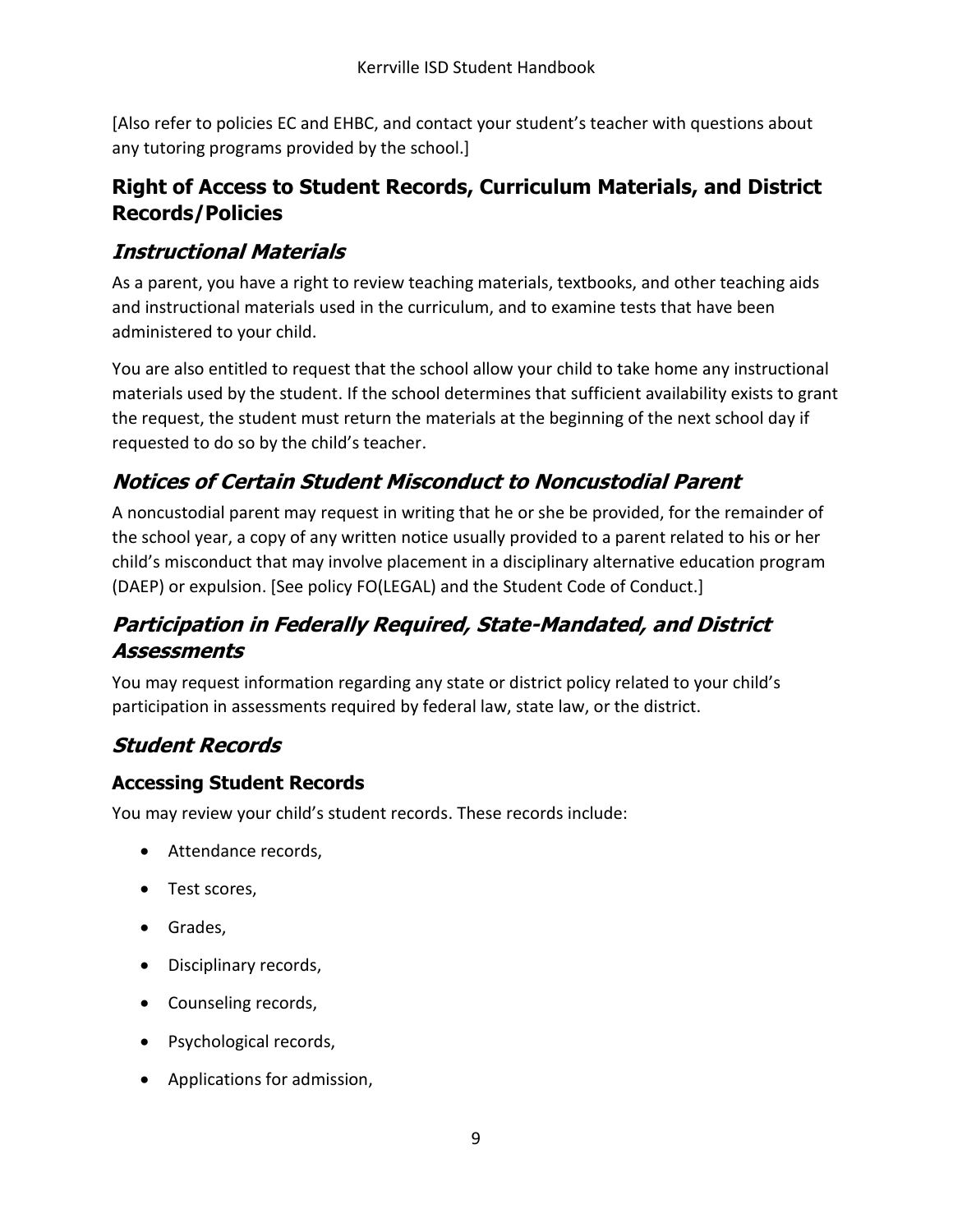[Also refer to policies EC and EHBC, and contact your student's teacher with questions about any tutoring programs provided by the school.]

## Right of Access to Student Records, Curriculum Materials, and District Records/Policies

### *Instructional Materials*

As a parent, you have a right to review teaching materials, textbooks, and other teaching aids and instructional materials used in the curriculum, and to examine tests that have been administered to your child.

You are also entitled to request that the school allow your child to take home any instructional materials used by the student. If the school determines that sufficient availability exists to grant the request, the student must return the materials at the beginning of the next school day if requested to do so by the child's teacher.

### *Notices of Certain Student Misconduct to Noncustodial Parent*

A noncustodial parent may request in writing that he or she be provided, for the remainder of the school year, a copy of any written notice usually provided to a parent related to his or her child's misconduct that may involve placement in a disciplinary alternative education program (DAEP) or expulsion. [See policy FO(LEGAL) and the Student Code of Conduct.]

### *Participation in Federally Required, State-Mandated, and District Assessments*

You may request information regarding any state or district policy related to your child's participation in assessments required by federal law, state law, or the district.

### *Student Records*

#### Accessing Student Records

You may review your child's student records. These records include:

- Attendance records,
- Test scores,
- Grades,
- Disciplinary records,
- Counseling records,
- Psychological records,
- Applications for admission,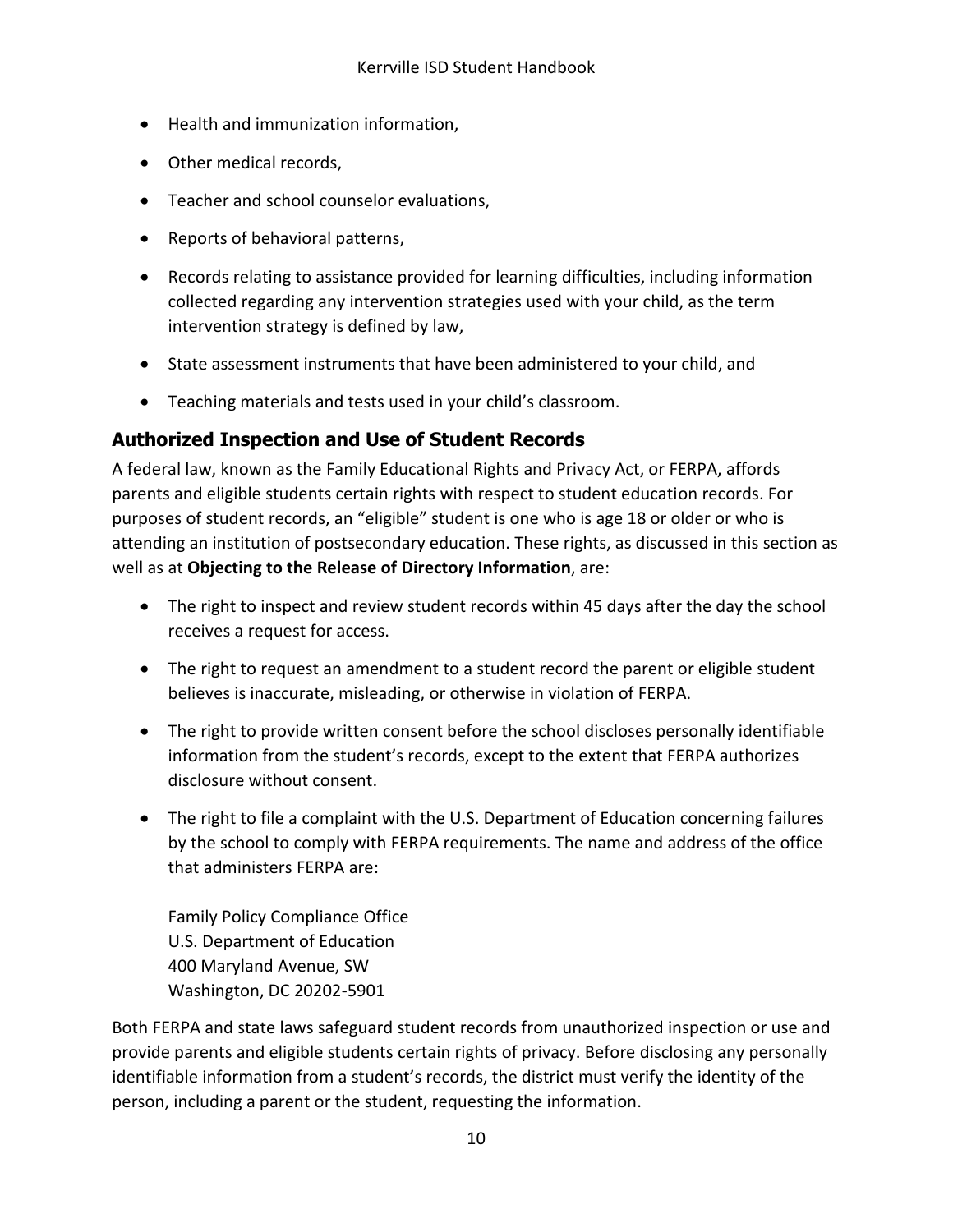- Health and immunization information,
- Other medical records,
- Teacher and school counselor evaluations,
- Reports of behavioral patterns,
- Records relating to assistance provided for learning difficulties, including information collected regarding any intervention strategies used with your child, as the term intervention strategy is defined by law,
- State assessment instruments that have been administered to your child, and
- Teaching materials and tests used in your child's classroom.

## Authorized Inspection and Use of Student Records

A federal law, known as the Family Educational Rights and Privacy Act, or FERPA, affords parents and eligible students certain rights with respect to student education records. For purposes of student records, an "eligible" student is one who is age 18 or older or who is attending an institution of postsecondary education. These rights, as discussed in this section as well as at **Objecting to the Release of Directory Information**, are:

- The right to inspect and review student records within 45 days after the day the school receives a request for access.
- The right to request an amendment to a student record the parent or eligible student believes is inaccurate, misleading, or otherwise in violation of FERPA.
- The right to provide written consent before the school discloses personally identifiable information from the student's records, except to the extent that FERPA authorizes disclosure without consent.
- The right to file a complaint with the U.S. Department of Education concerning failures by the school to comply with FERPA requirements. The name and address of the office that administers FERPA are:

  Family Policy Compliance Office
  U.S. Department of Education
  400 Maryland Avenue, SW
  Washington, DC 20202-5901

Both FERPA and state laws safeguard student records from unauthorized inspection or use and provide parents and eligible students certain rights of privacy. Before disclosing any personally identifiable information from a student's records, the district must verify the identity of the person, including a parent or the student, requesting the information.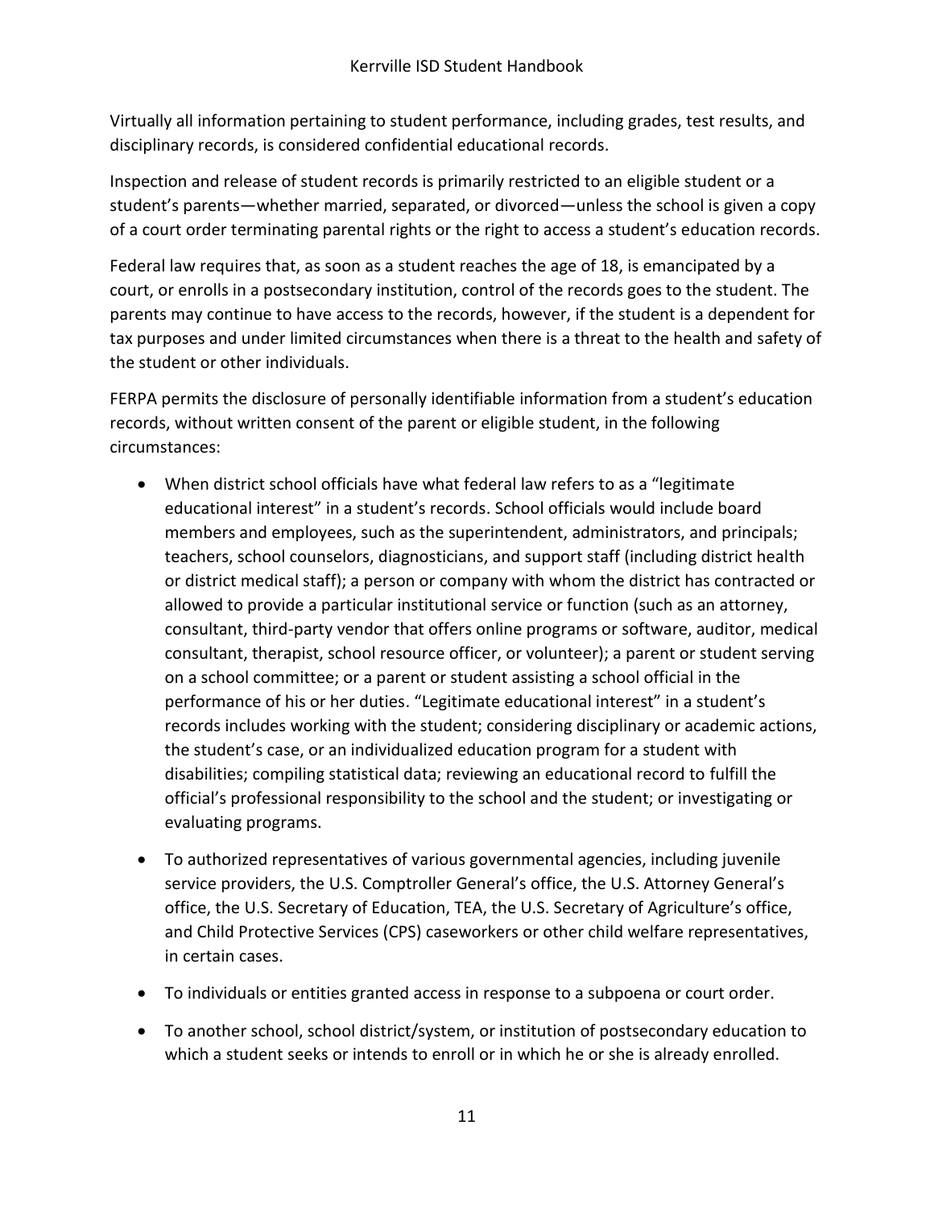Virtually all information pertaining to student performance, including grades, test results, and disciplinary records, is considered confidential educational records.

Inspection and release of student records is primarily restricted to an eligible student or a student's parents—whether married, separated, or divorced—unless the school is given a copy of a court order terminating parental rights or the right to access a student's education records.

Federal law requires that, as soon as a student reaches the age of 18, is emancipated by a court, or enrolls in a postsecondary institution, control of the records goes to the student. The parents may continue to have access to the records, however, if the student is a dependent for tax purposes and under limited circumstances when there is a threat to the health and safety of the student or other individuals.

FERPA permits the disclosure of personally identifiable information from a student's education records, without written consent of the parent or eligible student, in the following circumstances:

- When district school officials have what federal law refers to as a "legitimate educational interest" in a student's records. School officials would include board members and employees, such as the superintendent, administrators, and principals; teachers, school counselors, diagnosticians, and support staff (including district health or district medical staff); a person or company with whom the district has contracted or allowed to provide a particular institutional service or function (such as an attorney, consultant, third-party vendor that offers online programs or software, auditor, medical consultant, therapist, school resource officer, or volunteer); a parent or student serving on a school committee; or a parent or student assisting a school official in the performance of his or her duties. "Legitimate educational interest" in a student's records includes working with the student; considering disciplinary or academic actions, the student's case, or an individualized education program for a student with disabilities; compiling statistical data; reviewing an educational record to fulfill the official's professional responsibility to the school and the student; or investigating or evaluating programs.

- To authorized representatives of various governmental agencies, including juvenile service providers, the U.S. Comptroller General's office, the U.S. Attorney General's office, the U.S. Secretary of Education, TEA, the U.S. Secretary of Agriculture's office, and Child Protective Services (CPS) caseworkers or other child welfare representatives, in certain cases.

- To individuals or entities granted access in response to a subpoena or court order.

- To another school, school district/system, or institution of postsecondary education to which a student seeks or intends to enroll or in which he or she is already enrolled.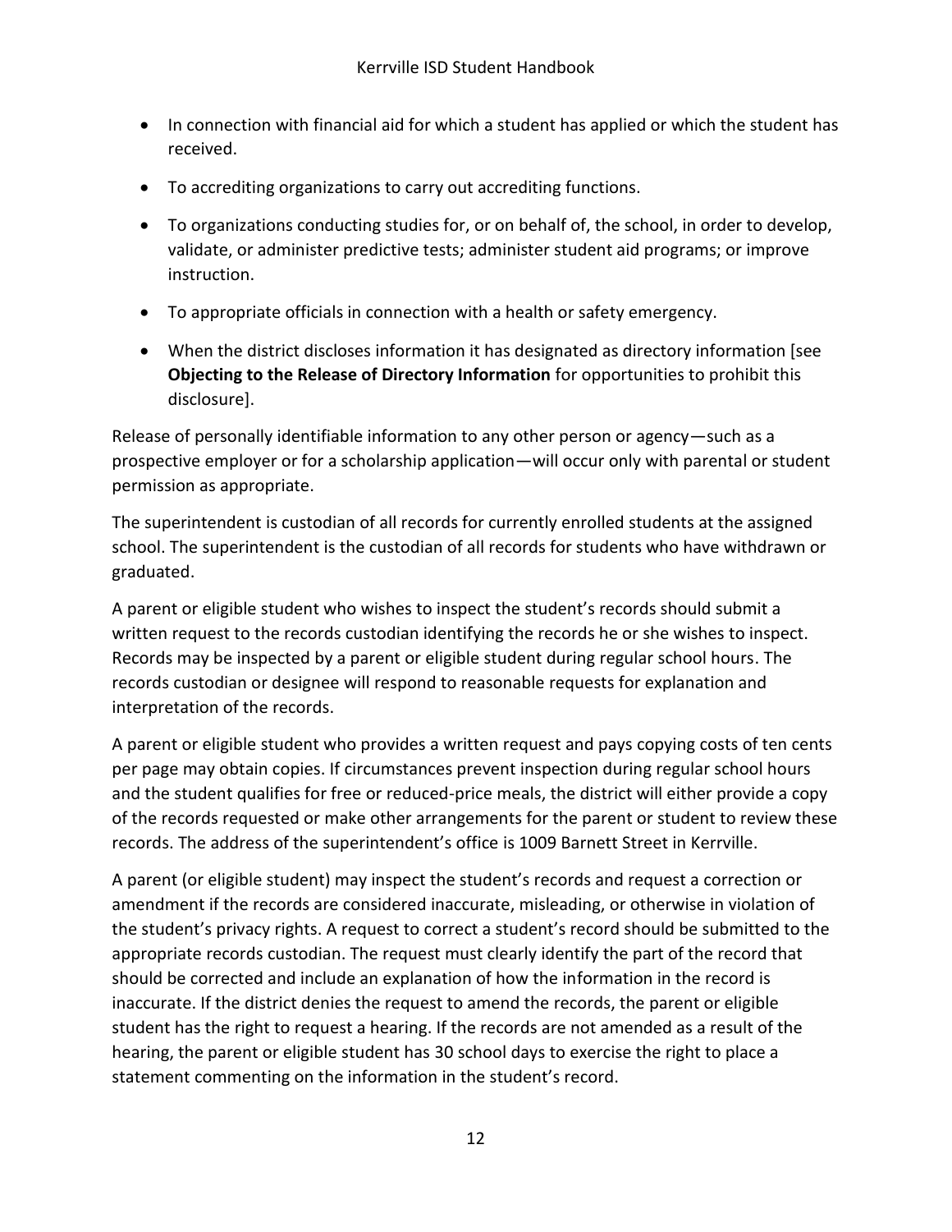- In connection with financial aid for which a student has applied or which the student has received.
- To accrediting organizations to carry out accrediting functions.
- To organizations conducting studies for, or on behalf of, the school, in order to develop, validate, or administer predictive tests; administer student aid programs; or improve instruction.
- To appropriate officials in connection with a health or safety emergency.
- When the district discloses information it has designated as directory information [see **Objecting to the Release of Directory Information** for opportunities to prohibit this disclosure].

Release of personally identifiable information to any other person or agency—such as a prospective employer or for a scholarship application—will occur only with parental or student permission as appropriate.

The superintendent is custodian of all records for currently enrolled students at the assigned school. The superintendent is the custodian of all records for students who have withdrawn or graduated.

A parent or eligible student who wishes to inspect the student's records should submit a written request to the records custodian identifying the records he or she wishes to inspect. Records may be inspected by a parent or eligible student during regular school hours. The records custodian or designee will respond to reasonable requests for explanation and interpretation of the records.

A parent or eligible student who provides a written request and pays copying costs of ten cents per page may obtain copies. If circumstances prevent inspection during regular school hours and the student qualifies for free or reduced-price meals, the district will either provide a copy of the records requested or make other arrangements for the parent or student to review these records. The address of the superintendent's office is 1009 Barnett Street in Kerrville.

A parent (or eligible student) may inspect the student's records and request a correction or amendment if the records are considered inaccurate, misleading, or otherwise in violation of the student's privacy rights. A request to correct a student's record should be submitted to the appropriate records custodian. The request must clearly identify the part of the record that should be corrected and include an explanation of how the information in the record is inaccurate. If the district denies the request to amend the records, the parent or eligible student has the right to request a hearing. If the records are not amended as a result of the hearing, the parent or eligible student has 30 school days to exercise the right to place a statement commenting on the information in the student's record.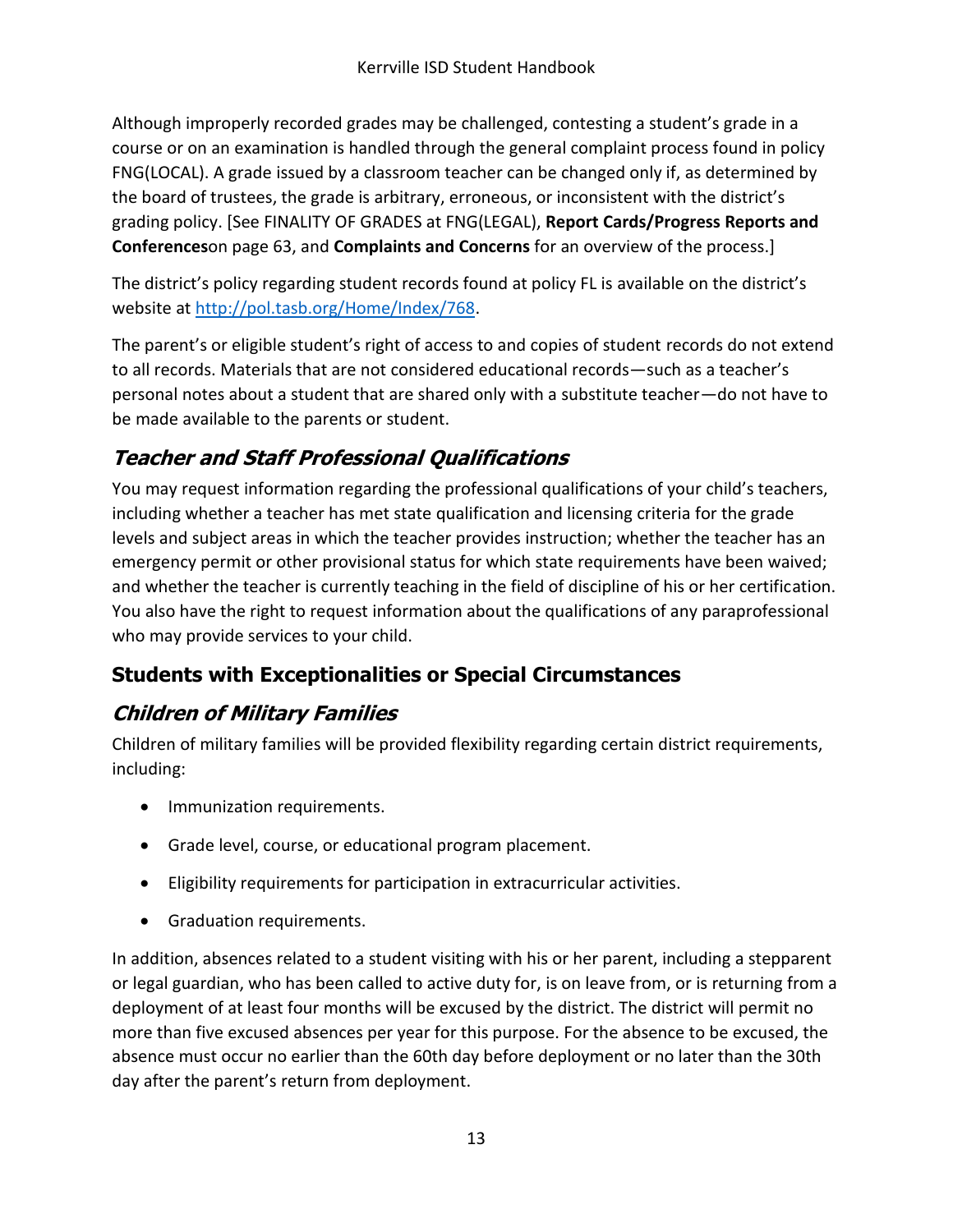Although improperly recorded grades may be challenged, contesting a student's grade in a course or on an examination is handled through the general complaint process found in policy FNG(LOCAL). A grade issued by a classroom teacher can be changed only if, as determined by the board of trustees, the grade is arbitrary, erroneous, or inconsistent with the district's grading policy. [See FINALITY OF GRADES at FNG(LEGAL), **Report Cards/Progress Reports and Conferences**on page 63, and **Complaints and Concerns** for an overview of the process.]

The district's policy regarding student records found at policy FL is available on the district's website at http://pol.tasb.org/Home/Index/768.

The parent's or eligible student's right of access to and copies of student records do not extend to all records. Materials that are not considered educational records—such as a teacher's personal notes about a student that are shared only with a substitute teacher—do not have to be made available to the parents or student.

### *Teacher and Staff Professional Qualifications*

You may request information regarding the professional qualifications of your child's teachers, including whether a teacher has met state qualification and licensing criteria for the grade levels and subject areas in which the teacher provides instruction; whether the teacher has an emergency permit or other provisional status for which state requirements have been waived; and whether the teacher is currently teaching in the field of discipline of his or her certification. You also have the right to request information about the qualifications of any paraprofessional who may provide services to your child.

## Students with Exceptionalities or Special Circumstances

### *Children of Military Families*

Children of military families will be provided flexibility regarding certain district requirements, including:

- Immunization requirements.
- Grade level, course, or educational program placement.
- Eligibility requirements for participation in extracurricular activities.
- Graduation requirements.

In addition, absences related to a student visiting with his or her parent, including a stepparent or legal guardian, who has been called to active duty for, is on leave from, or is returning from a deployment of at least four months will be excused by the district. The district will permit no more than five excused absences per year for this purpose. For the absence to be excused, the absence must occur no earlier than the 60th day before deployment or no later than the 30th day after the parent's return from deployment.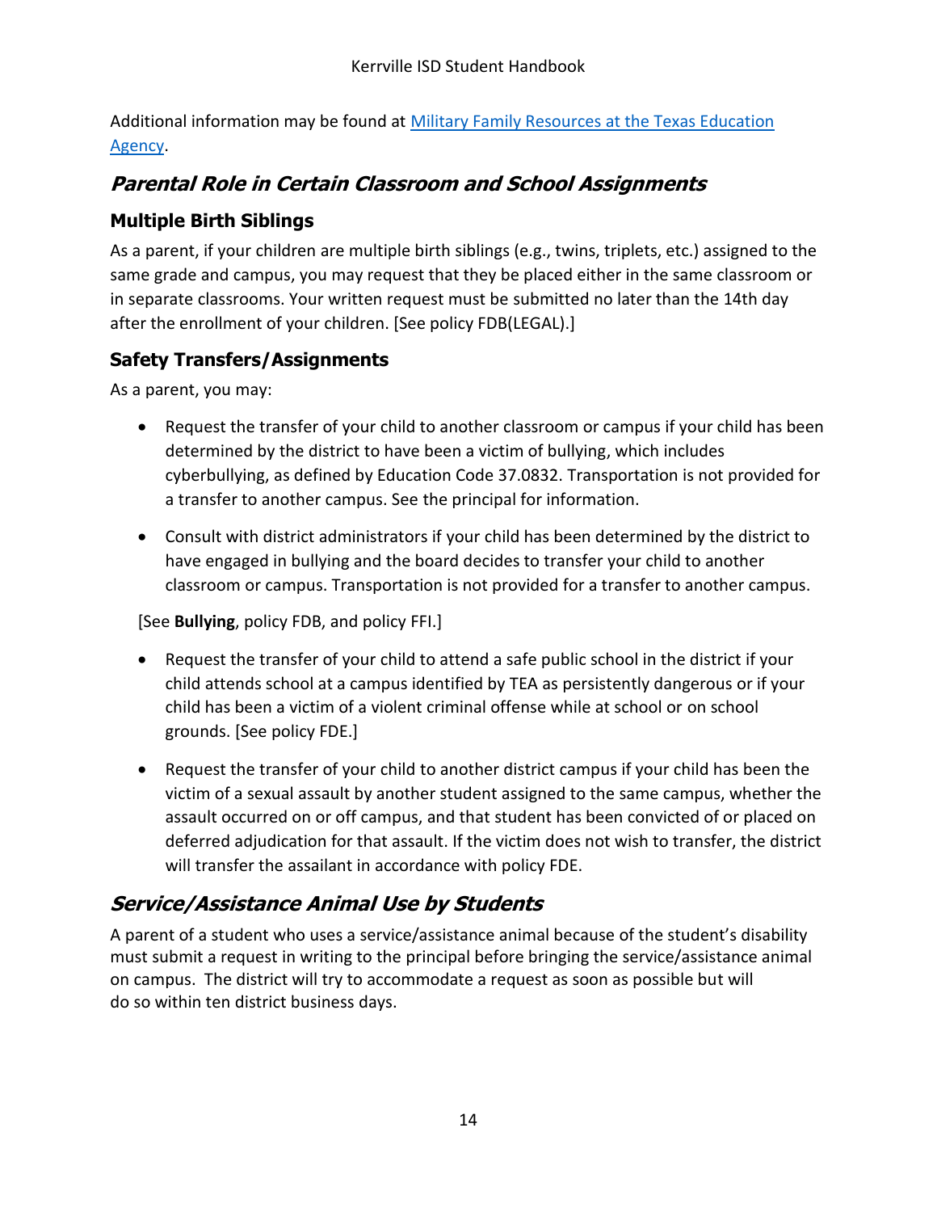Additional information may be found at [Military Family Resources at the Texas Education Agency](#).

## *Parental Role in Certain Classroom and School Assignments*

### Multiple Birth Siblings

As a parent, if your children are multiple birth siblings (e.g., twins, triplets, etc.) assigned to the same grade and campus, you may request that they be placed either in the same classroom or in separate classrooms. Your written request must be submitted no later than the 14th day after the enrollment of your children. [See policy FDB(LEGAL).]

### Safety Transfers/Assignments

As a parent, you may:

- Request the transfer of your child to another classroom or campus if your child has been determined by the district to have been a victim of bullying, which includes cyberbullying, as defined by Education Code 37.0832. Transportation is not provided for a transfer to another campus. See the principal for information.
- Consult with district administrators if your child has been determined by the district to have engaged in bullying and the board decides to transfer your child to another classroom or campus. Transportation is not provided for a transfer to another campus.

[See **Bullying**, policy FDB, and policy FFI.]

- Request the transfer of your child to attend a safe public school in the district if your child attends school at a campus identified by TEA as persistently dangerous or if your child has been a victim of a violent criminal offense while at school or on school grounds. [See policy FDE.]
- Request the transfer of your child to another district campus if your child has been the victim of a sexual assault by another student assigned to the same campus, whether the assault occurred on or off campus, and that student has been convicted of or placed on deferred adjudication for that assault. If the victim does not wish to transfer, the district will transfer the assailant in accordance with policy FDE.

## *Service/Assistance Animal Use by Students*

A parent of a student who uses a service/assistance animal because of the student's disability must submit a request in writing to the principal before bringing the service/assistance animal on campus. The district will try to accommodate a request as soon as possible but will do so within ten district business days.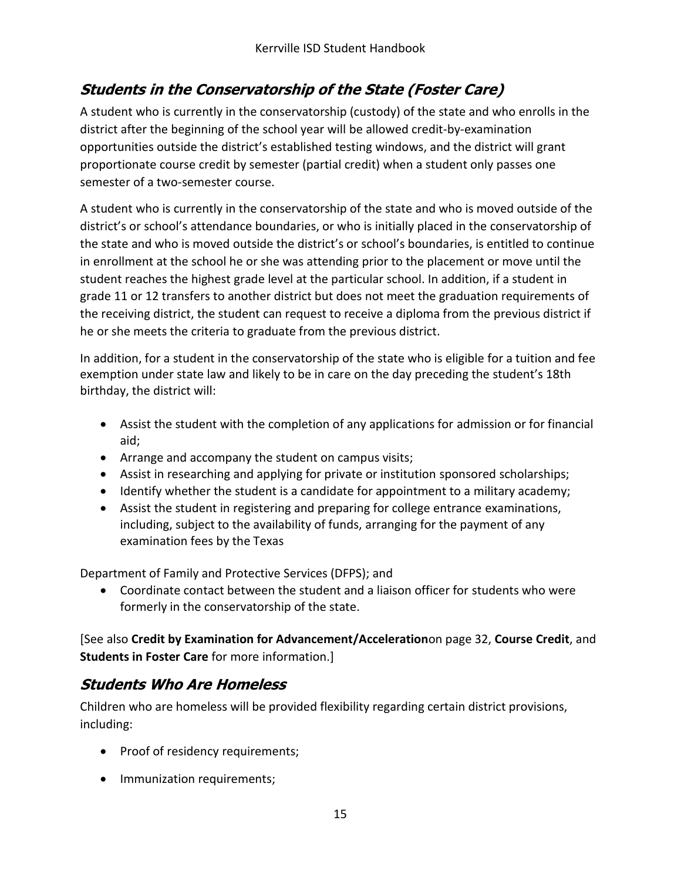## *Students in the Conservatorship of the State (Foster Care)*

A student who is currently in the conservatorship (custody) of the state and who enrolls in the district after the beginning of the school year will be allowed credit-by-examination opportunities outside the district's established testing windows, and the district will grant proportionate course credit by semester (partial credit) when a student only passes one semester of a two-semester course.

A student who is currently in the conservatorship of the state and who is moved outside of the district's or school's attendance boundaries, or who is initially placed in the conservatorship of the state and who is moved outside the district's or school's boundaries, is entitled to continue in enrollment at the school he or she was attending prior to the placement or move until the student reaches the highest grade level at the particular school. In addition, if a student in grade 11 or 12 transfers to another district but does not meet the graduation requirements of the receiving district, the student can request to receive a diploma from the previous district if he or she meets the criteria to graduate from the previous district.

In addition, for a student in the conservatorship of the state who is eligible for a tuition and fee exemption under state law and likely to be in care on the day preceding the student's 18th birthday, the district will:

- Assist the student with the completion of any applications for admission or for financial aid;
- Arrange and accompany the student on campus visits;
- Assist in researching and applying for private or institution sponsored scholarships;
- Identify whether the student is a candidate for appointment to a military academy;
- Assist the student in registering and preparing for college entrance examinations, including, subject to the availability of funds, arranging for the payment of any examination fees by the Texas

Department of Family and Protective Services (DFPS); and

- Coordinate contact between the student and a liaison officer for students who were formerly in the conservatorship of the state.

[See also **Credit by Examination for Advancement/Acceleration**on page 32, **Course Credit**, and **Students in Foster Care** for more information.]

## *Students Who Are Homeless*

Children who are homeless will be provided flexibility regarding certain district provisions, including:

- Proof of residency requirements;
- Immunization requirements;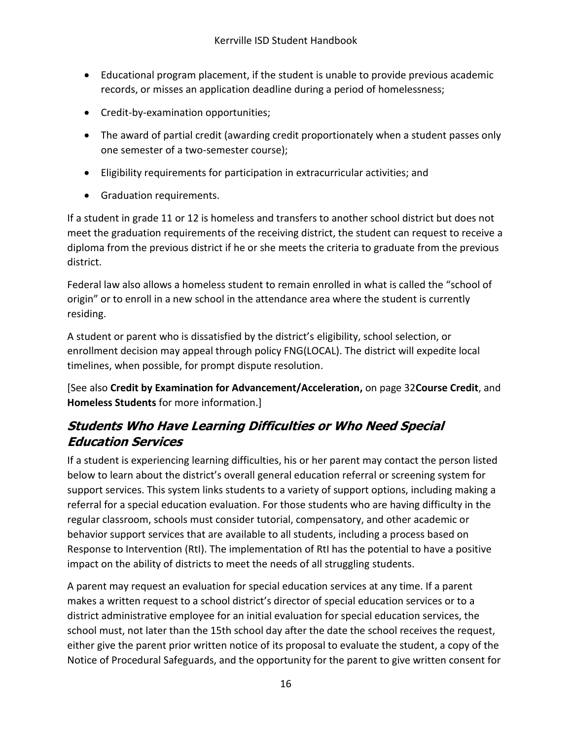- Educational program placement, if the student is unable to provide previous academic records, or misses an application deadline during a period of homelessness;
- Credit-by-examination opportunities;
- The award of partial credit (awarding credit proportionately when a student passes only one semester of a two-semester course);
- Eligibility requirements for participation in extracurricular activities; and
- Graduation requirements.

If a student in grade 11 or 12 is homeless and transfers to another school district but does not meet the graduation requirements of the receiving district, the student can request to receive a diploma from the previous district if he or she meets the criteria to graduate from the previous district.

Federal law also allows a homeless student to remain enrolled in what is called the “school of origin” or to enroll in a new school in the attendance area where the student is currently residing.

A student or parent who is dissatisfied by the district’s eligibility, school selection, or enrollment decision may appeal through policy FNG(LOCAL). The district will expedite local timelines, when possible, for prompt dispute resolution.

[See also **Credit by Examination for Advancement/Acceleration,** on page 32**Course Credit**, and **Homeless Students** for more information.]

## *Students Who Have Learning Difficulties or Who Need Special Education Services*

If a student is experiencing learning difficulties, his or her parent may contact the person listed below to learn about the district’s overall general education referral or screening system for support services. This system links students to a variety of support options, including making a referral for a special education evaluation. For those students who are having difficulty in the regular classroom, schools must consider tutorial, compensatory, and other academic or behavior support services that are available to all students, including a process based on Response to Intervention (RtI). The implementation of RtI has the potential to have a positive impact on the ability of districts to meet the needs of all struggling students.

A parent may request an evaluation for special education services at any time. If a parent makes a written request to a school district’s director of special education services or to a district administrative employee for an initial evaluation for special education services, the school must, not later than the 15th school day after the date the school receives the request, either give the parent prior written notice of its proposal to evaluate the student, a copy of the Notice of Procedural Safeguards, and the opportunity for the parent to give written consent for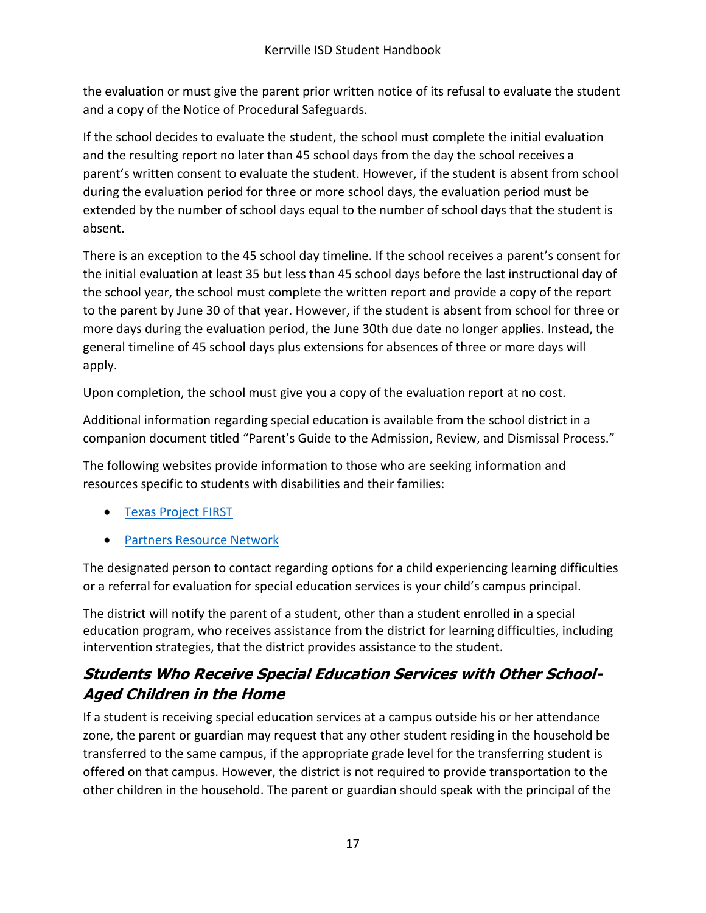the evaluation or must give the parent prior written notice of its refusal to evaluate the student and a copy of the Notice of Procedural Safeguards.

If the school decides to evaluate the student, the school must complete the initial evaluation and the resulting report no later than 45 school days from the day the school receives a parent's written consent to evaluate the student. However, if the student is absent from school during the evaluation period for three or more school days, the evaluation period must be extended by the number of school days equal to the number of school days that the student is absent.

There is an exception to the 45 school day timeline. If the school receives a parent's consent for the initial evaluation at least 35 but less than 45 school days before the last instructional day of the school year, the school must complete the written report and provide a copy of the report to the parent by June 30 of that year. However, if the student is absent from school for three or more days during the evaluation period, the June 30th due date no longer applies. Instead, the general timeline of 45 school days plus extensions for absences of three or more days will apply.

Upon completion, the school must give you a copy of the evaluation report at no cost.

Additional information regarding special education is available from the school district in a companion document titled "Parent's Guide to the Admission, Review, and Dismissal Process."

The following websites provide information to those who are seeking information and resources specific to students with disabilities and their families:

- Texas Project FIRST
- Partners Resource Network

The designated person to contact regarding options for a child experiencing learning difficulties or a referral for evaluation for special education services is your child's campus principal.

The district will notify the parent of a student, other than a student enrolled in a special education program, who receives assistance from the district for learning difficulties, including intervention strategies, that the district provides assistance to the student.

## *Students Who Receive Special Education Services with Other School-Aged Children in the Home*

If a student is receiving special education services at a campus outside his or her attendance zone, the parent or guardian may request that any other student residing in the household be transferred to the same campus, if the appropriate grade level for the transferring student is offered on that campus. However, the district is not required to provide transportation to the other children in the household. The parent or guardian should speak with the principal of the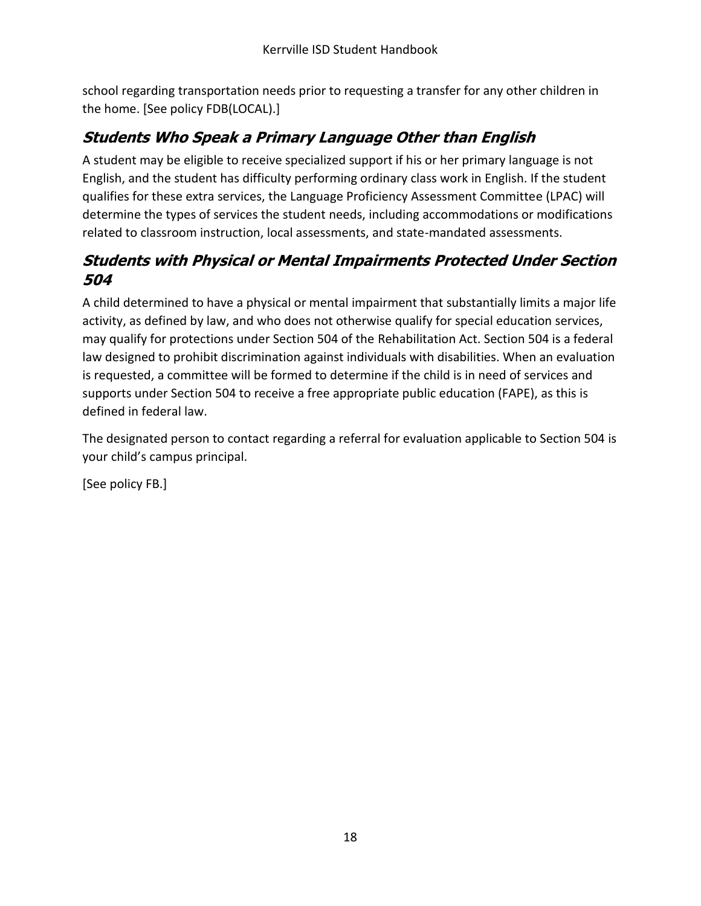school regarding transportation needs prior to requesting a transfer for any other children in the home. [See policy FDB(LOCAL).]

## *Students Who Speak a Primary Language Other than English*

A student may be eligible to receive specialized support if his or her primary language is not English, and the student has difficulty performing ordinary class work in English. If the student qualifies for these extra services, the Language Proficiency Assessment Committee (LPAC) will determine the types of services the student needs, including accommodations or modifications related to classroom instruction, local assessments, and state-mandated assessments.

## *Students with Physical or Mental Impairments Protected Under Section 504*

A child determined to have a physical or mental impairment that substantially limits a major life activity, as defined by law, and who does not otherwise qualify for special education services, may qualify for protections under Section 504 of the Rehabilitation Act. Section 504 is a federal law designed to prohibit discrimination against individuals with disabilities. When an evaluation is requested, a committee will be formed to determine if the child is in need of services and supports under Section 504 to receive a free appropriate public education (FAPE), as this is defined in federal law.

The designated person to contact regarding a referral for evaluation applicable to Section 504 is your child's campus principal.

[See policy FB.]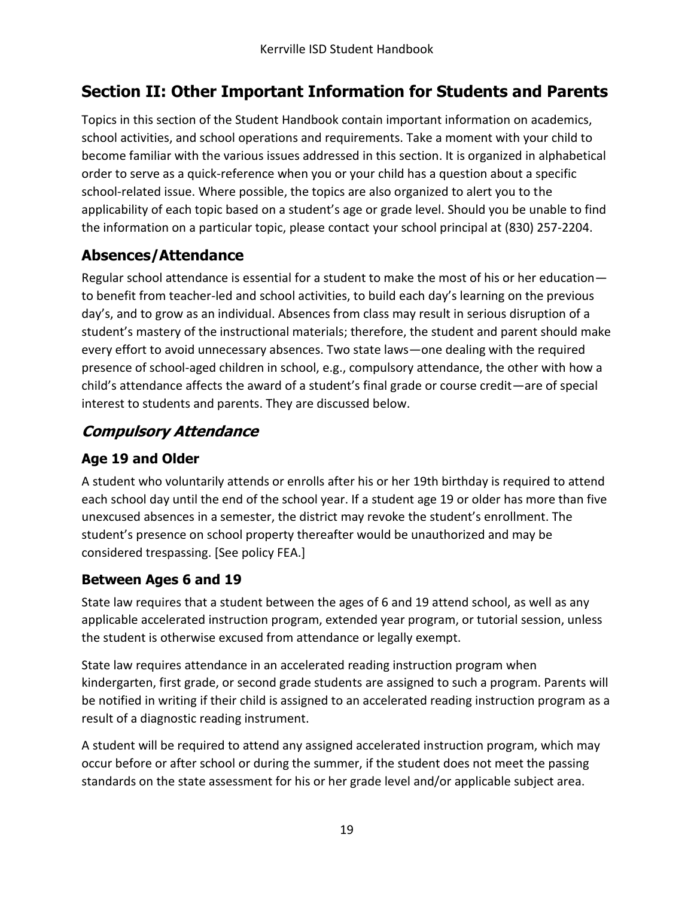# Section II: Other Important Information for Students and Parents

Topics in this section of the Student Handbook contain important information on academics, school activities, and school operations and requirements. Take a moment with your child to become familiar with the various issues addressed in this section. It is organized in alphabetical order to serve as a quick-reference when you or your child has a question about a specific school-related issue. Where possible, the topics are also organized to alert you to the applicability of each topic based on a student's age or grade level. Should you be unable to find the information on a particular topic, please contact your school principal at (830) 257-2204.

## Absences/Attendance

Regular school attendance is essential for a student to make the most of his or her education—to benefit from teacher-led and school activities, to build each day's learning on the previous day's, and to grow as an individual. Absences from class may result in serious disruption of a student's mastery of the instructional materials; therefore, the student and parent should make every effort to avoid unnecessary absences. Two state laws—one dealing with the required presence of school-aged children in school, e.g., compulsory attendance, the other with how a child's attendance affects the award of a student's final grade or course credit—are of special interest to students and parents. They are discussed below.

## *Compulsory Attendance*

### Age 19 and Older

A student who voluntarily attends or enrolls after his or her 19th birthday is required to attend each school day until the end of the school year. If a student age 19 or older has more than five unexcused absences in a semester, the district may revoke the student's enrollment. The student's presence on school property thereafter would be unauthorized and may be considered trespassing. [See policy FEA.]

### Between Ages 6 and 19

State law requires that a student between the ages of 6 and 19 attend school, as well as any applicable accelerated instruction program, extended year program, or tutorial session, unless the student is otherwise excused from attendance or legally exempt.

State law requires attendance in an accelerated reading instruction program when kindergarten, first grade, or second grade students are assigned to such a program. Parents will be notified in writing if their child is assigned to an accelerated reading instruction program as a result of a diagnostic reading instrument.

A student will be required to attend any assigned accelerated instruction program, which may occur before or after school or during the summer, if the student does not meet the passing standards on the state assessment for his or her grade level and/or applicable subject area.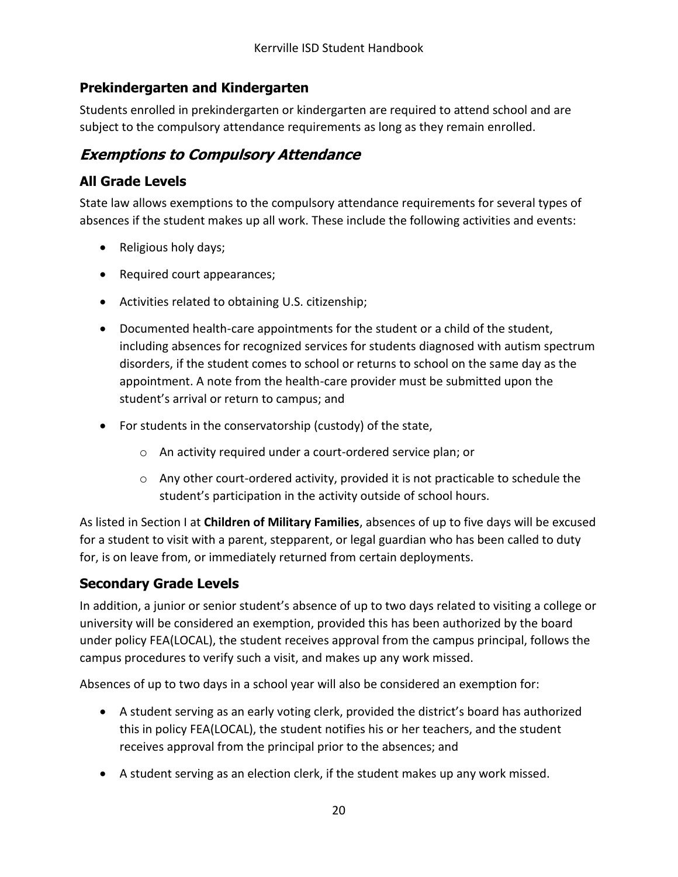### Prekindergarten and Kindergarten

Students enrolled in prekindergarten or kindergarten are required to attend school and are subject to the compulsory attendance requirements as long as they remain enrolled.

## *Exemptions to Compulsory Attendance*

### All Grade Levels

State law allows exemptions to the compulsory attendance requirements for several types of absences if the student makes up all work. These include the following activities and events:

- Religious holy days;
- Required court appearances;
- Activities related to obtaining U.S. citizenship;
- Documented health-care appointments for the student or a child of the student, including absences for recognized services for students diagnosed with autism spectrum disorders, if the student comes to school or returns to school on the same day as the appointment. A note from the health-care provider must be submitted upon the student's arrival or return to campus; and
- For students in the conservatorship (custody) of the state,
  - An activity required under a court-ordered service plan; or
  - Any other court-ordered activity, provided it is not practicable to schedule the student's participation in the activity outside of school hours.

As listed in Section I at **Children of Military Families**, absences of up to five days will be excused for a student to visit with a parent, stepparent, or legal guardian who has been called to duty for, is on leave from, or immediately returned from certain deployments.

### Secondary Grade Levels

In addition, a junior or senior student's absence of up to two days related to visiting a college or university will be considered an exemption, provided this has been authorized by the board under policy FEA(LOCAL), the student receives approval from the campus principal, follows the campus procedures to verify such a visit, and makes up any work missed.

Absences of up to two days in a school year will also be considered an exemption for:

- A student serving as an early voting clerk, provided the district's board has authorized this in policy FEA(LOCAL), the student notifies his or her teachers, and the student receives approval from the principal prior to the absences; and
- A student serving as an election clerk, if the student makes up any work missed.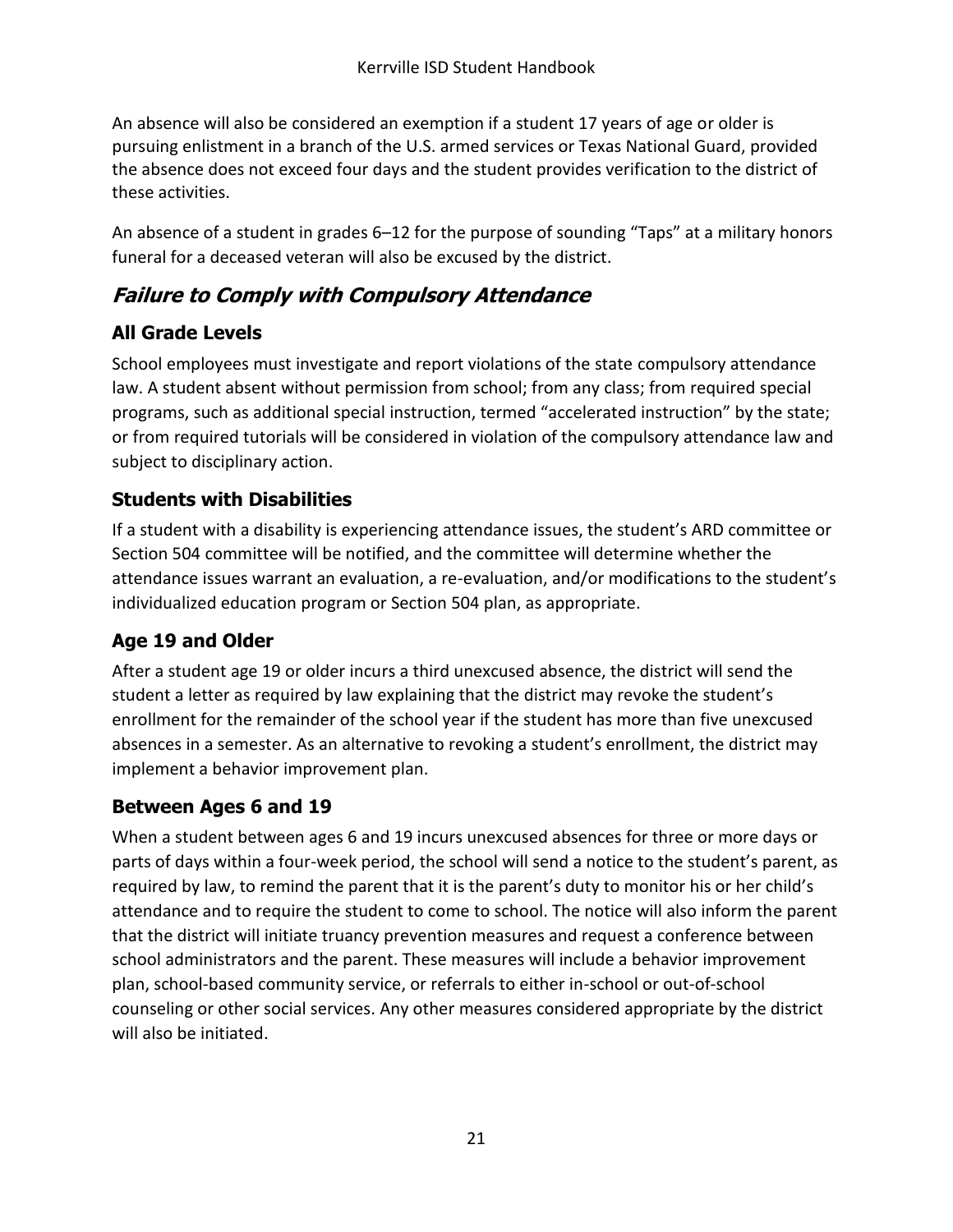An absence will also be considered an exemption if a student 17 years of age or older is pursuing enlistment in a branch of the U.S. armed services or Texas National Guard, provided the absence does not exceed four days and the student provides verification to the district of these activities.

An absence of a student in grades 6–12 for the purpose of sounding "Taps" at a military honors funeral for a deceased veteran will also be excused by the district.

## *Failure to Comply with Compulsory Attendance*

### All Grade Levels

School employees must investigate and report violations of the state compulsory attendance law. A student absent without permission from school; from any class; from required special programs, such as additional special instruction, termed "accelerated instruction" by the state; or from required tutorials will be considered in violation of the compulsory attendance law and subject to disciplinary action.

### Students with Disabilities

If a student with a disability is experiencing attendance issues, the student's ARD committee or Section 504 committee will be notified, and the committee will determine whether the attendance issues warrant an evaluation, a re-evaluation, and/or modifications to the student's individualized education program or Section 504 plan, as appropriate.

### Age 19 and Older

After a student age 19 or older incurs a third unexcused absence, the district will send the student a letter as required by law explaining that the district may revoke the student's enrollment for the remainder of the school year if the student has more than five unexcused absences in a semester. As an alternative to revoking a student's enrollment, the district may implement a behavior improvement plan.

### Between Ages 6 and 19

When a student between ages 6 and 19 incurs unexcused absences for three or more days or parts of days within a four-week period, the school will send a notice to the student's parent, as required by law, to remind the parent that it is the parent's duty to monitor his or her child's attendance and to require the student to come to school. The notice will also inform the parent that the district will initiate truancy prevention measures and request a conference between school administrators and the parent. These measures will include a behavior improvement plan, school-based community service, or referrals to either in-school or out-of-school counseling or other social services. Any other measures considered appropriate by the district will also be initiated.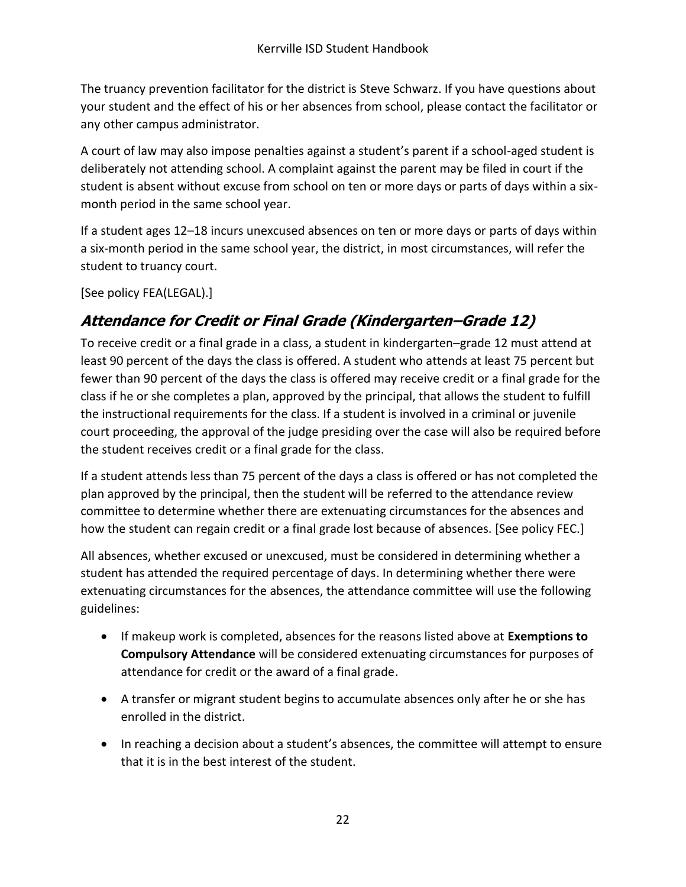The truancy prevention facilitator for the district is Steve Schwarz. If you have questions about your student and the effect of his or her absences from school, please contact the facilitator or any other campus administrator.

A court of law may also impose penalties against a student's parent if a school-aged student is deliberately not attending school. A complaint against the parent may be filed in court if the student is absent without excuse from school on ten or more days or parts of days within a six-month period in the same school year.

If a student ages 12–18 incurs unexcused absences on ten or more days or parts of days within a six-month period in the same school year, the district, in most circumstances, will refer the student to truancy court.

[See policy FEA(LEGAL).]

## *Attendance for Credit or Final Grade (Kindergarten–Grade 12)*

To receive credit or a final grade in a class, a student in kindergarten–grade 12 must attend at least 90 percent of the days the class is offered. A student who attends at least 75 percent but fewer than 90 percent of the days the class is offered may receive credit or a final grade for the class if he or she completes a plan, approved by the principal, that allows the student to fulfill the instructional requirements for the class. If a student is involved in a criminal or juvenile court proceeding, the approval of the judge presiding over the case will also be required before the student receives credit or a final grade for the class.

If a student attends less than 75 percent of the days a class is offered or has not completed the plan approved by the principal, then the student will be referred to the attendance review committee to determine whether there are extenuating circumstances for the absences and how the student can regain credit or a final grade lost because of absences. [See policy FEC.]

All absences, whether excused or unexcused, must be considered in determining whether a student has attended the required percentage of days. In determining whether there were extenuating circumstances for the absences, the attendance committee will use the following guidelines:

- If makeup work is completed, absences for the reasons listed above at **Exemptions to Compulsory Attendance** will be considered extenuating circumstances for purposes of attendance for credit or the award of a final grade.
- A transfer or migrant student begins to accumulate absences only after he or she has enrolled in the district.
- In reaching a decision about a student's absences, the committee will attempt to ensure that it is in the best interest of the student.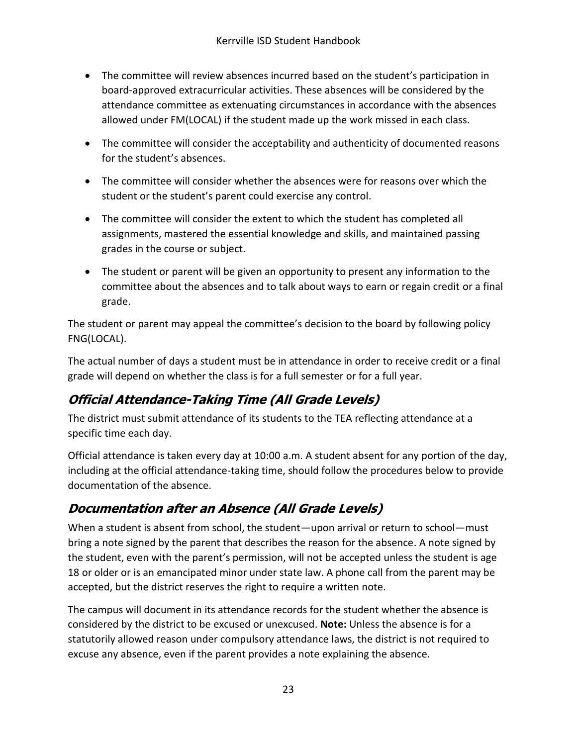- The committee will review absences incurred based on the student's participation in board-approved extracurricular activities. These absences will be considered by the attendance committee as extenuating circumstances in accordance with the absences allowed under FM(LOCAL) if the student made up the work missed in each class.
- The committee will consider the acceptability and authenticity of documented reasons for the student's absences.
- The committee will consider whether the absences were for reasons over which the student or the student's parent could exercise any control.
- The committee will consider the extent to which the student has completed all assignments, mastered the essential knowledge and skills, and maintained passing grades in the course or subject.
- The student or parent will be given an opportunity to present any information to the committee about the absences and to talk about ways to earn or regain credit or a final grade.

The student or parent may appeal the committee's decision to the board by following policy FNG(LOCAL).

The actual number of days a student must be in attendance in order to receive credit or a final grade will depend on whether the class is for a full semester or for a full year.

## *Official Attendance-Taking Time (All Grade Levels)*

The district must submit attendance of its students to the TEA reflecting attendance at a specific time each day.

Official attendance is taken every day at 10:00 a.m. A student absent for any portion of the day, including at the official attendance-taking time, should follow the procedures below to provide documentation of the absence.

## *Documentation after an Absence (All Grade Levels)*

When a student is absent from school, the student—upon arrival or return to school—must bring a note signed by the parent that describes the reason for the absence. A note signed by the student, even with the parent's permission, will not be accepted unless the student is age 18 or older or is an emancipated minor under state law. A phone call from the parent may be accepted, but the district reserves the right to require a written note.

The campus will document in its attendance records for the student whether the absence is considered by the district to be excused or unexcused. **Note:** Unless the absence is for a statutorily allowed reason under compulsory attendance laws, the district is not required to excuse any absence, even if the parent provides a note explaining the absence.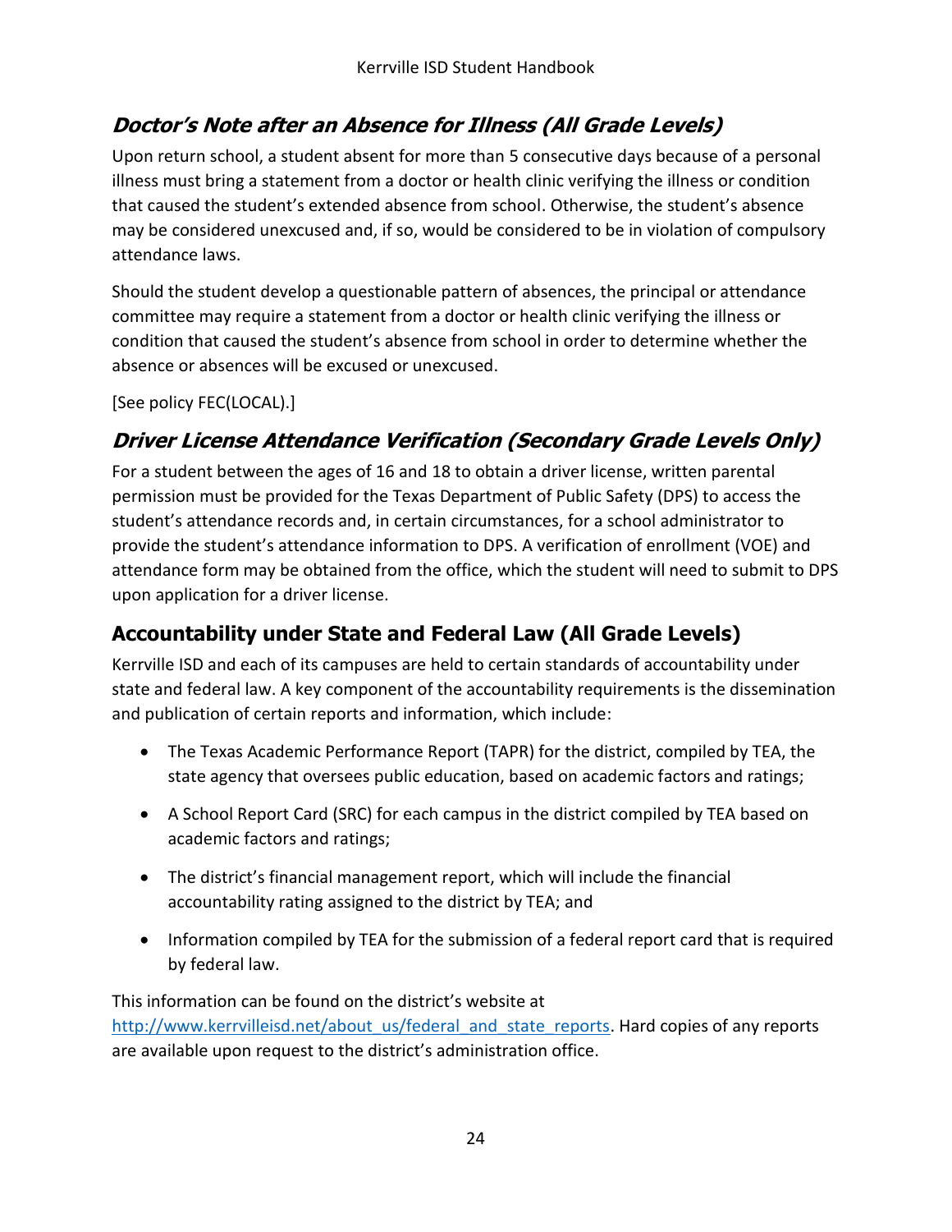### *Doctor's Note after an Absence for Illness (All Grade Levels)*

Upon return school, a student absent for more than 5 consecutive days because of a personal illness must bring a statement from a doctor or health clinic verifying the illness or condition that caused the student's extended absence from school. Otherwise, the student's absence may be considered unexcused and, if so, would be considered to be in violation of compulsory attendance laws.

Should the student develop a questionable pattern of absences, the principal or attendance committee may require a statement from a doctor or health clinic verifying the illness or condition that caused the student's absence from school in order to determine whether the absence or absences will be excused or unexcused.

[See policy FEC(LOCAL).]

### *Driver License Attendance Verification (Secondary Grade Levels Only)*

For a student between the ages of 16 and 18 to obtain a driver license, written parental permission must be provided for the Texas Department of Public Safety (DPS) to access the student's attendance records and, in certain circumstances, for a school administrator to provide the student's attendance information to DPS. A verification of enrollment (VOE) and attendance form may be obtained from the office, which the student will need to submit to DPS upon application for a driver license.

## Accountability under State and Federal Law (All Grade Levels)

Kerrville ISD and each of its campuses are held to certain standards of accountability under state and federal law. A key component of the accountability requirements is the dissemination and publication of certain reports and information, which include:

- The Texas Academic Performance Report (TAPR) for the district, compiled by TEA, the state agency that oversees public education, based on academic factors and ratings;
- A School Report Card (SRC) for each campus in the district compiled by TEA based on academic factors and ratings;
- The district's financial management report, which will include the financial accountability rating assigned to the district by TEA; and
- Information compiled by TEA for the submission of a federal report card that is required by federal law.

This information can be found on the district's website at http://www.kerrvilleisd.net/about_us/federal_and_state_reports. Hard copies of any reports are available upon request to the district's administration office.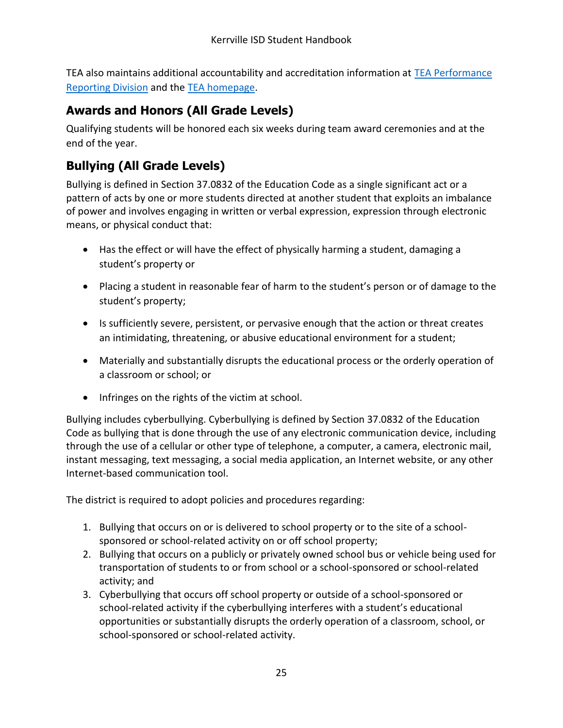TEA also maintains additional accountability and accreditation information at [TEA Performance Reporting Division]() and the [TEA homepage]().

## Awards and Honors (All Grade Levels)

Qualifying students will be honored each six weeks during team award ceremonies and at the end of the year.

## Bullying (All Grade Levels)

Bullying is defined in Section 37.0832 of the Education Code as a single significant act or a pattern of acts by one or more students directed at another student that exploits an imbalance of power and involves engaging in written or verbal expression, expression through electronic means, or physical conduct that:

- Has the effect or will have the effect of physically harming a student, damaging a student's property or
- Placing a student in reasonable fear of harm to the student's person or of damage to the student's property;
- Is sufficiently severe, persistent, or pervasive enough that the action or threat creates an intimidating, threatening, or abusive educational environment for a student;
- Materially and substantially disrupts the educational process or the orderly operation of a classroom or school; or
- Infringes on the rights of the victim at school.

Bullying includes cyberbullying. Cyberbullying is defined by Section 37.0832 of the Education Code as bullying that is done through the use of any electronic communication device, including through the use of a cellular or other type of telephone, a computer, a camera, electronic mail, instant messaging, text messaging, a social media application, an Internet website, or any other Internet-based communication tool.

The district is required to adopt policies and procedures regarding:

1. Bullying that occurs on or is delivered to school property or to the site of a school-sponsored or school-related activity on or off school property;
2. Bullying that occurs on a publicly or privately owned school bus or vehicle being used for transportation of students to or from school or a school-sponsored or school-related activity; and
3. Cyberbullying that occurs off school property or outside of a school-sponsored or school-related activity if the cyberbullying interferes with a student's educational opportunities or substantially disrupts the orderly operation of a classroom, school, or school-sponsored or school-related activity.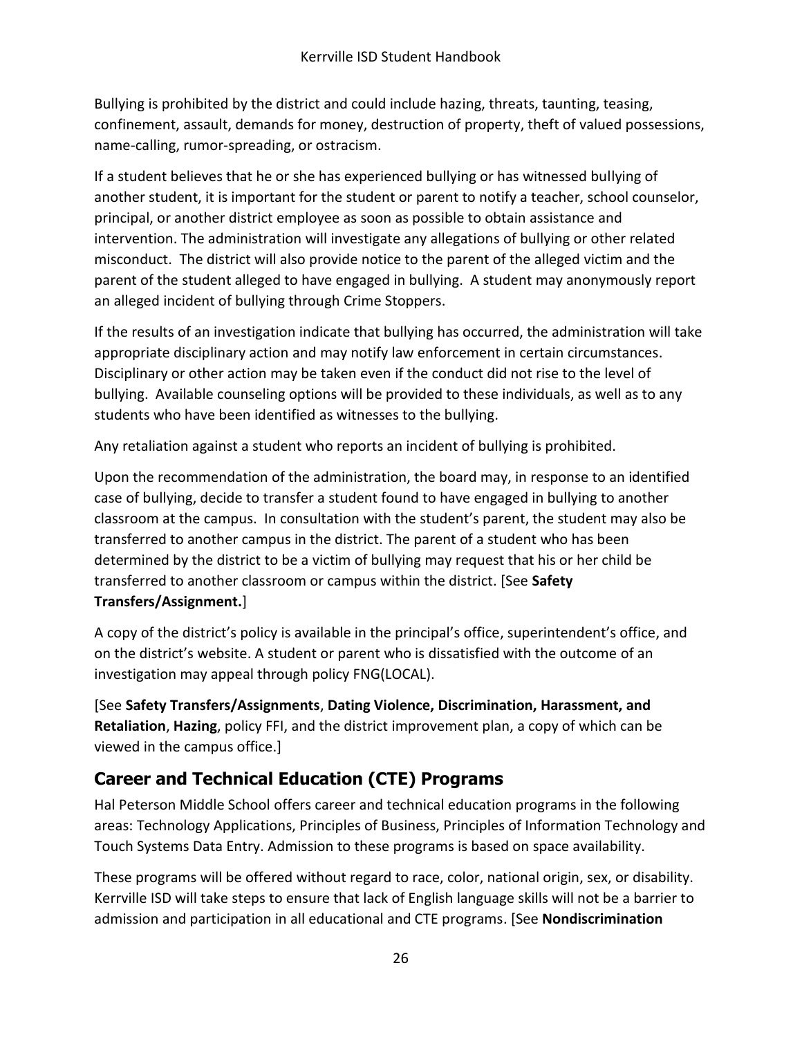Bullying is prohibited by the district and could include hazing, threats, taunting, teasing, confinement, assault, demands for money, destruction of property, theft of valued possessions, name-calling, rumor-spreading, or ostracism.

If a student believes that he or she has experienced bullying or has witnessed bullying of another student, it is important for the student or parent to notify a teacher, school counselor, principal, or another district employee as soon as possible to obtain assistance and intervention. The administration will investigate any allegations of bullying or other related misconduct. The district will also provide notice to the parent of the alleged victim and the parent of the student alleged to have engaged in bullying. A student may anonymously report an alleged incident of bullying through Crime Stoppers.

If the results of an investigation indicate that bullying has occurred, the administration will take appropriate disciplinary action and may notify law enforcement in certain circumstances. Disciplinary or other action may be taken even if the conduct did not rise to the level of bullying. Available counseling options will be provided to these individuals, as well as to any students who have been identified as witnesses to the bullying.

Any retaliation against a student who reports an incident of bullying is prohibited.

Upon the recommendation of the administration, the board may, in response to an identified case of bullying, decide to transfer a student found to have engaged in bullying to another classroom at the campus. In consultation with the student's parent, the student may also be transferred to another campus in the district. The parent of a student who has been determined by the district to be a victim of bullying may request that his or her child be transferred to another classroom or campus within the district. [See **Safety Transfers/Assignment.**]

A copy of the district's policy is available in the principal's office, superintendent's office, and on the district's website. A student or parent who is dissatisfied with the outcome of an investigation may appeal through policy FNG(LOCAL).

[See **Safety Transfers/Assignments**, **Dating Violence, Discrimination, Harassment, and Retaliation**, **Hazing**, policy FFI, and the district improvement plan, a copy of which can be viewed in the campus office.]

## Career and Technical Education (CTE) Programs

Hal Peterson Middle School offers career and technical education programs in the following areas: Technology Applications, Principles of Business, Principles of Information Technology and Touch Systems Data Entry. Admission to these programs is based on space availability.

These programs will be offered without regard to race, color, national origin, sex, or disability. Kerrville ISD will take steps to ensure that lack of English language skills will not be a barrier to admission and participation in all educational and CTE programs. [See **Nondiscrimination**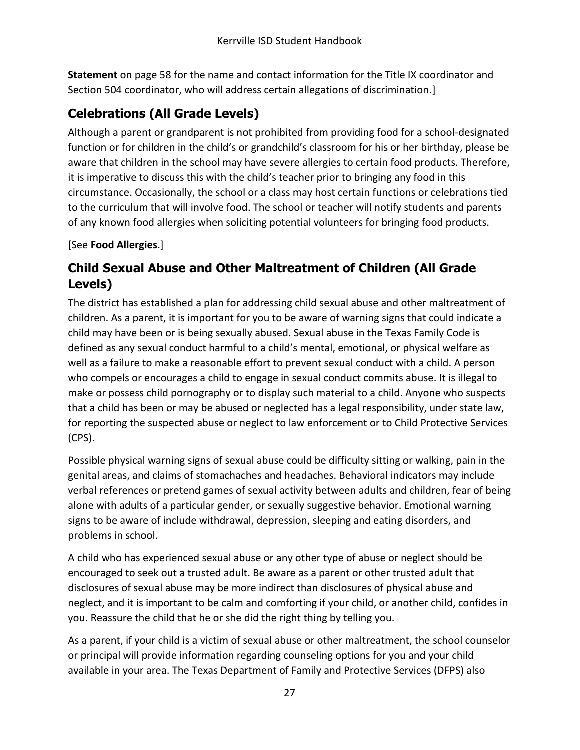**Statement** on page 58 for the name and contact information for the Title IX coordinator and Section 504 coordinator, who will address certain allegations of discrimination.]

## Celebrations (All Grade Levels)

Although a parent or grandparent is not prohibited from providing food for a school-designated function or for children in the child's or grandchild's classroom for his or her birthday, please be aware that children in the school may have severe allergies to certain food products. Therefore, it is imperative to discuss this with the child's teacher prior to bringing any food in this circumstance. Occasionally, the school or a class may host certain functions or celebrations tied to the curriculum that will involve food. The school or teacher will notify students and parents of any known food allergies when soliciting potential volunteers for bringing food products.

[See **Food Allergies**.]

## Child Sexual Abuse and Other Maltreatment of Children (All Grade Levels)

The district has established a plan for addressing child sexual abuse and other maltreatment of children. As a parent, it is important for you to be aware of warning signs that could indicate a child may have been or is being sexually abused. Sexual abuse in the Texas Family Code is defined as any sexual conduct harmful to a child's mental, emotional, or physical welfare as well as a failure to make a reasonable effort to prevent sexual conduct with a child. A person who compels or encourages a child to engage in sexual conduct commits abuse. It is illegal to make or possess child pornography or to display such material to a child. Anyone who suspects that a child has been or may be abused or neglected has a legal responsibility, under state law, for reporting the suspected abuse or neglect to law enforcement or to Child Protective Services (CPS).

Possible physical warning signs of sexual abuse could be difficulty sitting or walking, pain in the genital areas, and claims of stomachaches and headaches. Behavioral indicators may include verbal references or pretend games of sexual activity between adults and children, fear of being alone with adults of a particular gender, or sexually suggestive behavior. Emotional warning signs to be aware of include withdrawal, depression, sleeping and eating disorders, and problems in school.

A child who has experienced sexual abuse or any other type of abuse or neglect should be encouraged to seek out a trusted adult. Be aware as a parent or other trusted adult that disclosures of sexual abuse may be more indirect than disclosures of physical abuse and neglect, and it is important to be calm and comforting if your child, or another child, confides in you. Reassure the child that he or she did the right thing by telling you.

As a parent, if your child is a victim of sexual abuse or other maltreatment, the school counselor or principal will provide information regarding counseling options for you and your child available in your area. The Texas Department of Family and Protective Services (DFPS) also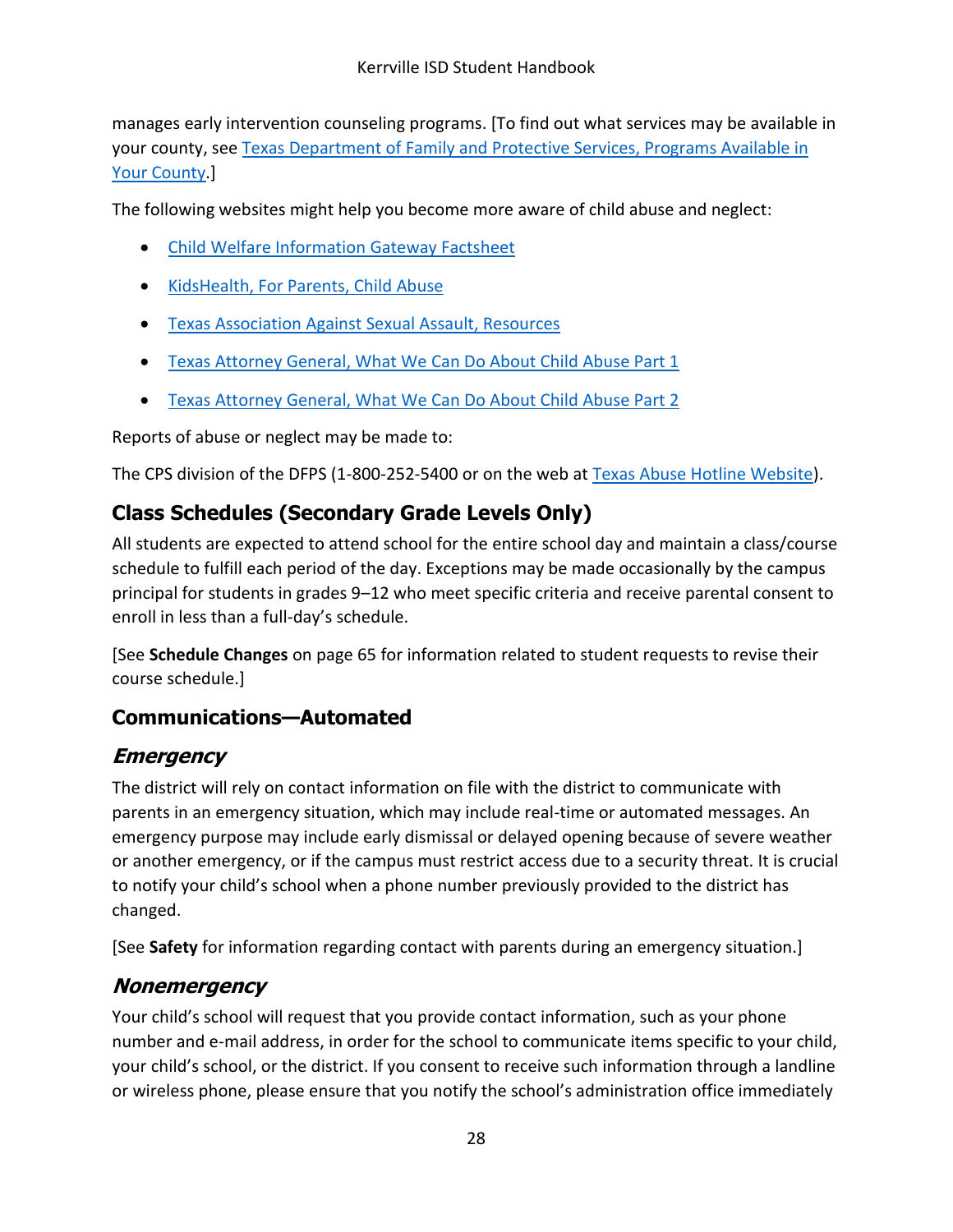manages early intervention counseling programs. [To find out what services may be available in your county, see [Texas Department of Family and Protective Services, Programs Available in Your County](#).]

The following websites might help you become more aware of child abuse and neglect:

- [Child Welfare Information Gateway Factsheet](#)
- [KidsHealth, For Parents, Child Abuse](#)
- [Texas Association Against Sexual Assault, Resources](#)
- [Texas Attorney General, What We Can Do About Child Abuse Part 1](#)
- [Texas Attorney General, What We Can Do About Child Abuse Part 2](#)

Reports of abuse or neglect may be made to:

The CPS division of the DFPS (1-800-252-5400 or on the web at [Texas Abuse Hotline Website](#)).

## Class Schedules (Secondary Grade Levels Only)

All students are expected to attend school for the entire school day and maintain a class/course schedule to fulfill each period of the day. Exceptions may be made occasionally by the campus principal for students in grades 9–12 who meet specific criteria and receive parental consent to enroll in less than a full-day's schedule.

[See **Schedule Changes** on page 65 for information related to student requests to revise their course schedule.]

## Communications—Automated

### *Emergency*

The district will rely on contact information on file with the district to communicate with parents in an emergency situation, which may include real-time or automated messages. An emergency purpose may include early dismissal or delayed opening because of severe weather or another emergency, or if the campus must restrict access due to a security threat. It is crucial to notify your child's school when a phone number previously provided to the district has changed.

[See **Safety** for information regarding contact with parents during an emergency situation.]

### *Nonemergency*

Your child's school will request that you provide contact information, such as your phone number and e-mail address, in order for the school to communicate items specific to your child, your child's school, or the district. If you consent to receive such information through a landline or wireless phone, please ensure that you notify the school's administration office immediately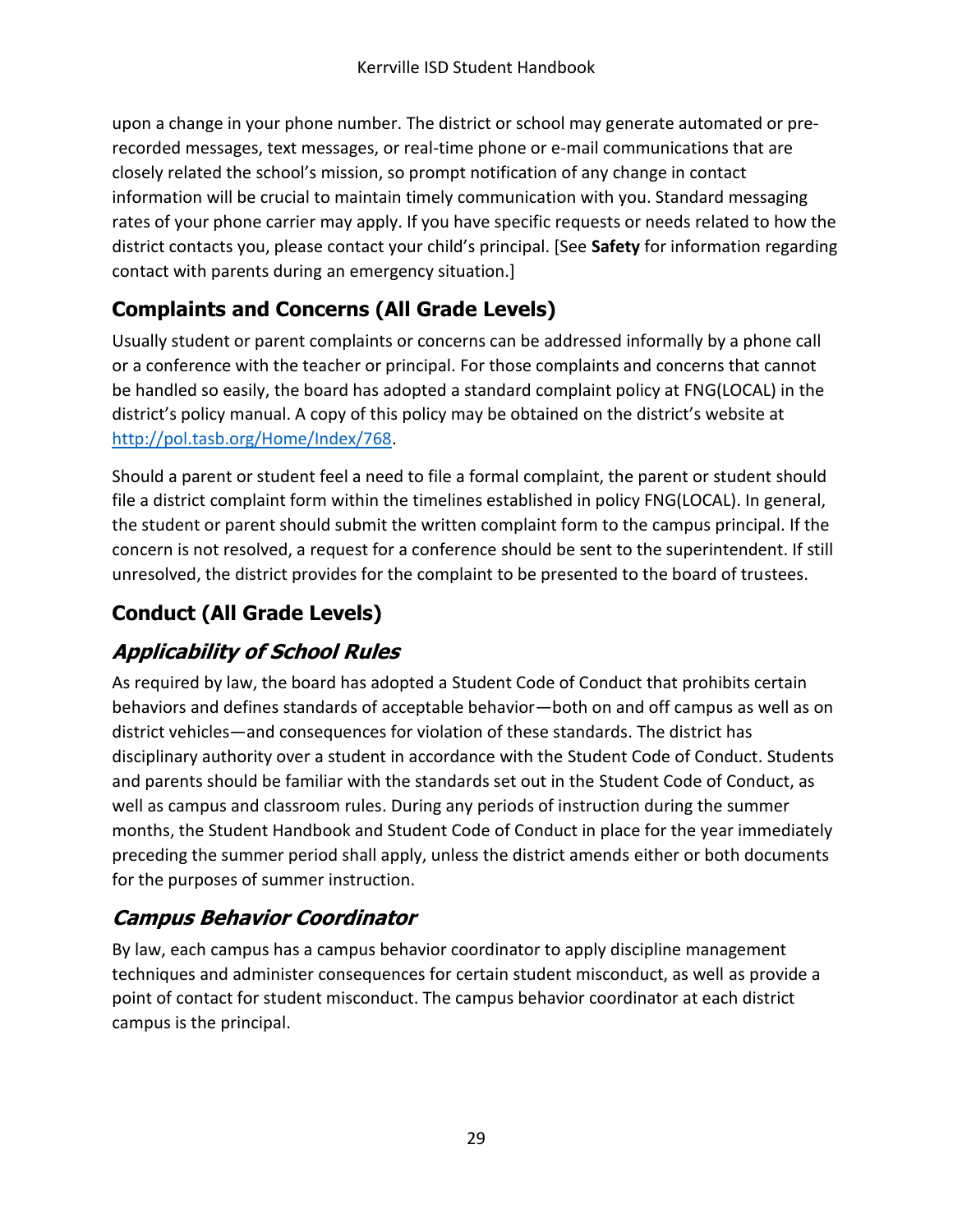upon a change in your phone number. The district or school may generate automated or pre-recorded messages, text messages, or real-time phone or e-mail communications that are closely related the school's mission, so prompt notification of any change in contact information will be crucial to maintain timely communication with you. Standard messaging rates of your phone carrier may apply. If you have specific requests or needs related to how the district contacts you, please contact your child's principal. [See **Safety** for information regarding contact with parents during an emergency situation.]

## Complaints and Concerns (All Grade Levels)

Usually student or parent complaints or concerns can be addressed informally by a phone call or a conference with the teacher or principal. For those complaints and concerns that cannot be handled so easily, the board has adopted a standard complaint policy at FNG(LOCAL) in the district's policy manual. A copy of this policy may be obtained on the district's website at [http://pol.tasb.org/Home/Index/768](http://pol.tasb.org/Home/Index/768).

Should a parent or student feel a need to file a formal complaint, the parent or student should file a district complaint form within the timelines established in policy FNG(LOCAL). In general, the student or parent should submit the written complaint form to the campus principal. If the concern is not resolved, a request for a conference should be sent to the superintendent. If still unresolved, the district provides for the complaint to be presented to the board of trustees.

## Conduct (All Grade Levels)

### *Applicability of School Rules*

As required by law, the board has adopted a Student Code of Conduct that prohibits certain behaviors and defines standards of acceptable behavior—both on and off campus as well as on district vehicles—and consequences for violation of these standards. The district has disciplinary authority over a student in accordance with the Student Code of Conduct. Students and parents should be familiar with the standards set out in the Student Code of Conduct, as well as campus and classroom rules. During any periods of instruction during the summer months, the Student Handbook and Student Code of Conduct in place for the year immediately preceding the summer period shall apply, unless the district amends either or both documents for the purposes of summer instruction.

### *Campus Behavior Coordinator*

By law, each campus has a campus behavior coordinator to apply discipline management techniques and administer consequences for certain student misconduct, as well as provide a point of contact for student misconduct. The campus behavior coordinator at each district campus is the principal.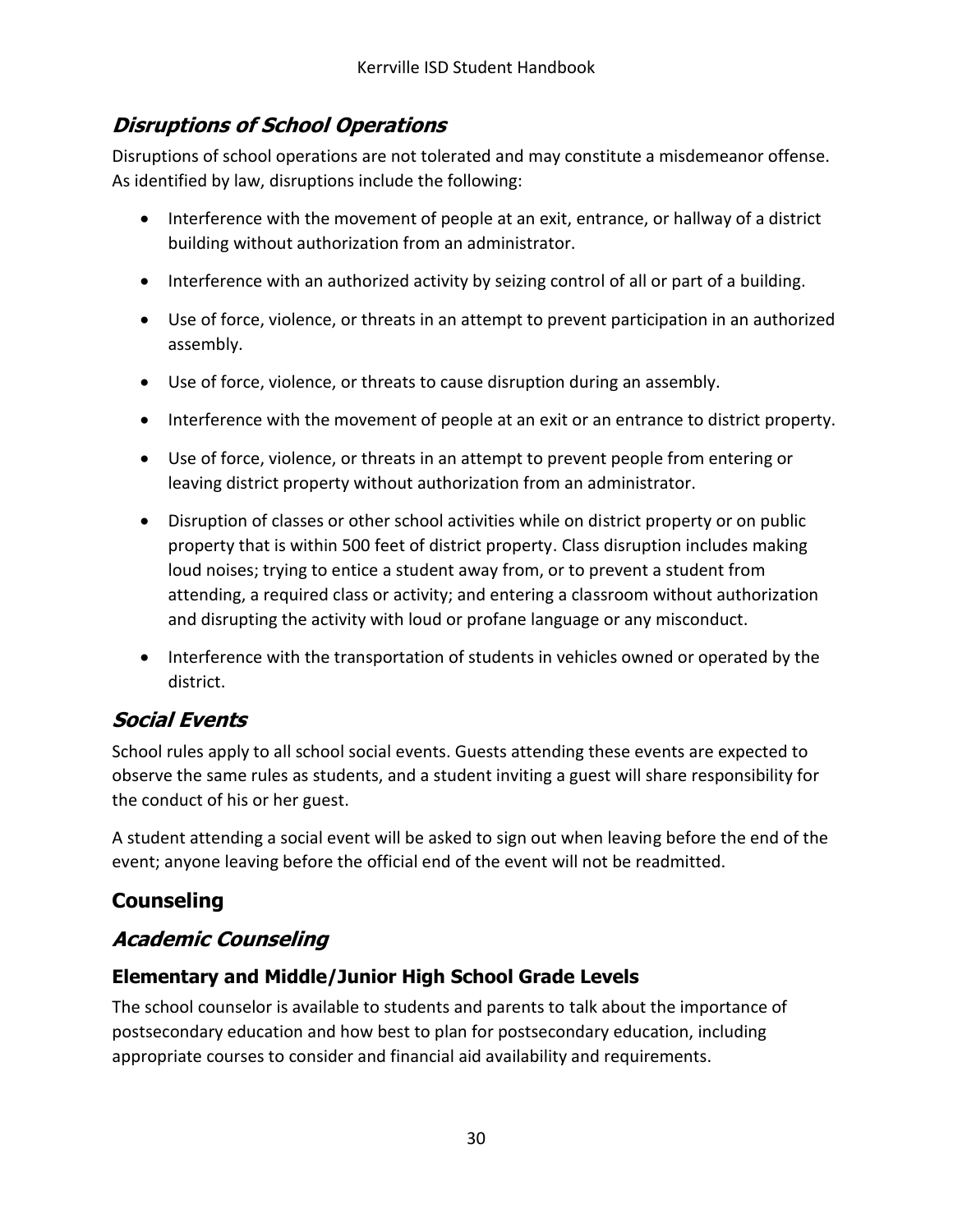## *Disruptions of School Operations*

Disruptions of school operations are not tolerated and may constitute a misdemeanor offense. As identified by law, disruptions include the following:

- Interference with the movement of people at an exit, entrance, or hallway of a district building without authorization from an administrator.
- Interference with an authorized activity by seizing control of all or part of a building.
- Use of force, violence, or threats in an attempt to prevent participation in an authorized assembly.
- Use of force, violence, or threats to cause disruption during an assembly.
- Interference with the movement of people at an exit or an entrance to district property.
- Use of force, violence, or threats in an attempt to prevent people from entering or leaving district property without authorization from an administrator.
- Disruption of classes or other school activities while on district property or on public property that is within 500 feet of district property. Class disruption includes making loud noises; trying to entice a student away from, or to prevent a student from attending, a required class or activity; and entering a classroom without authorization and disrupting the activity with loud or profane language or any misconduct.
- Interference with the transportation of students in vehicles owned or operated by the district.

## *Social Events*

School rules apply to all school social events. Guests attending these events are expected to observe the same rules as students, and a student inviting a guest will share responsibility for the conduct of his or her guest.

A student attending a social event will be asked to sign out when leaving before the end of the event; anyone leaving before the official end of the event will not be readmitted.

# Counseling

## *Academic Counseling*

### Elementary and Middle/Junior High School Grade Levels

The school counselor is available to students and parents to talk about the importance of postsecondary education and how best to plan for postsecondary education, including appropriate courses to consider and financial aid availability and requirements.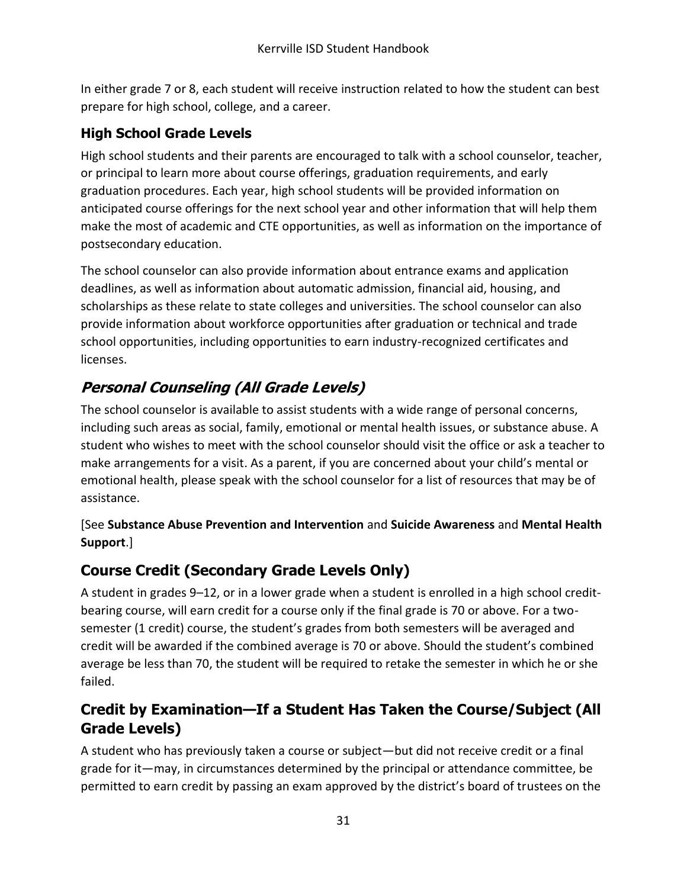In either grade 7 or 8, each student will receive instruction related to how the student can best prepare for high school, college, and a career.

### High School Grade Levels

High school students and their parents are encouraged to talk with a school counselor, teacher, or principal to learn more about course offerings, graduation requirements, and early graduation procedures. Each year, high school students will be provided information on anticipated course offerings for the next school year and other information that will help them make the most of academic and CTE opportunities, as well as information on the importance of postsecondary education.

The school counselor can also provide information about entrance exams and application deadlines, as well as information about automatic admission, financial aid, housing, and scholarships as these relate to state colleges and universities. The school counselor can also provide information about workforce opportunities after graduation or technical and trade school opportunities, including opportunities to earn industry-recognized certificates and licenses.

### *Personal Counseling (All Grade Levels)*

The school counselor is available to assist students with a wide range of personal concerns, including such areas as social, family, emotional or mental health issues, or substance abuse. A student who wishes to meet with the school counselor should visit the office or ask a teacher to make arrangements for a visit. As a parent, if you are concerned about your child's mental or emotional health, please speak with the school counselor for a list of resources that may be of assistance.

[See **Substance Abuse Prevention and Intervention** and **Suicide Awareness** and **Mental Health Support**.]

## Course Credit (Secondary Grade Levels Only)

A student in grades 9–12, or in a lower grade when a student is enrolled in a high school credit-bearing course, will earn credit for a course only if the final grade is 70 or above. For a two-semester (1 credit) course, the student's grades from both semesters will be averaged and credit will be awarded if the combined average is 70 or above. Should the student's combined average be less than 70, the student will be required to retake the semester in which he or she failed.

## Credit by Examination—If a Student Has Taken the Course/Subject (All Grade Levels)

A student who has previously taken a course or subject—but did not receive credit or a final grade for it—may, in circumstances determined by the principal or attendance committee, be permitted to earn credit by passing an exam approved by the district's board of trustees on the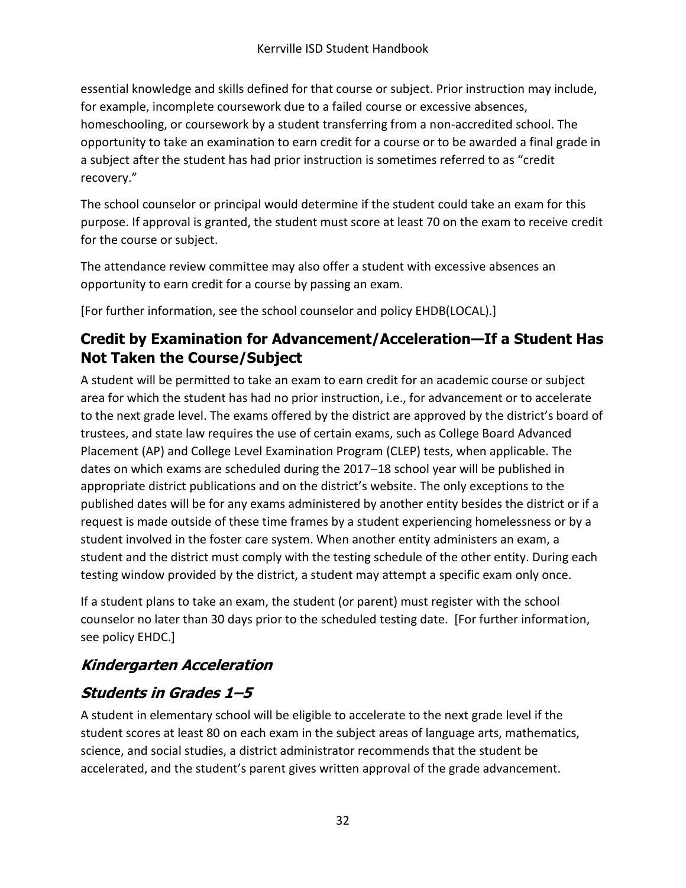essential knowledge and skills defined for that course or subject. Prior instruction may include, for example, incomplete coursework due to a failed course or excessive absences, homeschooling, or coursework by a student transferring from a non-accredited school. The opportunity to take an examination to earn credit for a course or to be awarded a final grade in a subject after the student has had prior instruction is sometimes referred to as "credit recovery."

The school counselor or principal would determine if the student could take an exam for this purpose. If approval is granted, the student must score at least 70 on the exam to receive credit for the course or subject.

The attendance review committee may also offer a student with excessive absences an opportunity to earn credit for a course by passing an exam.

[For further information, see the school counselor and policy EHDB(LOCAL).]

## Credit by Examination for Advancement/Acceleration—If a Student Has Not Taken the Course/Subject

A student will be permitted to take an exam to earn credit for an academic course or subject area for which the student has had no prior instruction, i.e., for advancement or to accelerate to the next grade level. The exams offered by the district are approved by the district's board of trustees, and state law requires the use of certain exams, such as College Board Advanced Placement (AP) and College Level Examination Program (CLEP) tests, when applicable. The dates on which exams are scheduled during the 2017–18 school year will be published in appropriate district publications and on the district's website. The only exceptions to the published dates will be for any exams administered by another entity besides the district or if a request is made outside of these time frames by a student experiencing homelessness or by a student involved in the foster care system. When another entity administers an exam, a student and the district must comply with the testing schedule of the other entity. During each testing window provided by the district, a student may attempt a specific exam only once.

If a student plans to take an exam, the student (or parent) must register with the school counselor no later than 30 days prior to the scheduled testing date. [For further information, see policy EHDC.]

### *Kindergarten Acceleration*

### *Students in Grades 1–5*

A student in elementary school will be eligible to accelerate to the next grade level if the student scores at least 80 on each exam in the subject areas of language arts, mathematics, science, and social studies, a district administrator recommends that the student be accelerated, and the student's parent gives written approval of the grade advancement.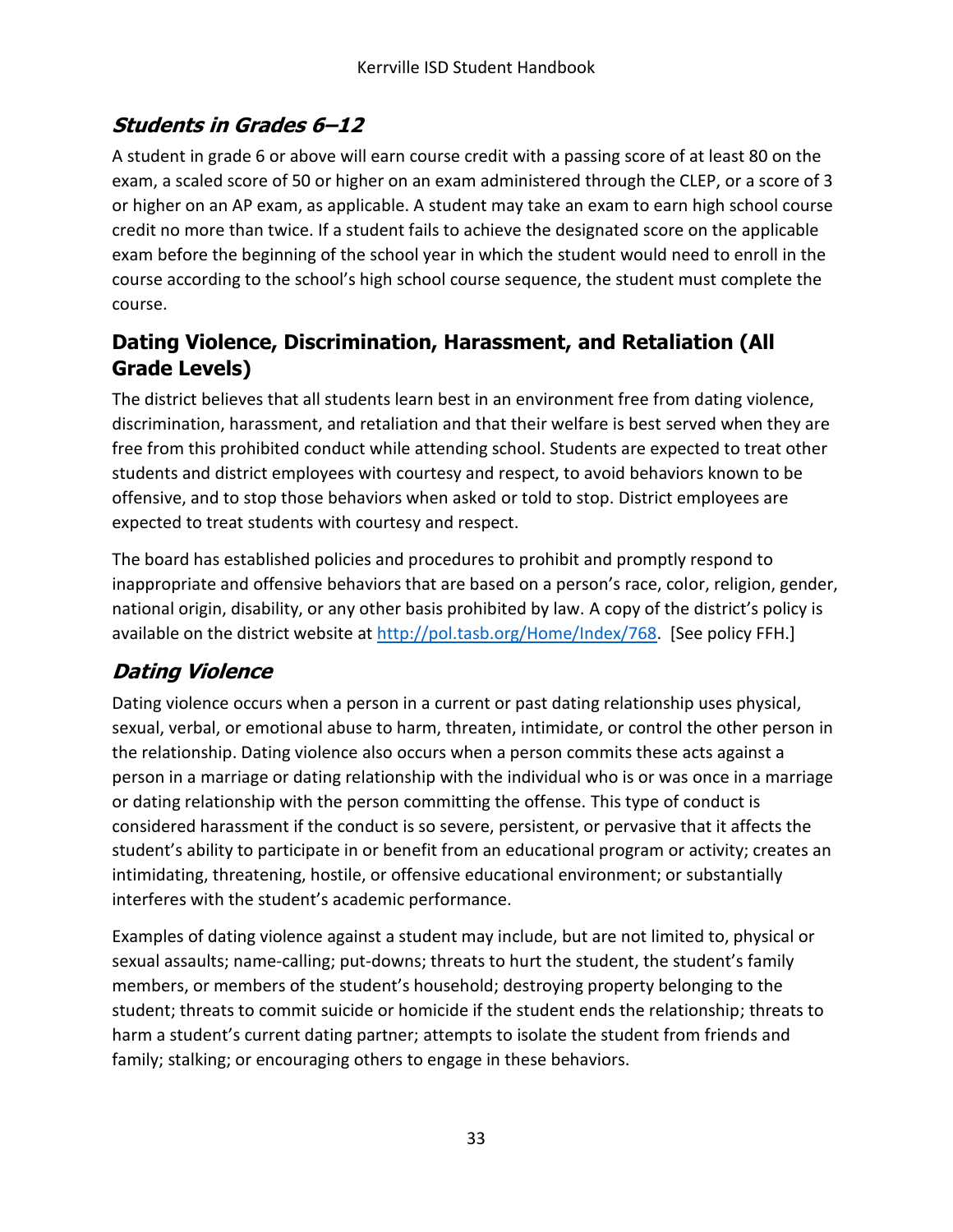### *Students in Grades 6–12*

A student in grade 6 or above will earn course credit with a passing score of at least 80 on the exam, a scaled score of 50 or higher on an exam administered through the CLEP, or a score of 3 or higher on an AP exam, as applicable. A student may take an exam to earn high school course credit no more than twice. If a student fails to achieve the designated score on the applicable exam before the beginning of the school year in which the student would need to enroll in the course according to the school's high school course sequence, the student must complete the course.

## Dating Violence, Discrimination, Harassment, and Retaliation (All Grade Levels)

The district believes that all students learn best in an environment free from dating violence, discrimination, harassment, and retaliation and that their welfare is best served when they are free from this prohibited conduct while attending school. Students are expected to treat other students and district employees with courtesy and respect, to avoid behaviors known to be offensive, and to stop those behaviors when asked or told to stop. District employees are expected to treat students with courtesy and respect.

The board has established policies and procedures to prohibit and promptly respond to inappropriate and offensive behaviors that are based on a person's race, color, religion, gender, national origin, disability, or any other basis prohibited by law. A copy of the district's policy is available on the district website at [http://pol.tasb.org/Home/Index/768](http://pol.tasb.org/Home/Index/768). [See policy FFH.]

### *Dating Violence*

Dating violence occurs when a person in a current or past dating relationship uses physical, sexual, verbal, or emotional abuse to harm, threaten, intimidate, or control the other person in the relationship. Dating violence also occurs when a person commits these acts against a person in a marriage or dating relationship with the individual who is or was once in a marriage or dating relationship with the person committing the offense. This type of conduct is considered harassment if the conduct is so severe, persistent, or pervasive that it affects the student's ability to participate in or benefit from an educational program or activity; creates an intimidating, threatening, hostile, or offensive educational environment; or substantially interferes with the student's academic performance.

Examples of dating violence against a student may include, but are not limited to, physical or sexual assaults; name-calling; put-downs; threats to hurt the student, the student's family members, or members of the student's household; destroying property belonging to the student; threats to commit suicide or homicide if the student ends the relationship; threats to harm a student's current dating partner; attempts to isolate the student from friends and family; stalking; or encouraging others to engage in these behaviors.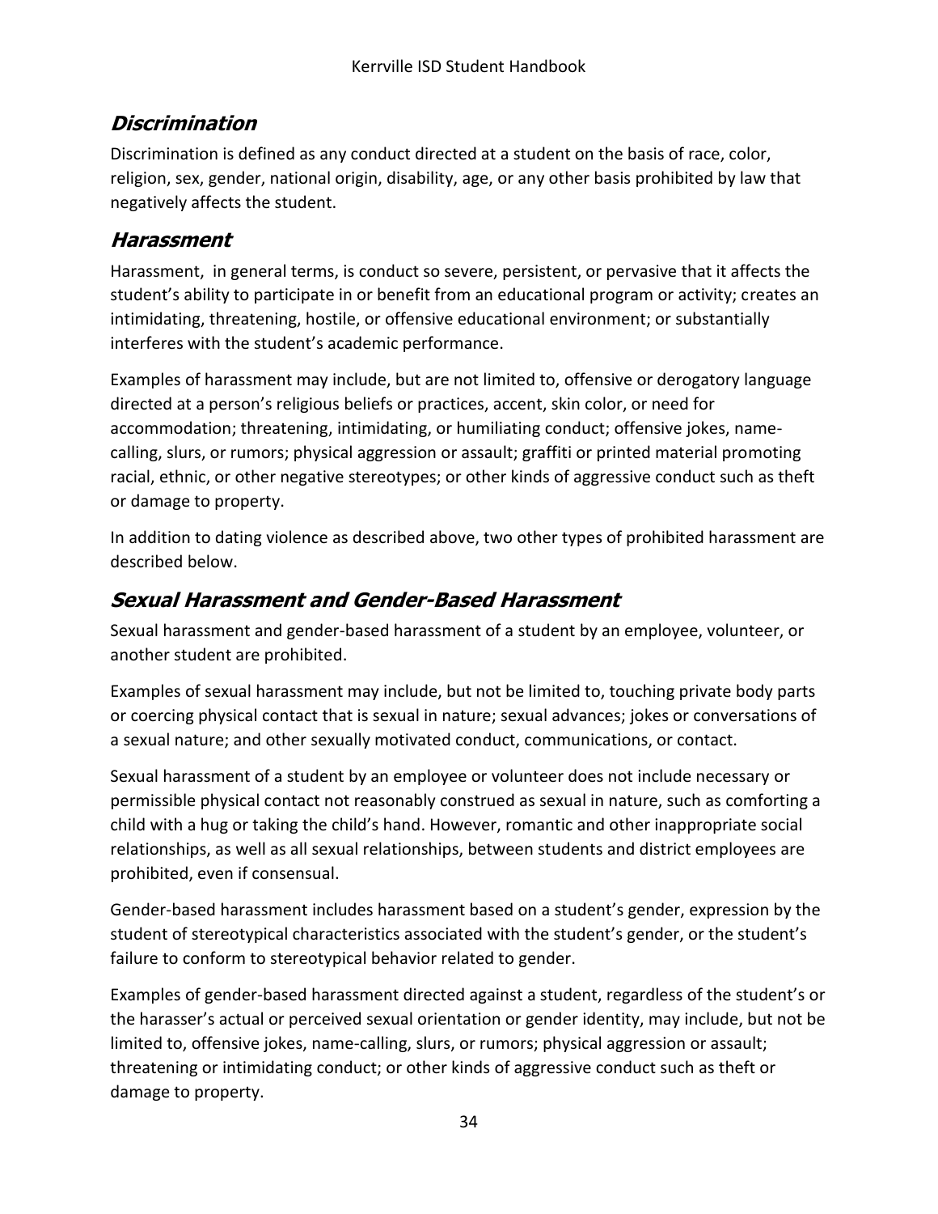## ***Discrimination***

Discrimination is defined as any conduct directed at a student on the basis of race, color, religion, sex, gender, national origin, disability, age, or any other basis prohibited by law that negatively affects the student.

## ***Harassment***

Harassment, in general terms, is conduct so severe, persistent, or pervasive that it affects the student's ability to participate in or benefit from an educational program or activity; creates an intimidating, threatening, hostile, or offensive educational environment; or substantially interferes with the student's academic performance.

Examples of harassment may include, but are not limited to, offensive or derogatory language directed at a person's religious beliefs or practices, accent, skin color, or need for accommodation; threatening, intimidating, or humiliating conduct; offensive jokes, name-calling, slurs, or rumors; physical aggression or assault; graffiti or printed material promoting racial, ethnic, or other negative stereotypes; or other kinds of aggressive conduct such as theft or damage to property.

In addition to dating violence as described above, two other types of prohibited harassment are described below.

## ***Sexual Harassment and Gender-Based Harassment***

Sexual harassment and gender-based harassment of a student by an employee, volunteer, or another student are prohibited.

Examples of sexual harassment may include, but not be limited to, touching private body parts or coercing physical contact that is sexual in nature; sexual advances; jokes or conversations of a sexual nature; and other sexually motivated conduct, communications, or contact.

Sexual harassment of a student by an employee or volunteer does not include necessary or permissible physical contact not reasonably construed as sexual in nature, such as comforting a child with a hug or taking the child's hand. However, romantic and other inappropriate social relationships, as well as all sexual relationships, between students and district employees are prohibited, even if consensual.

Gender-based harassment includes harassment based on a student's gender, expression by the student of stereotypical characteristics associated with the student's gender, or the student's failure to conform to stereotypical behavior related to gender.

Examples of gender-based harassment directed against a student, regardless of the student's or the harasser's actual or perceived sexual orientation or gender identity, may include, but not be limited to, offensive jokes, name-calling, slurs, or rumors; physical aggression or assault; threatening or intimidating conduct; or other kinds of aggressive conduct such as theft or damage to property.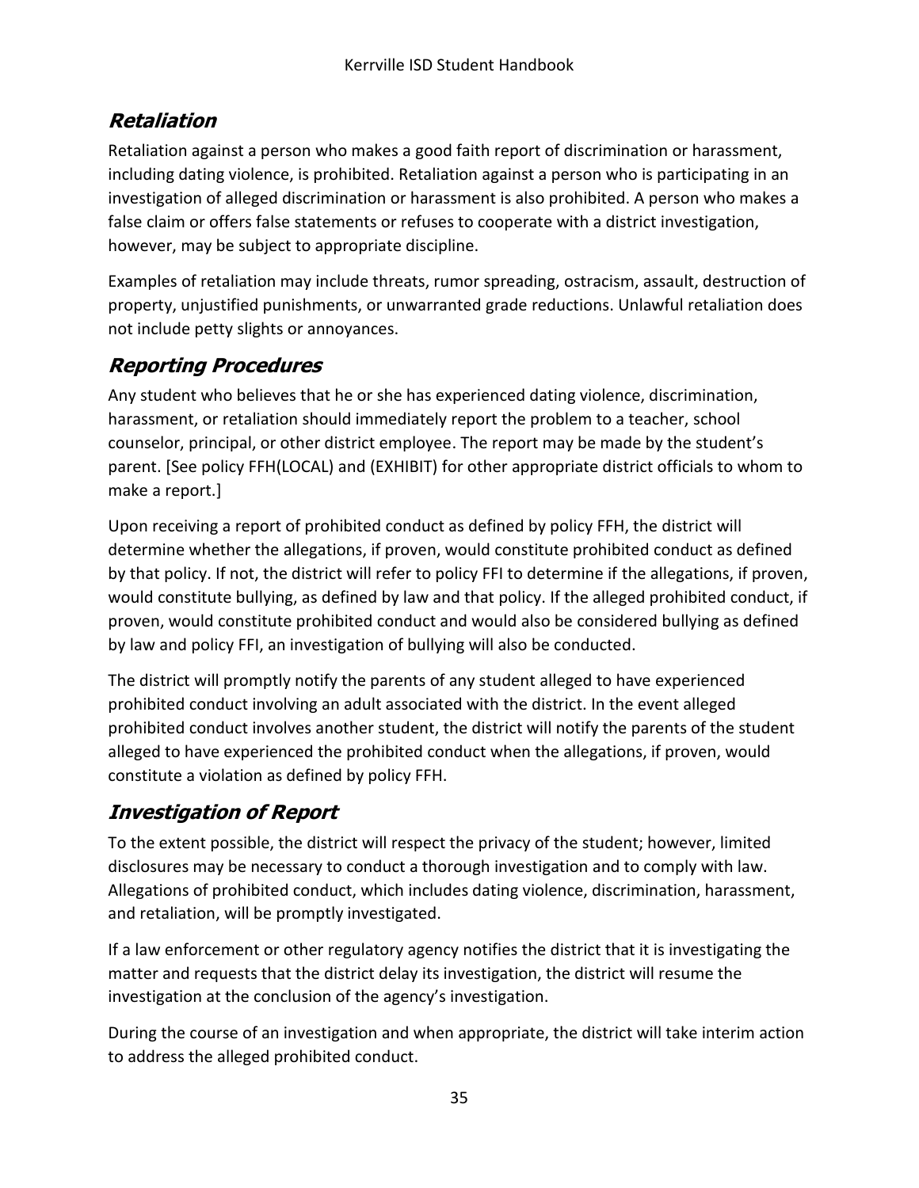### *Retaliation*

Retaliation against a person who makes a good faith report of discrimination or harassment, including dating violence, is prohibited. Retaliation against a person who is participating in an investigation of alleged discrimination or harassment is also prohibited. A person who makes a false claim or offers false statements or refuses to cooperate with a district investigation, however, may be subject to appropriate discipline.

Examples of retaliation may include threats, rumor spreading, ostracism, assault, destruction of property, unjustified punishments, or unwarranted grade reductions. Unlawful retaliation does not include petty slights or annoyances.

### *Reporting Procedures*

Any student who believes that he or she has experienced dating violence, discrimination, harassment, or retaliation should immediately report the problem to a teacher, school counselor, principal, or other district employee. The report may be made by the student's parent. [See policy FFH(LOCAL) and (EXHIBIT) for other appropriate district officials to whom to make a report.]

Upon receiving a report of prohibited conduct as defined by policy FFH, the district will determine whether the allegations, if proven, would constitute prohibited conduct as defined by that policy. If not, the district will refer to policy FFI to determine if the allegations, if proven, would constitute bullying, as defined by law and that policy. If the alleged prohibited conduct, if proven, would constitute prohibited conduct and would also be considered bullying as defined by law and policy FFI, an investigation of bullying will also be conducted.

The district will promptly notify the parents of any student alleged to have experienced prohibited conduct involving an adult associated with the district. In the event alleged prohibited conduct involves another student, the district will notify the parents of the student alleged to have experienced the prohibited conduct when the allegations, if proven, would constitute a violation as defined by policy FFH.

### *Investigation of Report*

To the extent possible, the district will respect the privacy of the student; however, limited disclosures may be necessary to conduct a thorough investigation and to comply with law. Allegations of prohibited conduct, which includes dating violence, discrimination, harassment, and retaliation, will be promptly investigated.

If a law enforcement or other regulatory agency notifies the district that it is investigating the matter and requests that the district delay its investigation, the district will resume the investigation at the conclusion of the agency's investigation.

During the course of an investigation and when appropriate, the district will take interim action to address the alleged prohibited conduct.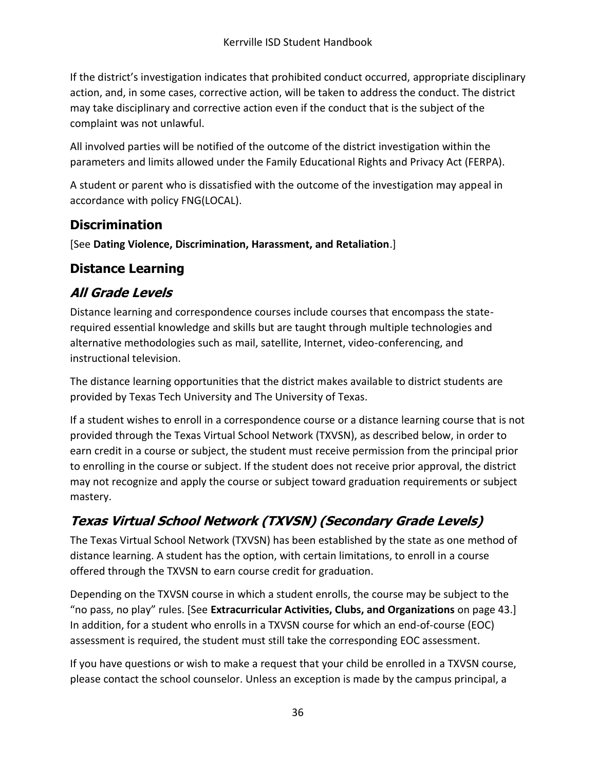If the district's investigation indicates that prohibited conduct occurred, appropriate disciplinary action, and, in some cases, corrective action, will be taken to address the conduct. The district may take disciplinary and corrective action even if the conduct that is the subject of the complaint was not unlawful.

All involved parties will be notified of the outcome of the district investigation within the parameters and limits allowed under the Family Educational Rights and Privacy Act (FERPA).

A student or parent who is dissatisfied with the outcome of the investigation may appeal in accordance with policy FNG(LOCAL).

## Discrimination

[See **Dating Violence, Discrimination, Harassment, and Retaliation**.]

## Distance Learning

### *All Grade Levels*

Distance learning and correspondence courses include courses that encompass the state-required essential knowledge and skills but are taught through multiple technologies and alternative methodologies such as mail, satellite, Internet, video-conferencing, and instructional television.

The distance learning opportunities that the district makes available to district students are provided by Texas Tech University and The University of Texas.

If a student wishes to enroll in a correspondence course or a distance learning course that is not provided through the Texas Virtual School Network (TXVSN), as described below, in order to earn credit in a course or subject, the student must receive permission from the principal prior to enrolling in the course or subject. If the student does not receive prior approval, the district may not recognize and apply the course or subject toward graduation requirements or subject mastery.

### *Texas Virtual School Network (TXVSN) (Secondary Grade Levels)*

The Texas Virtual School Network (TXVSN) has been established by the state as one method of distance learning. A student has the option, with certain limitations, to enroll in a course offered through the TXVSN to earn course credit for graduation.

Depending on the TXVSN course in which a student enrolls, the course may be subject to the "no pass, no play" rules. [See **Extracurricular Activities, Clubs, and Organizations** on page 43.] In addition, for a student who enrolls in a TXVSN course for which an end-of-course (EOC) assessment is required, the student must still take the corresponding EOC assessment.

If you have questions or wish to make a request that your child be enrolled in a TXVSN course, please contact the school counselor. Unless an exception is made by the campus principal, a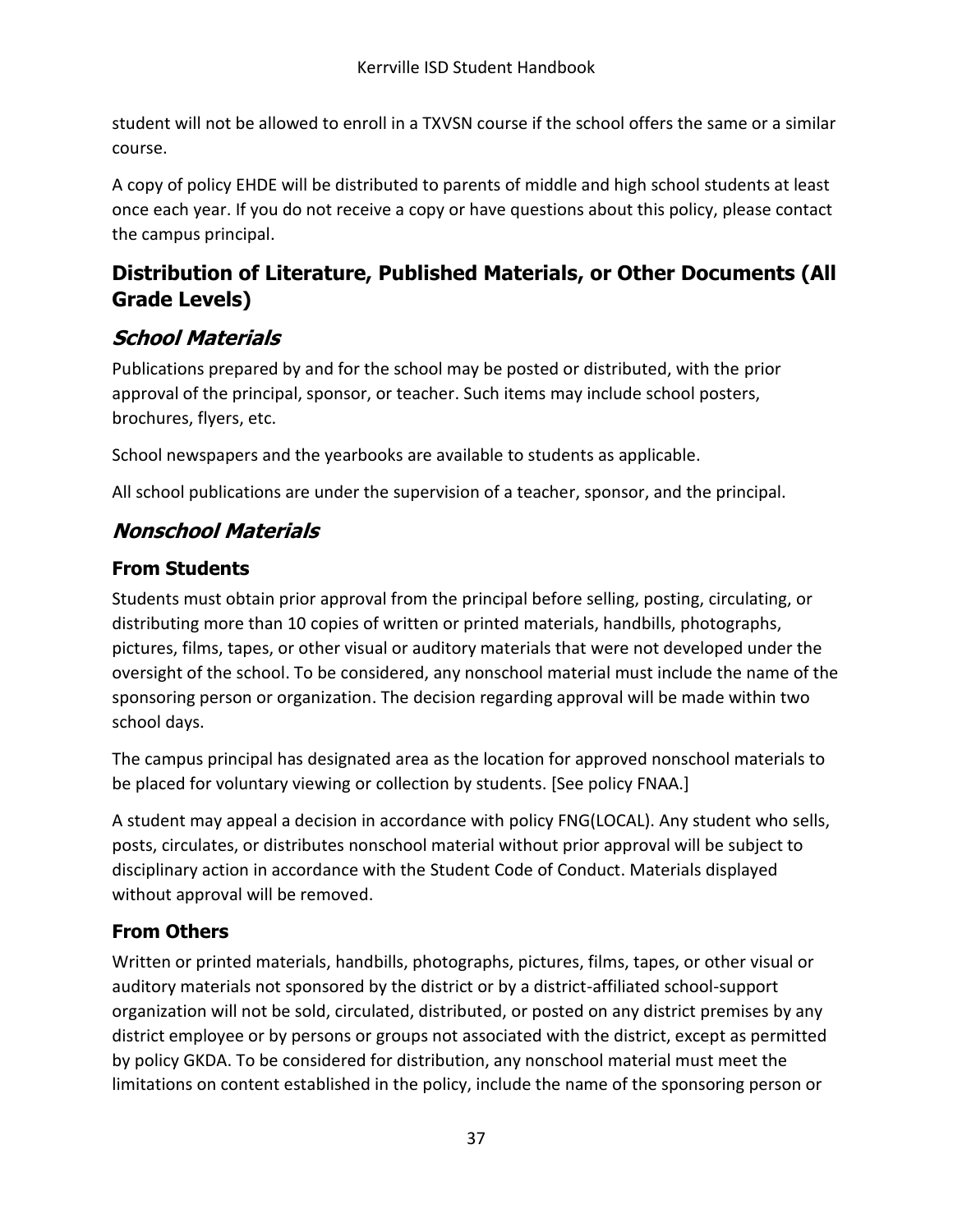student will not be allowed to enroll in a TXVSN course if the school offers the same or a similar course.

A copy of policy EHDE will be distributed to parents of middle and high school students at least once each year. If you do not receive a copy or have questions about this policy, please contact the campus principal.

## Distribution of Literature, Published Materials, or Other Documents (All Grade Levels)

### *School Materials*

Publications prepared by and for the school may be posted or distributed, with the prior approval of the principal, sponsor, or teacher. Such items may include school posters, brochures, flyers, etc.

School newspapers and the yearbooks are available to students as applicable.

All school publications are under the supervision of a teacher, sponsor, and the principal.

### *Nonschool Materials*

#### From Students

Students must obtain prior approval from the principal before selling, posting, circulating, or distributing more than 10 copies of written or printed materials, handbills, photographs, pictures, films, tapes, or other visual or auditory materials that were not developed under the oversight of the school. To be considered, any nonschool material must include the name of the sponsoring person or organization. The decision regarding approval will be made within two school days.

The campus principal has designated area as the location for approved nonschool materials to be placed for voluntary viewing or collection by students. [See policy FNAA.]

A student may appeal a decision in accordance with policy FNG(LOCAL). Any student who sells, posts, circulates, or distributes nonschool material without prior approval will be subject to disciplinary action in accordance with the Student Code of Conduct. Materials displayed without approval will be removed.

#### From Others

Written or printed materials, handbills, photographs, pictures, films, tapes, or other visual or auditory materials not sponsored by the district or by a district-affiliated school-support organization will not be sold, circulated, distributed, or posted on any district premises by any district employee or by persons or groups not associated with the district, except as permitted by policy GKDA. To be considered for distribution, any nonschool material must meet the limitations on content established in the policy, include the name of the sponsoring person or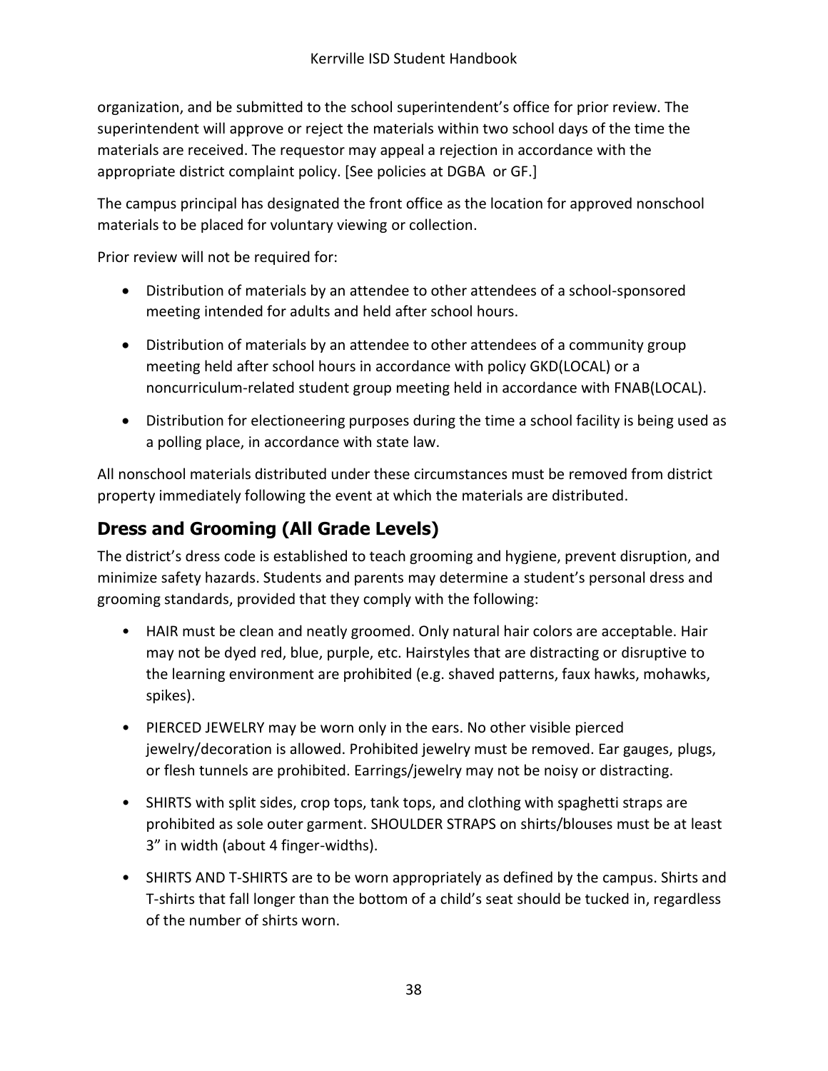organization, and be submitted to the school superintendent's office for prior review. The superintendent will approve or reject the materials within two school days of the time the materials are received. The requestor may appeal a rejection in accordance with the appropriate district complaint policy. [See policies at DGBA or GF.]

The campus principal has designated the front office as the location for approved nonschool materials to be placed for voluntary viewing or collection.

Prior review will not be required for:

- Distribution of materials by an attendee to other attendees of a school-sponsored meeting intended for adults and held after school hours.
- Distribution of materials by an attendee to other attendees of a community group meeting held after school hours in accordance with policy GKD(LOCAL) or a noncurriculum-related student group meeting held in accordance with FNAB(LOCAL).
- Distribution for electioneering purposes during the time a school facility is being used as a polling place, in accordance with state law.

All nonschool materials distributed under these circumstances must be removed from district property immediately following the event at which the materials are distributed.

## Dress and Grooming (All Grade Levels)

The district's dress code is established to teach grooming and hygiene, prevent disruption, and minimize safety hazards. Students and parents may determine a student's personal dress and grooming standards, provided that they comply with the following:

- HAIR must be clean and neatly groomed. Only natural hair colors are acceptable. Hair may not be dyed red, blue, purple, etc. Hairstyles that are distracting or disruptive to the learning environment are prohibited (e.g. shaved patterns, faux hawks, mohawks, spikes).
- PIERCED JEWELRY may be worn only in the ears. No other visible pierced jewelry/decoration is allowed. Prohibited jewelry must be removed. Ear gauges, plugs, or flesh tunnels are prohibited. Earrings/jewelry may not be noisy or distracting.
- SHIRTS with split sides, crop tops, tank tops, and clothing with spaghetti straps are prohibited as sole outer garment. SHOULDER STRAPS on shirts/blouses must be at least 3" in width (about 4 finger-widths).
- SHIRTS AND T-SHIRTS are to be worn appropriately as defined by the campus. Shirts and T-shirts that fall longer than the bottom of a child's seat should be tucked in, regardless of the number of shirts worn.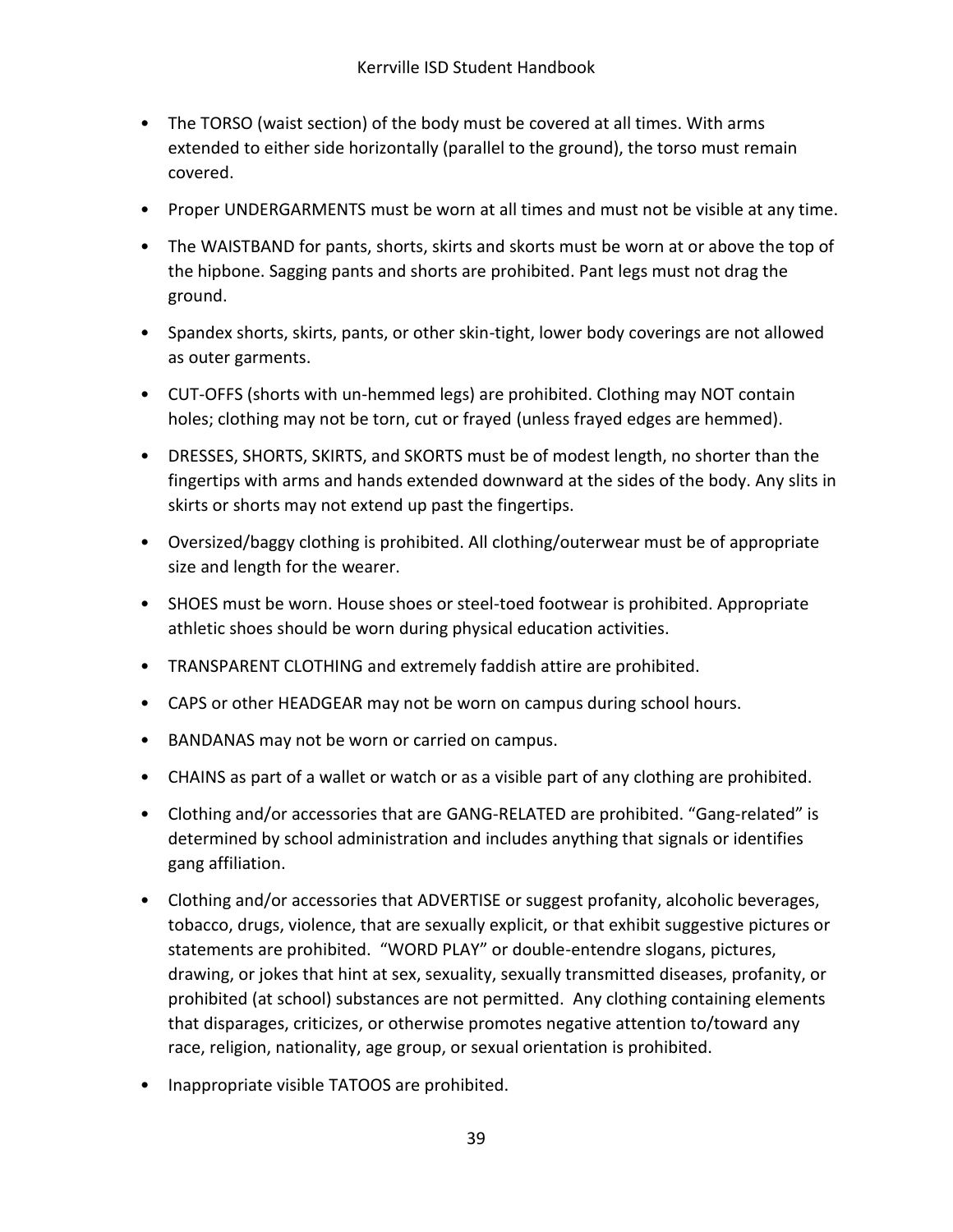- The TORSO (waist section) of the body must be covered at all times. With arms extended to either side horizontally (parallel to the ground), the torso must remain covered.
- Proper UNDERGARMENTS must be worn at all times and must not be visible at any time.
- The WAISTBAND for pants, shorts, skirts and skorts must be worn at or above the top of the hipbone. Sagging pants and shorts are prohibited. Pant legs must not drag the ground.
- Spandex shorts, skirts, pants, or other skin-tight, lower body coverings are not allowed as outer garments.
- CUT-OFFS (shorts with un-hemmed legs) are prohibited. Clothing may NOT contain holes; clothing may not be torn, cut or frayed (unless frayed edges are hemmed).
- DRESSES, SHORTS, SKIRTS, and SKORTS must be of modest length, no shorter than the fingertips with arms and hands extended downward at the sides of the body. Any slits in skirts or shorts may not extend up past the fingertips.
- Oversized/baggy clothing is prohibited. All clothing/outerwear must be of appropriate size and length for the wearer.
- SHOES must be worn. House shoes or steel-toed footwear is prohibited. Appropriate athletic shoes should be worn during physical education activities.
- TRANSPARENT CLOTHING and extremely faddish attire are prohibited.
- CAPS or other HEADGEAR may not be worn on campus during school hours.
- BANDANAS may not be worn or carried on campus.
- CHAINS as part of a wallet or watch or as a visible part of any clothing are prohibited.
- Clothing and/or accessories that are GANG-RELATED are prohibited. "Gang-related" is determined by school administration and includes anything that signals or identifies gang affiliation.
- Clothing and/or accessories that ADVERTISE or suggest profanity, alcoholic beverages, tobacco, drugs, violence, that are sexually explicit, or that exhibit suggestive pictures or statements are prohibited. "WORD PLAY" or double-entendre slogans, pictures, drawing, or jokes that hint at sex, sexuality, sexually transmitted diseases, profanity, or prohibited (at school) substances are not permitted. Any clothing containing elements that disparages, criticizes, or otherwise promotes negative attention to/toward any race, religion, nationality, age group, or sexual orientation is prohibited.
- Inappropriate visible TATOOS are prohibited.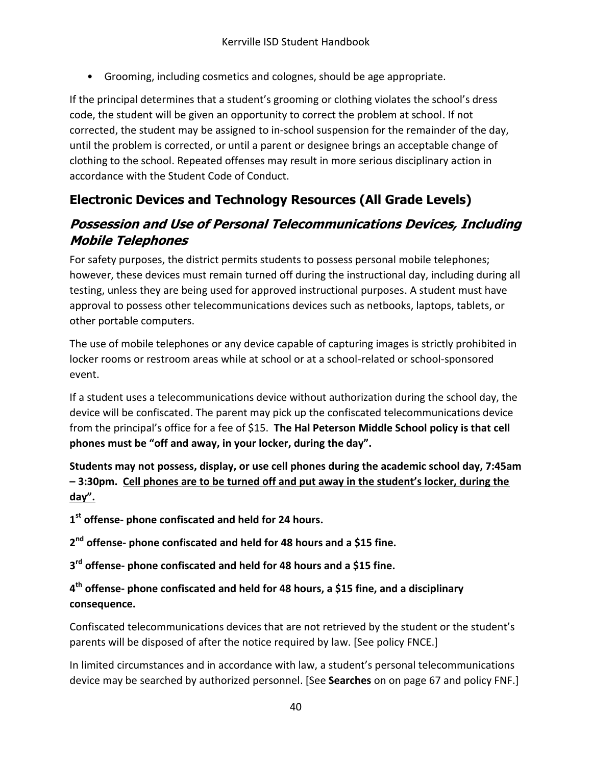- Grooming, including cosmetics and colognes, should be age appropriate.

If the principal determines that a student's grooming or clothing violates the school's dress code, the student will be given an opportunity to correct the problem at school. If not corrected, the student may be assigned to in-school suspension for the remainder of the day, until the problem is corrected, or until a parent or designee brings an acceptable change of clothing to the school. Repeated offenses may result in more serious disciplinary action in accordance with the Student Code of Conduct.

## Electronic Devices and Technology Resources (All Grade Levels)

### *Possession and Use of Personal Telecommunications Devices, Including Mobile Telephones*

For safety purposes, the district permits students to possess personal mobile telephones; however, these devices must remain turned off during the instructional day, including during all testing, unless they are being used for approved instructional purposes. A student must have approval to possess other telecommunications devices such as netbooks, laptops, tablets, or other portable computers.

The use of mobile telephones or any device capable of capturing images is strictly prohibited in locker rooms or restroom areas while at school or at a school-related or school-sponsored event.

If a student uses a telecommunications device without authorization during the school day, the device will be confiscated. The parent may pick up the confiscated telecommunications device from the principal's office for a fee of $15. **The Hal Peterson Middle School policy is that cell phones must be "off and away, in your locker, during the day".**

**Students may not possess, display, or use cell phones during the academic school day, 7:45am – 3:30pm. <u>Cell phones are to be turned off and put away in the student's locker, during the day".</u>**

**1st offense- phone confiscated and held for 24 hours.**

**2nd offense- phone confiscated and held for 48 hours and a $15 fine.**

**3rd offense- phone confiscated and held for 48 hours and a $15 fine.**

**4th offense- phone confiscated and held for 48 hours, a $15 fine, and a disciplinary consequence.**

Confiscated telecommunications devices that are not retrieved by the student or the student's parents will be disposed of after the notice required by law. [See policy FNCE.]

In limited circumstances and in accordance with law, a student's personal telecommunications device may be searched by authorized personnel. [See **Searches** on on page 67 and policy FNF.]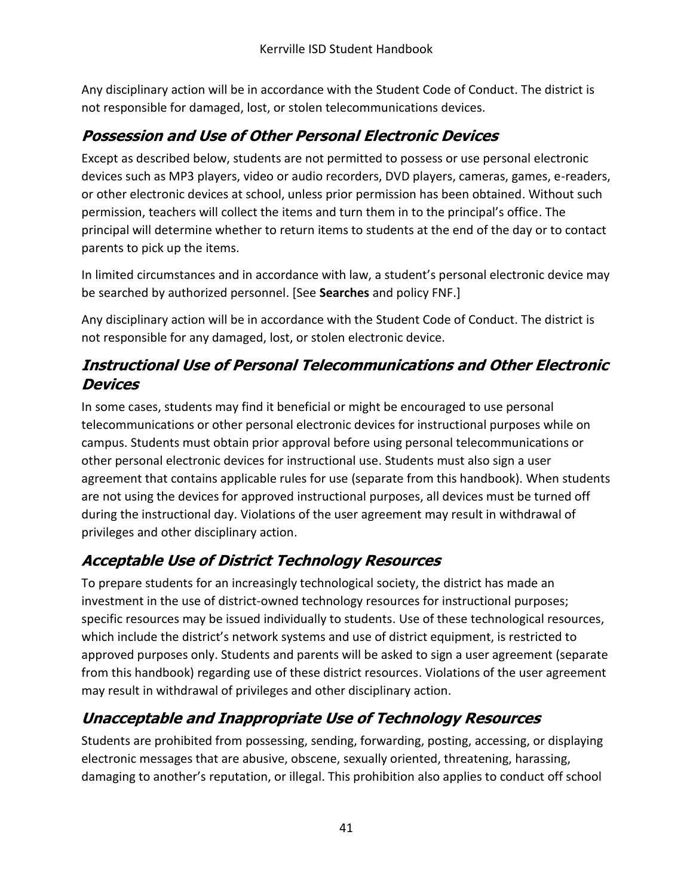Any disciplinary action will be in accordance with the Student Code of Conduct. The district is not responsible for damaged, lost, or stolen telecommunications devices.

### ***Possession and Use of Other Personal Electronic Devices***

Except as described below, students are not permitted to possess or use personal electronic devices such as MP3 players, video or audio recorders, DVD players, cameras, games, e-readers, or other electronic devices at school, unless prior permission has been obtained. Without such permission, teachers will collect the items and turn them in to the principal's office. The principal will determine whether to return items to students at the end of the day or to contact parents to pick up the items.

In limited circumstances and in accordance with law, a student's personal electronic device may be searched by authorized personnel. [See **Searches** and policy FNF.]

Any disciplinary action will be in accordance with the Student Code of Conduct. The district is not responsible for any damaged, lost, or stolen electronic device.

### ***Instructional Use of Personal Telecommunications and Other Electronic Devices***

In some cases, students may find it beneficial or might be encouraged to use personal telecommunications or other personal electronic devices for instructional purposes while on campus. Students must obtain prior approval before using personal telecommunications or other personal electronic devices for instructional use. Students must also sign a user agreement that contains applicable rules for use (separate from this handbook). When students are not using the devices for approved instructional purposes, all devices must be turned off during the instructional day. Violations of the user agreement may result in withdrawal of privileges and other disciplinary action.

### ***Acceptable Use of District Technology Resources***

To prepare students for an increasingly technological society, the district has made an investment in the use of district-owned technology resources for instructional purposes; specific resources may be issued individually to students. Use of these technological resources, which include the district's network systems and use of district equipment, is restricted to approved purposes only. Students and parents will be asked to sign a user agreement (separate from this handbook) regarding use of these district resources. Violations of the user agreement may result in withdrawal of privileges and other disciplinary action.

### ***Unacceptable and Inappropriate Use of Technology Resources***

Students are prohibited from possessing, sending, forwarding, posting, accessing, or displaying electronic messages that are abusive, obscene, sexually oriented, threatening, harassing, damaging to another's reputation, or illegal. This prohibition also applies to conduct off school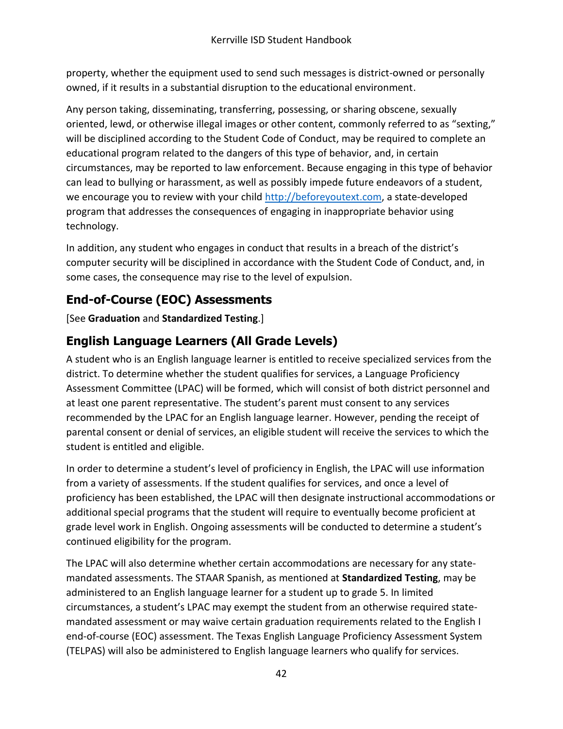property, whether the equipment used to send such messages is district-owned or personally owned, if it results in a substantial disruption to the educational environment.

Any person taking, disseminating, transferring, possessing, or sharing obscene, sexually oriented, lewd, or otherwise illegal images or other content, commonly referred to as "sexting," will be disciplined according to the Student Code of Conduct, may be required to complete an educational program related to the dangers of this type of behavior, and, in certain circumstances, may be reported to law enforcement. Because engaging in this type of behavior can lead to bullying or harassment, as well as possibly impede future endeavors of a student, we encourage you to review with your child [http://beforeyoutext.com](http://beforeyoutext.com), a state-developed program that addresses the consequences of engaging in inappropriate behavior using technology.

In addition, any student who engages in conduct that results in a breach of the district's computer security will be disciplined in accordance with the Student Code of Conduct, and, in some cases, the consequence may rise to the level of expulsion.

## End-of-Course (EOC) Assessments

[See **Graduation** and **Standardized Testing**.]

## English Language Learners (All Grade Levels)

A student who is an English language learner is entitled to receive specialized services from the district. To determine whether the student qualifies for services, a Language Proficiency Assessment Committee (LPAC) will be formed, which will consist of both district personnel and at least one parent representative. The student's parent must consent to any services recommended by the LPAC for an English language learner. However, pending the receipt of parental consent or denial of services, an eligible student will receive the services to which the student is entitled and eligible.

In order to determine a student's level of proficiency in English, the LPAC will use information from a variety of assessments. If the student qualifies for services, and once a level of proficiency has been established, the LPAC will then designate instructional accommodations or additional special programs that the student will require to eventually become proficient at grade level work in English. Ongoing assessments will be conducted to determine a student's continued eligibility for the program.

The LPAC will also determine whether certain accommodations are necessary for any state-mandated assessments. The STAAR Spanish, as mentioned at **Standardized Testing**, may be administered to an English language learner for a student up to grade 5. In limited circumstances, a student's LPAC may exempt the student from an otherwise required state-mandated assessment or may waive certain graduation requirements related to the English I end-of-course (EOC) assessment. The Texas English Language Proficiency Assessment System (TELPAS) will also be administered to English language learners who qualify for services.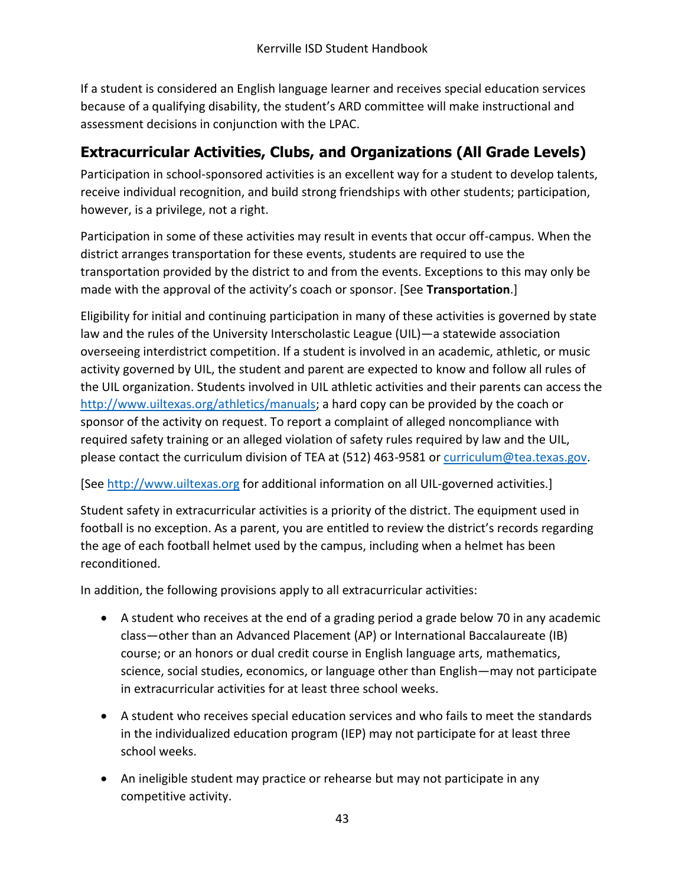If a student is considered an English language learner and receives special education services because of a qualifying disability, the student's ARD committee will make instructional and assessment decisions in conjunction with the LPAC.

## Extracurricular Activities, Clubs, and Organizations (All Grade Levels)

Participation in school-sponsored activities is an excellent way for a student to develop talents, receive individual recognition, and build strong friendships with other students; participation, however, is a privilege, not a right.

Participation in some of these activities may result in events that occur off-campus. When the district arranges transportation for these events, students are required to use the transportation provided by the district to and from the events. Exceptions to this may only be made with the approval of the activity's coach or sponsor. [See **Transportation**.]

Eligibility for initial and continuing participation in many of these activities is governed by state law and the rules of the University Interscholastic League (UIL)—a statewide association overseeing interdistrict competition. If a student is involved in an academic, athletic, or music activity governed by UIL, the student and parent are expected to know and follow all rules of the UIL organization. Students involved in UIL athletic activities and their parents can access the [http://www.uiltexas.org/athletics/manuals](http://www.uiltexas.org/athletics/manuals); a hard copy can be provided by the coach or sponsor of the activity on request. To report a complaint of alleged noncompliance with required safety training or an alleged violation of safety rules required by law and the UIL, please contact the curriculum division of TEA at (512) 463-9581 or [curriculum@tea.texas.gov](mailto:curriculum@tea.texas.gov).

[See [http://www.uiltexas.org](http://www.uiltexas.org) for additional information on all UIL-governed activities.]

Student safety in extracurricular activities is a priority of the district. The equipment used in football is no exception. As a parent, you are entitled to review the district's records regarding the age of each football helmet used by the campus, including when a helmet has been reconditioned.

In addition, the following provisions apply to all extracurricular activities:

- A student who receives at the end of a grading period a grade below 70 in any academic class—other than an Advanced Placement (AP) or International Baccalaureate (IB) course; or an honors or dual credit course in English language arts, mathematics, science, social studies, economics, or language other than English—may not participate in extracurricular activities for at least three school weeks.
- A student who receives special education services and who fails to meet the standards in the individualized education program (IEP) may not participate for at least three school weeks.
- An ineligible student may practice or rehearse but may not participate in any competitive activity.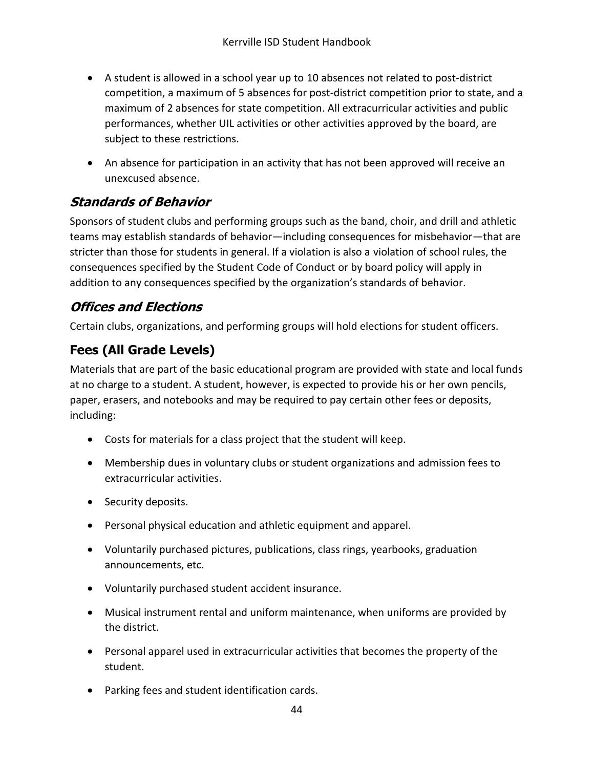- A student is allowed in a school year up to 10 absences not related to post-district competition, a maximum of 5 absences for post-district competition prior to state, and a maximum of 2 absences for state competition. All extracurricular activities and public performances, whether UIL activities or other activities approved by the board, are subject to these restrictions.

- An absence for participation in an activity that has not been approved will receive an unexcused absence.

### *Standards of Behavior*

Sponsors of student clubs and performing groups such as the band, choir, and drill and athletic teams may establish standards of behavior—including consequences for misbehavior—that are stricter than those for students in general. If a violation is also a violation of school rules, the consequences specified by the Student Code of Conduct or by board policy will apply in addition to any consequences specified by the organization's standards of behavior.

### *Offices and Elections*

Certain clubs, organizations, and performing groups will hold elections for student officers.

## Fees (All Grade Levels)

Materials that are part of the basic educational program are provided with state and local funds at no charge to a student. A student, however, is expected to provide his or her own pencils, paper, erasers, and notebooks and may be required to pay certain other fees or deposits, including:

- Costs for materials for a class project that the student will keep.

- Membership dues in voluntary clubs or student organizations and admission fees to extracurricular activities.

- Security deposits.

- Personal physical education and athletic equipment and apparel.

- Voluntarily purchased pictures, publications, class rings, yearbooks, graduation announcements, etc.

- Voluntarily purchased student accident insurance.

- Musical instrument rental and uniform maintenance, when uniforms are provided by the district.

- Personal apparel used in extracurricular activities that becomes the property of the student.

- Parking fees and student identification cards.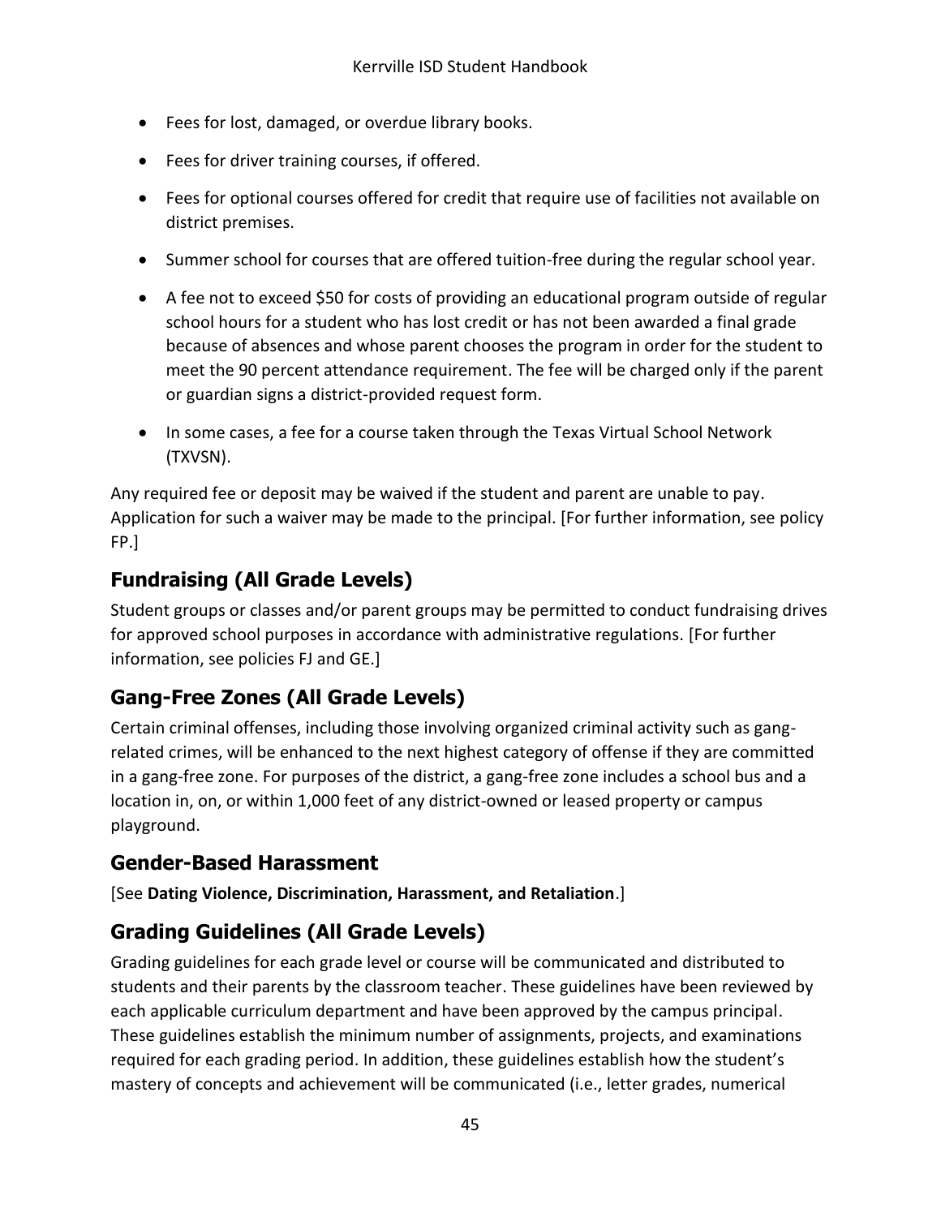- Fees for lost, damaged, or overdue library books.
- Fees for driver training courses, if offered.
- Fees for optional courses offered for credit that require use of facilities not available on district premises.
- Summer school for courses that are offered tuition-free during the regular school year.
- A fee not to exceed $50 for costs of providing an educational program outside of regular school hours for a student who has lost credit or has not been awarded a final grade because of absences and whose parent chooses the program in order for the student to meet the 90 percent attendance requirement. The fee will be charged only if the parent or guardian signs a district-provided request form.
- In some cases, a fee for a course taken through the Texas Virtual School Network (TXVSN).

Any required fee or deposit may be waived if the student and parent are unable to pay. Application for such a waiver may be made to the principal. [For further information, see policy FP.]

## Fundraising (All Grade Levels)

Student groups or classes and/or parent groups may be permitted to conduct fundraising drives for approved school purposes in accordance with administrative regulations. [For further information, see policies FJ and GE.]

## Gang-Free Zones (All Grade Levels)

Certain criminal offenses, including those involving organized criminal activity such as gang-related crimes, will be enhanced to the next highest category of offense if they are committed in a gang-free zone. For purposes of the district, a gang-free zone includes a school bus and a location in, on, or within 1,000 feet of any district-owned or leased property or campus playground.

## Gender-Based Harassment

[See **Dating Violence, Discrimination, Harassment, and Retaliation**.]

## Grading Guidelines (All Grade Levels)

Grading guidelines for each grade level or course will be communicated and distributed to students and their parents by the classroom teacher. These guidelines have been reviewed by each applicable curriculum department and have been approved by the campus principal. These guidelines establish the minimum number of assignments, projects, and examinations required for each grading period. In addition, these guidelines establish how the student's mastery of concepts and achievement will be communicated (i.e., letter grades, numerical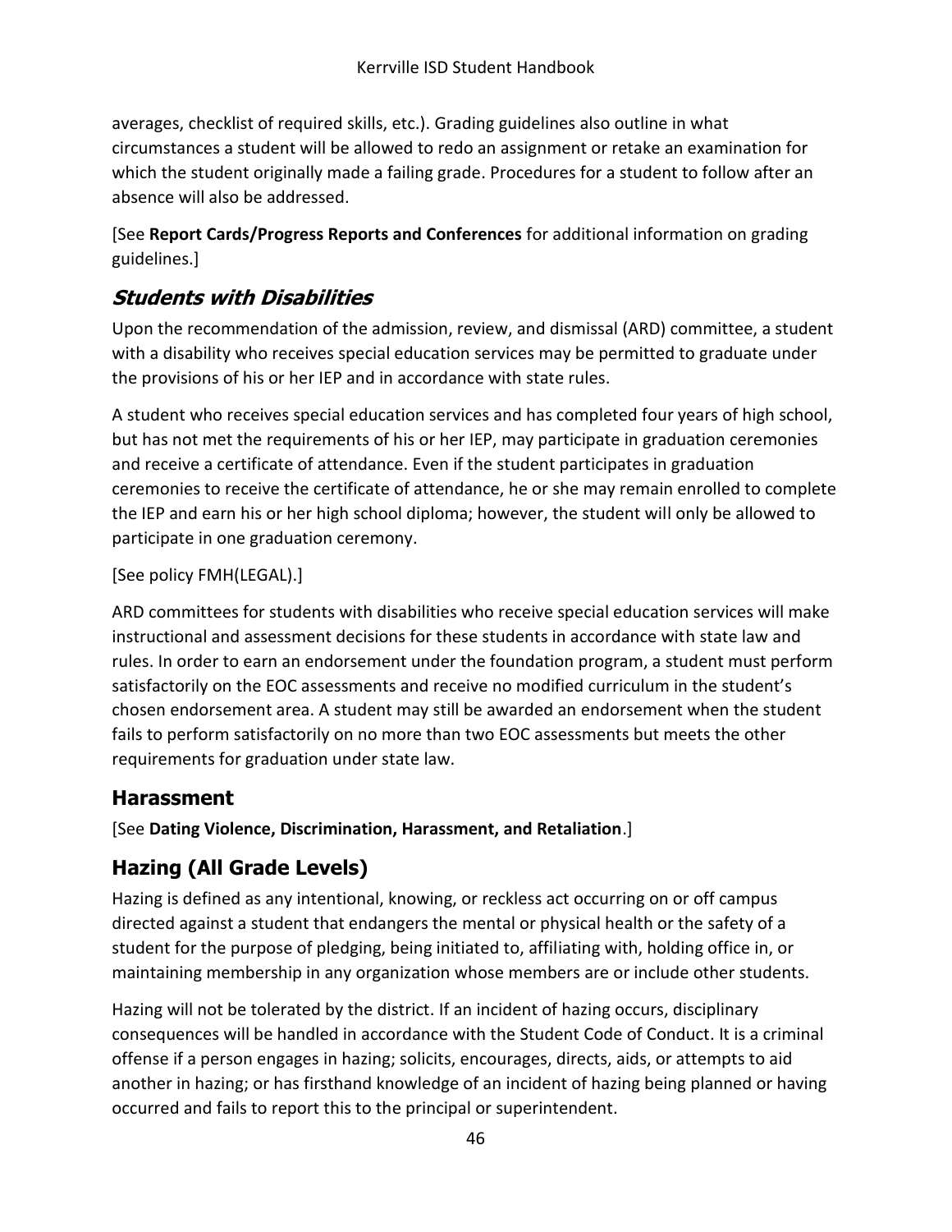averages, checklist of required skills, etc.). Grading guidelines also outline in what circumstances a student will be allowed to redo an assignment or retake an examination for which the student originally made a failing grade. Procedures for a student to follow after an absence will also be addressed.

[See **Report Cards/Progress Reports and Conferences** for additional information on grading guidelines.]

### *Students with Disabilities*

Upon the recommendation of the admission, review, and dismissal (ARD) committee, a student with a disability who receives special education services may be permitted to graduate under the provisions of his or her IEP and in accordance with state rules.

A student who receives special education services and has completed four years of high school, but has not met the requirements of his or her IEP, may participate in graduation ceremonies and receive a certificate of attendance. Even if the student participates in graduation ceremonies to receive the certificate of attendance, he or she may remain enrolled to complete the IEP and earn his or her high school diploma; however, the student will only be allowed to participate in one graduation ceremony.

[See policy FMH(LEGAL).]

ARD committees for students with disabilities who receive special education services will make instructional and assessment decisions for these students in accordance with state law and rules. In order to earn an endorsement under the foundation program, a student must perform satisfactorily on the EOC assessments and receive no modified curriculum in the student's chosen endorsement area. A student may still be awarded an endorsement when the student fails to perform satisfactorily on no more than two EOC assessments but meets the other requirements for graduation under state law.

## Harassment

[See **Dating Violence, Discrimination, Harassment, and Retaliation**.]

## Hazing (All Grade Levels)

Hazing is defined as any intentional, knowing, or reckless act occurring on or off campus directed against a student that endangers the mental or physical health or the safety of a student for the purpose of pledging, being initiated to, affiliating with, holding office in, or maintaining membership in any organization whose members are or include other students.

Hazing will not be tolerated by the district. If an incident of hazing occurs, disciplinary consequences will be handled in accordance with the Student Code of Conduct. It is a criminal offense if a person engages in hazing; solicits, encourages, directs, aids, or attempts to aid another in hazing; or has firsthand knowledge of an incident of hazing being planned or having occurred and fails to report this to the principal or superintendent.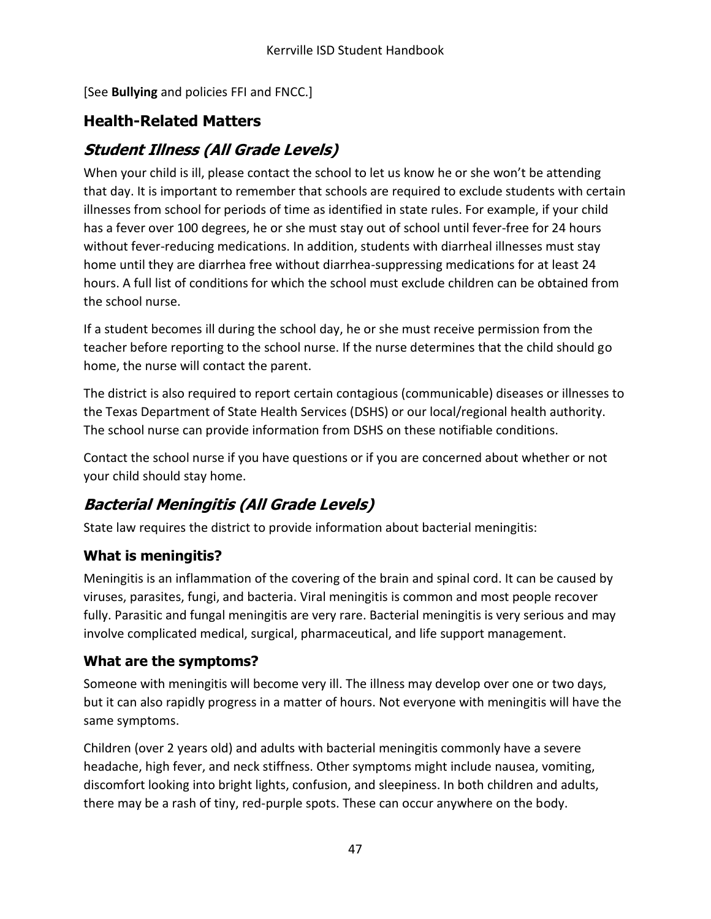[See **Bullying** and policies FFI and FNCC.]

## Health-Related Matters

### *Student Illness (All Grade Levels)*

When your child is ill, please contact the school to let us know he or she won't be attending that day. It is important to remember that schools are required to exclude students with certain illnesses from school for periods of time as identified in state rules. For example, if your child has a fever over 100 degrees, he or she must stay out of school until fever-free for 24 hours without fever-reducing medications. In addition, students with diarrheal illnesses must stay home until they are diarrhea free without diarrhea-suppressing medications for at least 24 hours. A full list of conditions for which the school must exclude children can be obtained from the school nurse.

If a student becomes ill during the school day, he or she must receive permission from the teacher before reporting to the school nurse. If the nurse determines that the child should go home, the nurse will contact the parent.

The district is also required to report certain contagious (communicable) diseases or illnesses to the Texas Department of State Health Services (DSHS) or our local/regional health authority. The school nurse can provide information from DSHS on these notifiable conditions.

Contact the school nurse if you have questions or if you are concerned about whether or not your child should stay home.

### *Bacterial Meningitis (All Grade Levels)*

State law requires the district to provide information about bacterial meningitis:

#### What is meningitis?

Meningitis is an inflammation of the covering of the brain and spinal cord. It can be caused by viruses, parasites, fungi, and bacteria. Viral meningitis is common and most people recover fully. Parasitic and fungal meningitis are very rare. Bacterial meningitis is very serious and may involve complicated medical, surgical, pharmaceutical, and life support management.

#### What are the symptoms?

Someone with meningitis will become very ill. The illness may develop over one or two days, but it can also rapidly progress in a matter of hours. Not everyone with meningitis will have the same symptoms.

Children (over 2 years old) and adults with bacterial meningitis commonly have a severe headache, high fever, and neck stiffness. Other symptoms might include nausea, vomiting, discomfort looking into bright lights, confusion, and sleepiness. In both children and adults, there may be a rash of tiny, red-purple spots. These can occur anywhere on the body.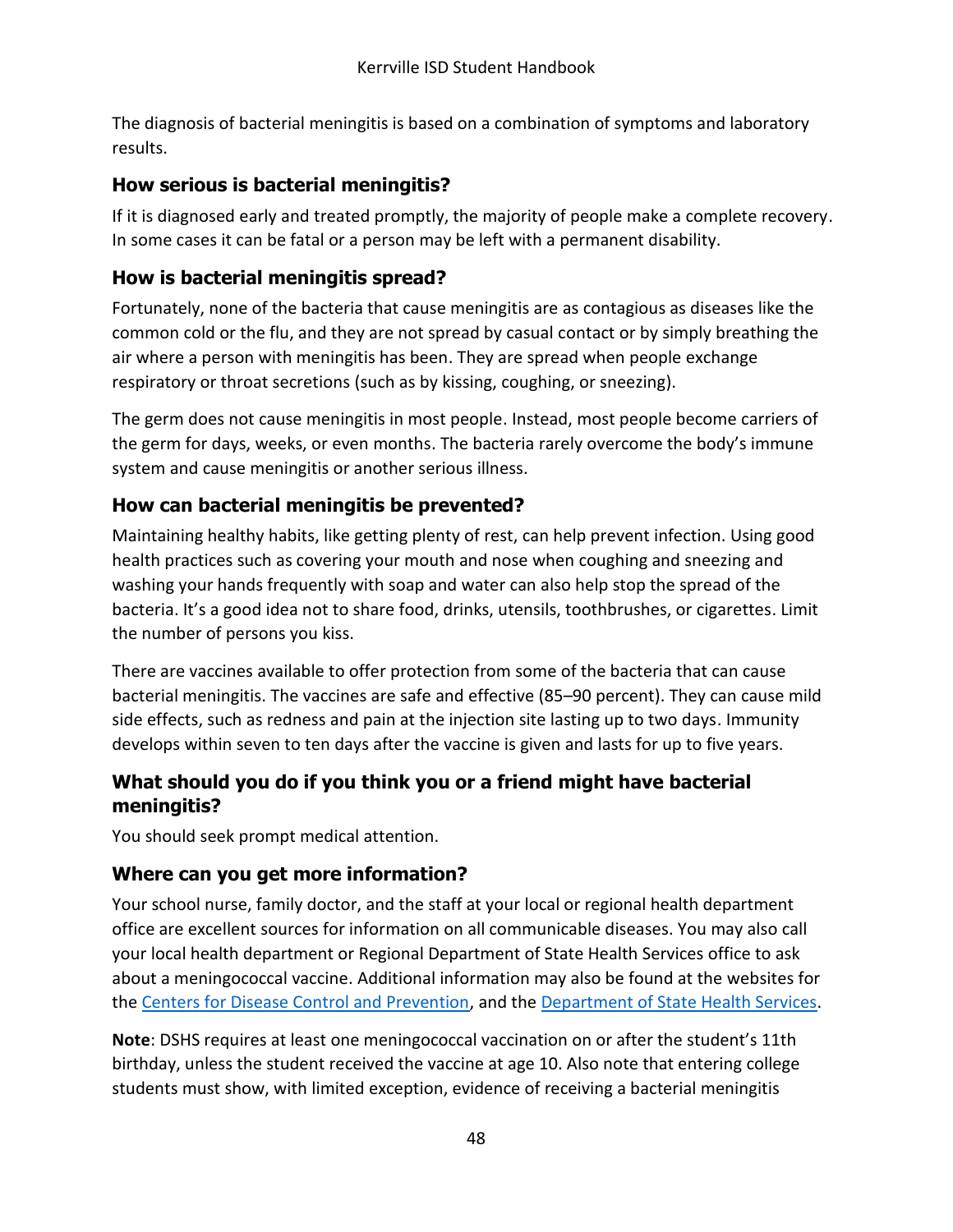The diagnosis of bacterial meningitis is based on a combination of symptoms and laboratory results.

### How serious is bacterial meningitis?

If it is diagnosed early and treated promptly, the majority of people make a complete recovery. In some cases it can be fatal or a person may be left with a permanent disability.

### How is bacterial meningitis spread?

Fortunately, none of the bacteria that cause meningitis are as contagious as diseases like the common cold or the flu, and they are not spread by casual contact or by simply breathing the air where a person with meningitis has been. They are spread when people exchange respiratory or throat secretions (such as by kissing, coughing, or sneezing).

The germ does not cause meningitis in most people. Instead, most people become carriers of the germ for days, weeks, or even months. The bacteria rarely overcome the body's immune system and cause meningitis or another serious illness.

### How can bacterial meningitis be prevented?

Maintaining healthy habits, like getting plenty of rest, can help prevent infection. Using good health practices such as covering your mouth and nose when coughing and sneezing and washing your hands frequently with soap and water can also help stop the spread of the bacteria. It's a good idea not to share food, drinks, utensils, toothbrushes, or cigarettes. Limit the number of persons you kiss.

There are vaccines available to offer protection from some of the bacteria that can cause bacterial meningitis. The vaccines are safe and effective (85–90 percent). They can cause mild side effects, such as redness and pain at the injection site lasting up to two days. Immunity develops within seven to ten days after the vaccine is given and lasts for up to five years.

### What should you do if you think you or a friend might have bacterial meningitis?

You should seek prompt medical attention.

### Where can you get more information?

Your school nurse, family doctor, and the staff at your local or regional health department office are excellent sources for information on all communicable diseases. You may also call your local health department or Regional Department of State Health Services office to ask about a meningococcal vaccine. Additional information may also be found at the websites for the Centers for Disease Control and Prevention, and the Department of State Health Services.

**Note**: DSHS requires at least one meningococcal vaccination on or after the student's 11th birthday, unless the student received the vaccine at age 10. Also note that entering college students must show, with limited exception, evidence of receiving a bacterial meningitis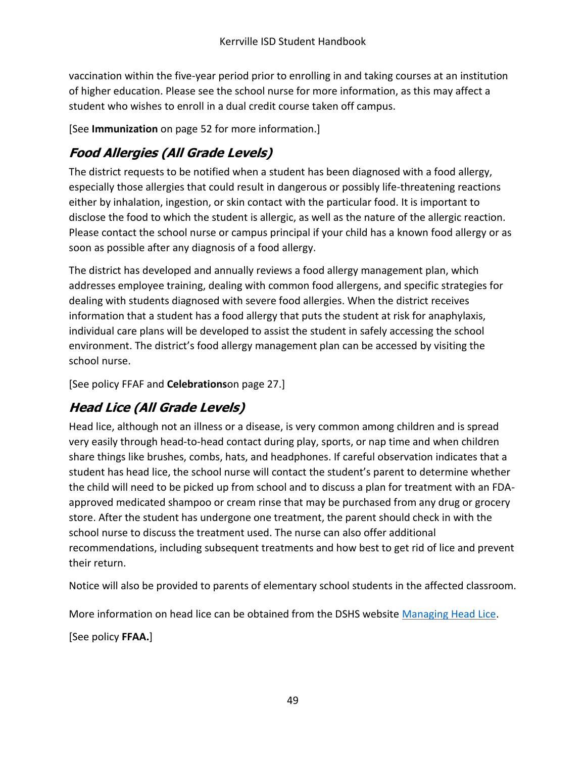vaccination within the five-year period prior to enrolling in and taking courses at an institution of higher education. Please see the school nurse for more information, as this may affect a student who wishes to enroll in a dual credit course taken off campus.

[See **Immunization** on page 52 for more information.]

## *Food Allergies (All Grade Levels)*

The district requests to be notified when a student has been diagnosed with a food allergy, especially those allergies that could result in dangerous or possibly life-threatening reactions either by inhalation, ingestion, or skin contact with the particular food. It is important to disclose the food to which the student is allergic, as well as the nature of the allergic reaction. Please contact the school nurse or campus principal if your child has a known food allergy or as soon as possible after any diagnosis of a food allergy.

The district has developed and annually reviews a food allergy management plan, which addresses employee training, dealing with common food allergens, and specific strategies for dealing with students diagnosed with severe food allergies. When the district receives information that a student has a food allergy that puts the student at risk for anaphylaxis, individual care plans will be developed to assist the student in safely accessing the school environment. The district's food allergy management plan can be accessed by visiting the school nurse.

[See policy FFAF and **Celebrations**on page 27.]

## *Head Lice (All Grade Levels)*

Head lice, although not an illness or a disease, is very common among children and is spread very easily through head-to-head contact during play, sports, or nap time and when children share things like brushes, combs, hats, and headphones. If careful observation indicates that a student has head lice, the school nurse will contact the student's parent to determine whether the child will need to be picked up from school and to discuss a plan for treatment with an FDA-approved medicated shampoo or cream rinse that may be purchased from any drug or grocery store. After the student has undergone one treatment, the parent should check in with the school nurse to discuss the treatment used. The nurse can also offer additional recommendations, including subsequent treatments and how best to get rid of lice and prevent their return.

Notice will also be provided to parents of elementary school students in the affected classroom.

More information on head lice can be obtained from the DSHS website Managing Head Lice.

[See policy **FFAA.**]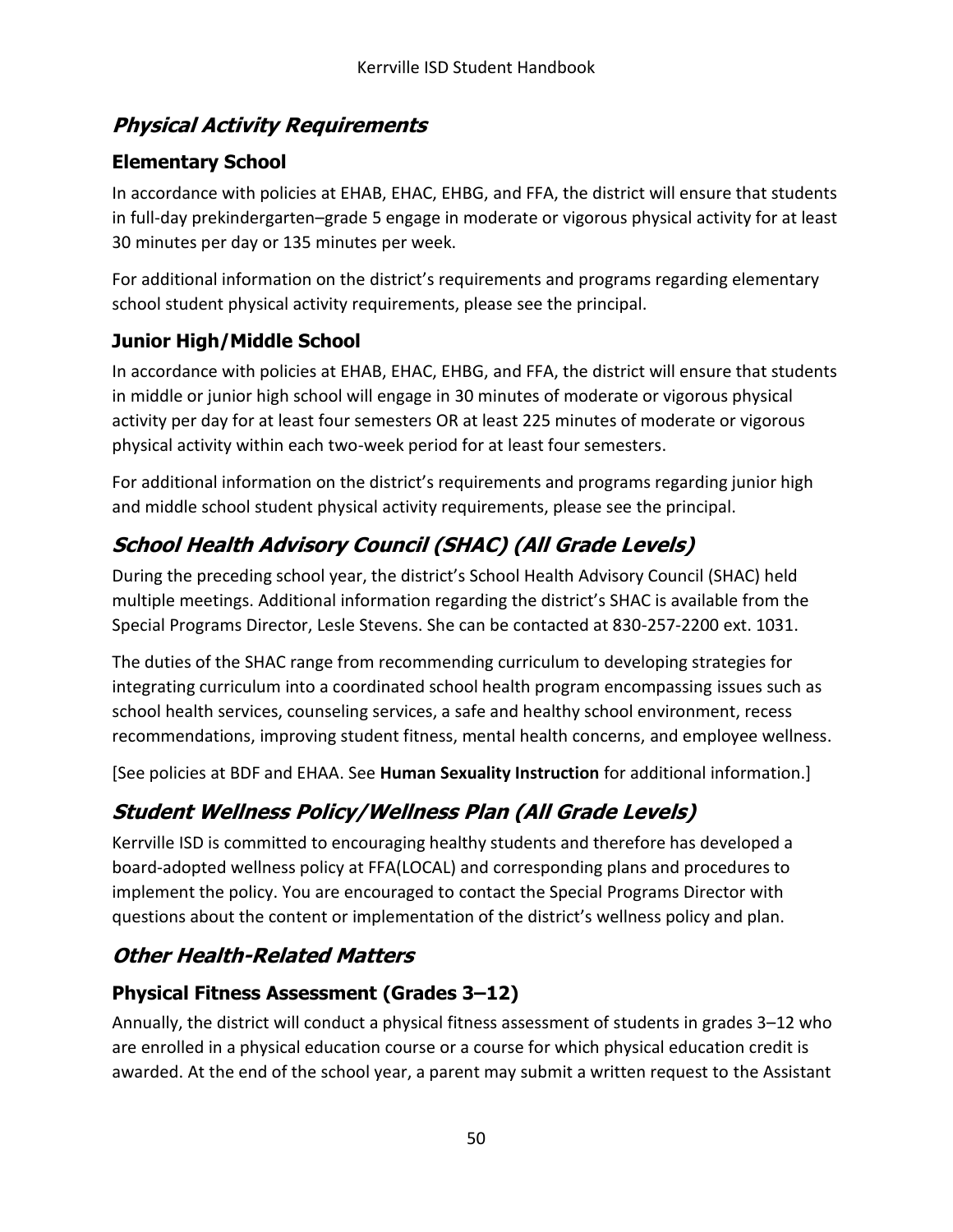## *Physical Activity Requirements*

### Elementary School

In accordance with policies at EHAB, EHAC, EHBG, and FFA, the district will ensure that students in full-day prekindergarten–grade 5 engage in moderate or vigorous physical activity for at least 30 minutes per day or 135 minutes per week.

For additional information on the district's requirements and programs regarding elementary school student physical activity requirements, please see the principal.

### Junior High/Middle School

In accordance with policies at EHAB, EHAC, EHBG, and FFA, the district will ensure that students in middle or junior high school will engage in 30 minutes of moderate or vigorous physical activity per day for at least four semesters OR at least 225 minutes of moderate or vigorous physical activity within each two-week period for at least four semesters.

For additional information on the district's requirements and programs regarding junior high and middle school student physical activity requirements, please see the principal.

## *School Health Advisory Council (SHAC) (All Grade Levels)*

During the preceding school year, the district's School Health Advisory Council (SHAC) held multiple meetings. Additional information regarding the district's SHAC is available from the Special Programs Director, Lesle Stevens. She can be contacted at 830-257-2200 ext. 1031.

The duties of the SHAC range from recommending curriculum to developing strategies for integrating curriculum into a coordinated school health program encompassing issues such as school health services, counseling services, a safe and healthy school environment, recess recommendations, improving student fitness, mental health concerns, and employee wellness.

[See policies at BDF and EHAA. See **Human Sexuality Instruction** for additional information.]

## *Student Wellness Policy/Wellness Plan (All Grade Levels)*

Kerrville ISD is committed to encouraging healthy students and therefore has developed a board-adopted wellness policy at FFA(LOCAL) and corresponding plans and procedures to implement the policy. You are encouraged to contact the Special Programs Director with questions about the content or implementation of the district's wellness policy and plan.

## *Other Health-Related Matters*

### Physical Fitness Assessment (Grades 3–12)

Annually, the district will conduct a physical fitness assessment of students in grades 3–12 who are enrolled in a physical education course or a course for which physical education credit is awarded. At the end of the school year, a parent may submit a written request to the Assistant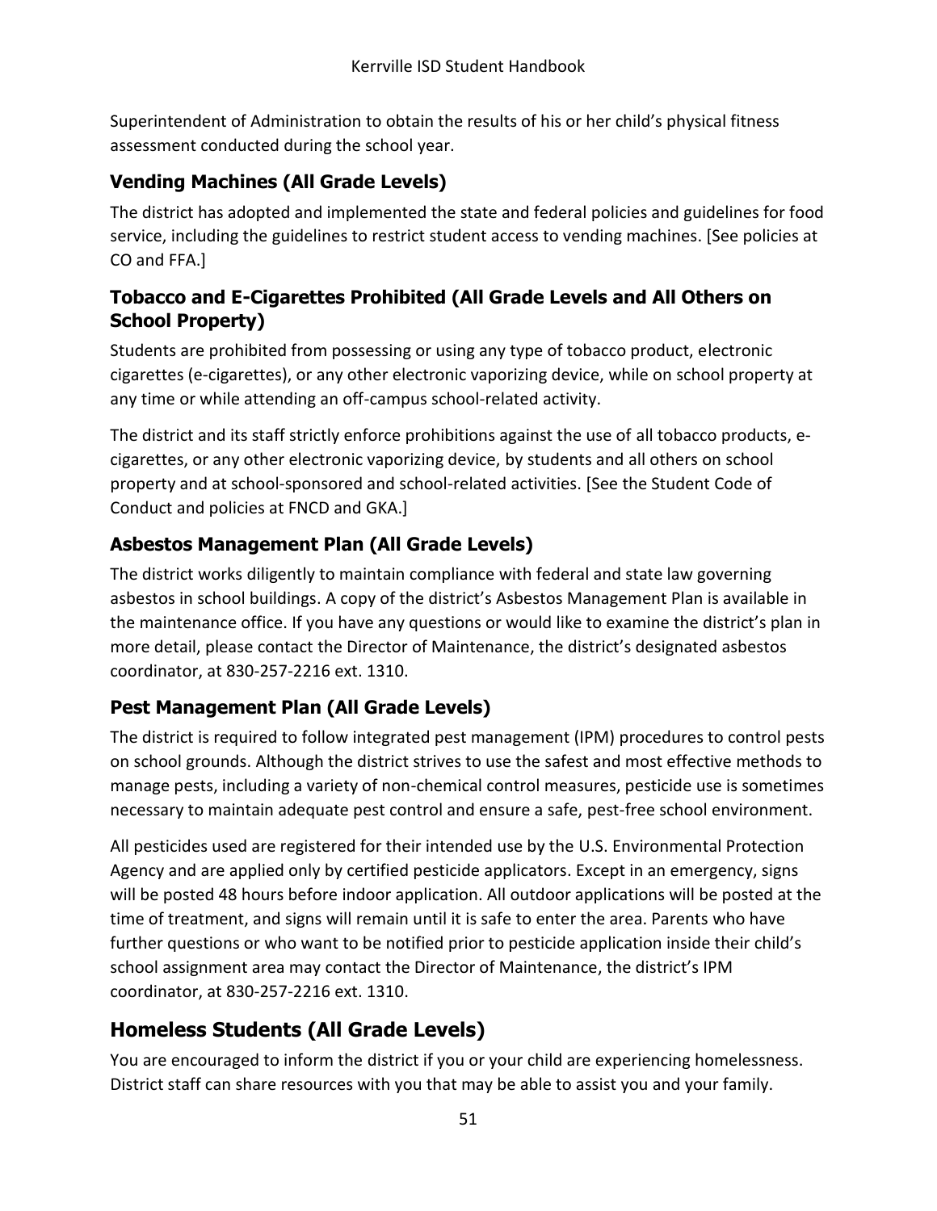Superintendent of Administration to obtain the results of his or her child's physical fitness assessment conducted during the school year.

### Vending Machines (All Grade Levels)

The district has adopted and implemented the state and federal policies and guidelines for food service, including the guidelines to restrict student access to vending machines. [See policies at CO and FFA.]

### Tobacco and E-Cigarettes Prohibited (All Grade Levels and All Others on School Property)

Students are prohibited from possessing or using any type of tobacco product, electronic cigarettes (e-cigarettes), or any other electronic vaporizing device, while on school property at any time or while attending an off-campus school-related activity.

The district and its staff strictly enforce prohibitions against the use of all tobacco products, e-cigarettes, or any other electronic vaporizing device, by students and all others on school property and at school-sponsored and school-related activities. [See the Student Code of Conduct and policies at FNCD and GKA.]

### Asbestos Management Plan (All Grade Levels)

The district works diligently to maintain compliance with federal and state law governing asbestos in school buildings. A copy of the district's Asbestos Management Plan is available in the maintenance office. If you have any questions or would like to examine the district's plan in more detail, please contact the Director of Maintenance, the district's designated asbestos coordinator, at 830-257-2216 ext. 1310.

### Pest Management Plan (All Grade Levels)

The district is required to follow integrated pest management (IPM) procedures to control pests on school grounds. Although the district strives to use the safest and most effective methods to manage pests, including a variety of non-chemical control measures, pesticide use is sometimes necessary to maintain adequate pest control and ensure a safe, pest-free school environment.

All pesticides used are registered for their intended use by the U.S. Environmental Protection Agency and are applied only by certified pesticide applicators. Except in an emergency, signs will be posted 48 hours before indoor application. All outdoor applications will be posted at the time of treatment, and signs will remain until it is safe to enter the area. Parents who have further questions or who want to be notified prior to pesticide application inside their child's school assignment area may contact the Director of Maintenance, the district's IPM coordinator, at 830-257-2216 ext. 1310.

## Homeless Students (All Grade Levels)

You are encouraged to inform the district if you or your child are experiencing homelessness. District staff can share resources with you that may be able to assist you and your family.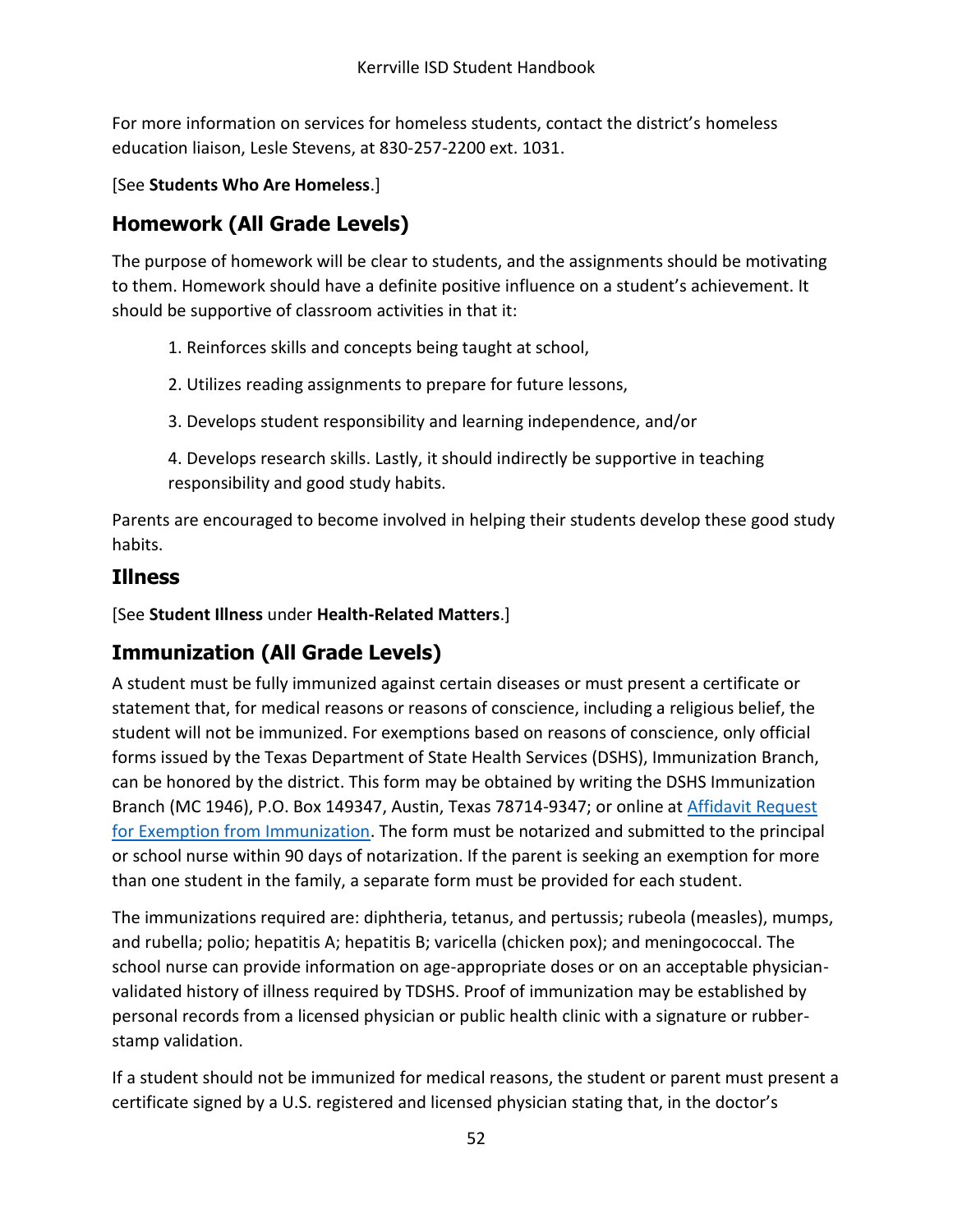For more information on services for homeless students, contact the district's homeless education liaison, Lesle Stevens, at 830-257-2200 ext. 1031.

[See **Students Who Are Homeless**.]

## Homework (All Grade Levels)

The purpose of homework will be clear to students, and the assignments should be motivating to them. Homework should have a definite positive influence on a student's achievement. It should be supportive of classroom activities in that it:

1. Reinforces skills and concepts being taught at school,
2. Utilizes reading assignments to prepare for future lessons,
3. Develops student responsibility and learning independence, and/or
4. Develops research skills. Lastly, it should indirectly be supportive in teaching responsibility and good study habits.

Parents are encouraged to become involved in helping their students develop these good study habits.

## Illness

[See **Student Illness** under **Health-Related Matters**.]

## Immunization (All Grade Levels)

A student must be fully immunized against certain diseases or must present a certificate or statement that, for medical reasons or reasons of conscience, including a religious belief, the student will not be immunized. For exemptions based on reasons of conscience, only official forms issued by the Texas Department of State Health Services (DSHS), Immunization Branch, can be honored by the district. This form may be obtained by writing the DSHS Immunization Branch (MC 1946), P.O. Box 149347, Austin, Texas 78714-9347; or online at Affidavit Request for Exemption from Immunization. The form must be notarized and submitted to the principal or school nurse within 90 days of notarization. If the parent is seeking an exemption for more than one student in the family, a separate form must be provided for each student.

The immunizations required are: diphtheria, tetanus, and pertussis; rubeola (measles), mumps, and rubella; polio; hepatitis A; hepatitis B; varicella (chicken pox); and meningococcal. The school nurse can provide information on age-appropriate doses or on an acceptable physician-validated history of illness required by TDSHS. Proof of immunization may be established by personal records from a licensed physician or public health clinic with a signature or rubber-stamp validation.

If a student should not be immunized for medical reasons, the student or parent must present a certificate signed by a U.S. registered and licensed physician stating that, in the doctor's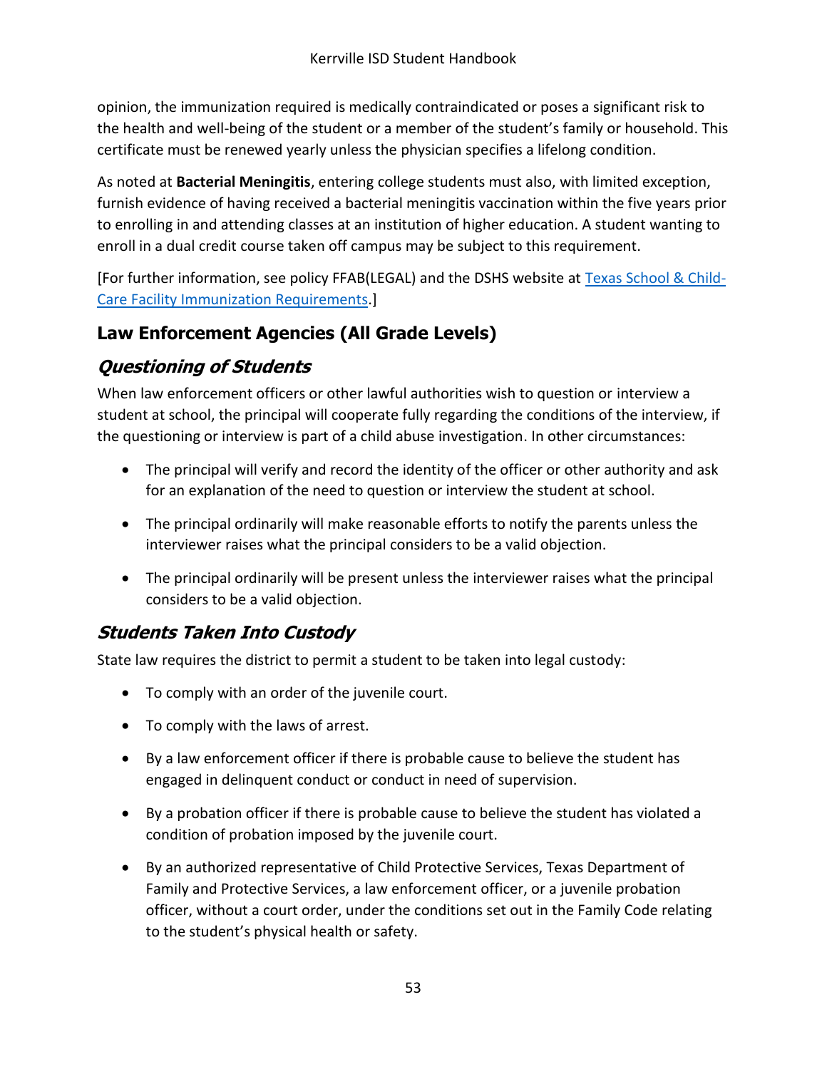opinion, the immunization required is medically contraindicated or poses a significant risk to the health and well-being of the student or a member of the student's family or household. This certificate must be renewed yearly unless the physician specifies a lifelong condition.

As noted at **Bacterial Meningitis**, entering college students must also, with limited exception, furnish evidence of having received a bacterial meningitis vaccination within the five years prior to enrolling in and attending classes at an institution of higher education. A student wanting to enroll in a dual credit course taken off campus may be subject to this requirement.

[For further information, see policy FFAB(LEGAL) and the DSHS website at Texas School & Child-Care Facility Immunization Requirements.]

## Law Enforcement Agencies (All Grade Levels)

### *Questioning of Students*

When law enforcement officers or other lawful authorities wish to question or interview a student at school, the principal will cooperate fully regarding the conditions of the interview, if the questioning or interview is part of a child abuse investigation. In other circumstances:

- The principal will verify and record the identity of the officer or other authority and ask for an explanation of the need to question or interview the student at school.
- The principal ordinarily will make reasonable efforts to notify the parents unless the interviewer raises what the principal considers to be a valid objection.
- The principal ordinarily will be present unless the interviewer raises what the principal considers to be a valid objection.

### *Students Taken Into Custody*

State law requires the district to permit a student to be taken into legal custody:

- To comply with an order of the juvenile court.
- To comply with the laws of arrest.
- By a law enforcement officer if there is probable cause to believe the student has engaged in delinquent conduct or conduct in need of supervision.
- By a probation officer if there is probable cause to believe the student has violated a condition of probation imposed by the juvenile court.
- By an authorized representative of Child Protective Services, Texas Department of Family and Protective Services, a law enforcement officer, or a juvenile probation officer, without a court order, under the conditions set out in the Family Code relating to the student's physical health or safety.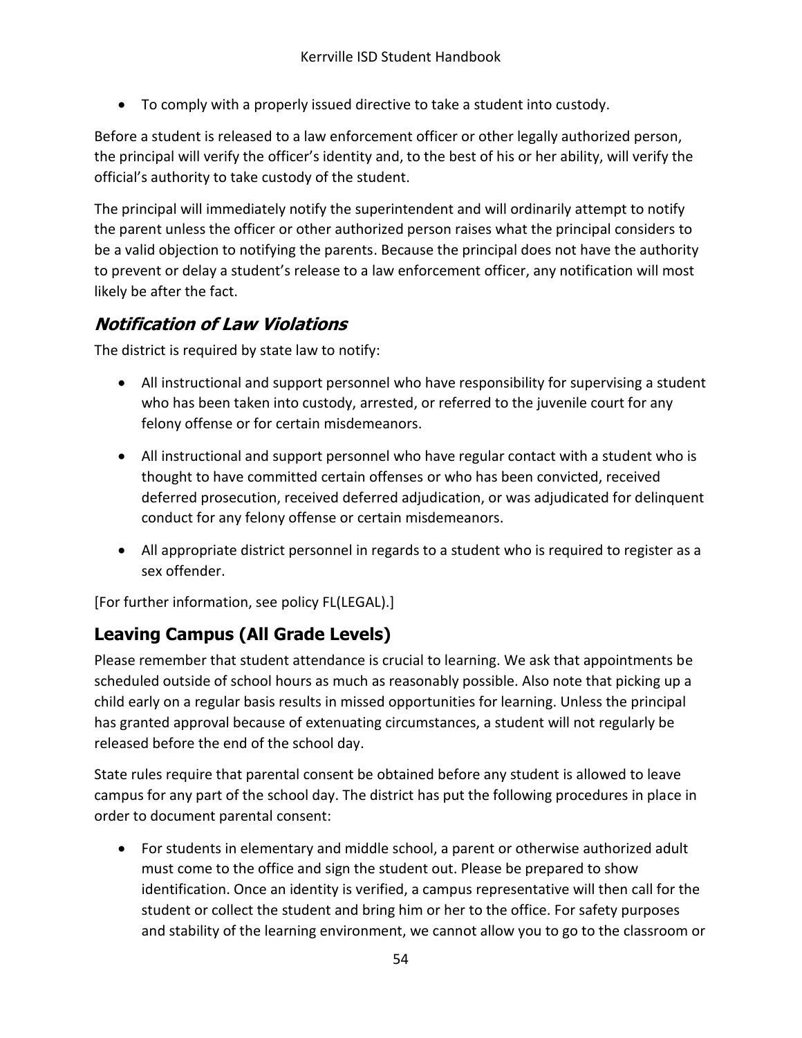- To comply with a properly issued directive to take a student into custody.

Before a student is released to a law enforcement officer or other legally authorized person, the principal will verify the officer's identity and, to the best of his or her ability, will verify the official's authority to take custody of the student.

The principal will immediately notify the superintendent and will ordinarily attempt to notify the parent unless the officer or other authorized person raises what the principal considers to be a valid objection to notifying the parents. Because the principal does not have the authority to prevent or delay a student's release to a law enforcement officer, any notification will most likely be after the fact.

### *Notification of Law Violations*

The district is required by state law to notify:

- All instructional and support personnel who have responsibility for supervising a student who has been taken into custody, arrested, or referred to the juvenile court for any felony offense or for certain misdemeanors.
- All instructional and support personnel who have regular contact with a student who is thought to have committed certain offenses or who has been convicted, received deferred prosecution, received deferred adjudication, or was adjudicated for delinquent conduct for any felony offense or certain misdemeanors.
- All appropriate district personnel in regards to a student who is required to register as a sex offender.

[For further information, see policy FL(LEGAL).]

## Leaving Campus (All Grade Levels)

Please remember that student attendance is crucial to learning. We ask that appointments be scheduled outside of school hours as much as reasonably possible. Also note that picking up a child early on a regular basis results in missed opportunities for learning. Unless the principal has granted approval because of extenuating circumstances, a student will not regularly be released before the end of the school day.

State rules require that parental consent be obtained before any student is allowed to leave campus for any part of the school day. The district has put the following procedures in place in order to document parental consent:

- For students in elementary and middle school, a parent or otherwise authorized adult must come to the office and sign the student out. Please be prepared to show identification. Once an identity is verified, a campus representative will then call for the student or collect the student and bring him or her to the office. For safety purposes and stability of the learning environment, we cannot allow you to go to the classroom or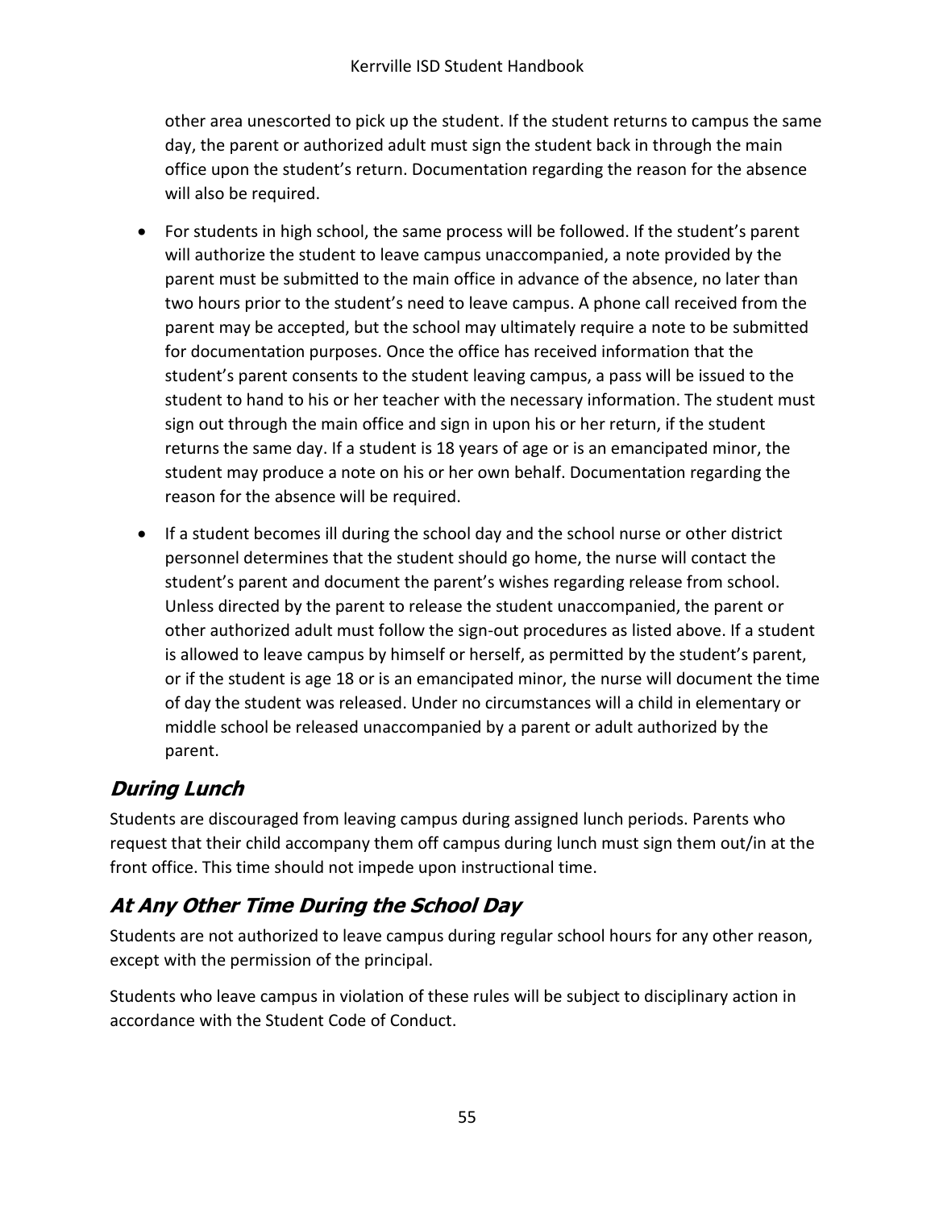other area unescorted to pick up the student. If the student returns to campus the same day, the parent or authorized adult must sign the student back in through the main office upon the student's return. Documentation regarding the reason for the absence will also be required.

- For students in high school, the same process will be followed. If the student's parent will authorize the student to leave campus unaccompanied, a note provided by the parent must be submitted to the main office in advance of the absence, no later than two hours prior to the student's need to leave campus. A phone call received from the parent may be accepted, but the school may ultimately require a note to be submitted for documentation purposes. Once the office has received information that the student's parent consents to the student leaving campus, a pass will be issued to the student to hand to his or her teacher with the necessary information. The student must sign out through the main office and sign in upon his or her return, if the student returns the same day. If a student is 18 years of age or is an emancipated minor, the student may produce a note on his or her own behalf. Documentation regarding the reason for the absence will be required.
- If a student becomes ill during the school day and the school nurse or other district personnel determines that the student should go home, the nurse will contact the student's parent and document the parent's wishes regarding release from school. Unless directed by the parent to release the student unaccompanied, the parent or other authorized adult must follow the sign-out procedures as listed above. If a student is allowed to leave campus by himself or herself, as permitted by the student's parent, or if the student is age 18 or is an emancipated minor, the nurse will document the time of day the student was released. Under no circumstances will a child in elementary or middle school be released unaccompanied by a parent or adult authorized by the parent.

## *During Lunch*

Students are discouraged from leaving campus during assigned lunch periods. Parents who request that their child accompany them off campus during lunch must sign them out/in at the front office. This time should not impede upon instructional time.

## *At Any Other Time During the School Day*

Students are not authorized to leave campus during regular school hours for any other reason, except with the permission of the principal.

Students who leave campus in violation of these rules will be subject to disciplinary action in accordance with the Student Code of Conduct.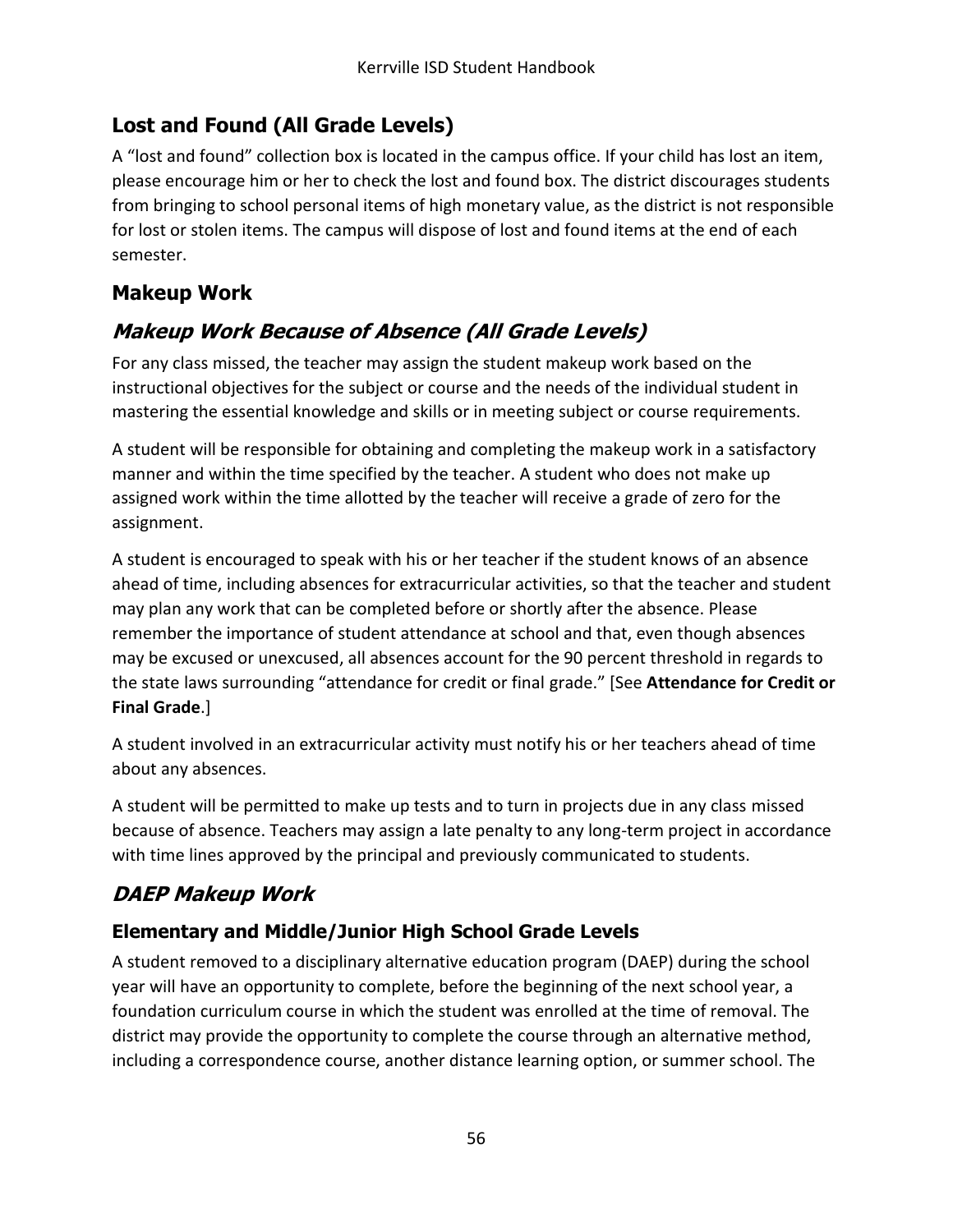## Lost and Found (All Grade Levels)

A "lost and found" collection box is located in the campus office. If your child has lost an item, please encourage him or her to check the lost and found box. The district discourages students from bringing to school personal items of high monetary value, as the district is not responsible for lost or stolen items. The campus will dispose of lost and found items at the end of each semester.

## Makeup Work

### *Makeup Work Because of Absence (All Grade Levels)*

For any class missed, the teacher may assign the student makeup work based on the instructional objectives for the subject or course and the needs of the individual student in mastering the essential knowledge and skills or in meeting subject or course requirements.

A student will be responsible for obtaining and completing the makeup work in a satisfactory manner and within the time specified by the teacher. A student who does not make up assigned work within the time allotted by the teacher will receive a grade of zero for the assignment.

A student is encouraged to speak with his or her teacher if the student knows of an absence ahead of time, including absences for extracurricular activities, so that the teacher and student may plan any work that can be completed before or shortly after the absence. Please remember the importance of student attendance at school and that, even though absences may be excused or unexcused, all absences account for the 90 percent threshold in regards to the state laws surrounding "attendance for credit or final grade." [See **Attendance for Credit or Final Grade**.]

A student involved in an extracurricular activity must notify his or her teachers ahead of time about any absences.

A student will be permitted to make up tests and to turn in projects due in any class missed because of absence. Teachers may assign a late penalty to any long-term project in accordance with time lines approved by the principal and previously communicated to students.

### *DAEP Makeup Work*

#### Elementary and Middle/Junior High School Grade Levels

A student removed to a disciplinary alternative education program (DAEP) during the school year will have an opportunity to complete, before the beginning of the next school year, a foundation curriculum course in which the student was enrolled at the time of removal. The district may provide the opportunity to complete the course through an alternative method, including a correspondence course, another distance learning option, or summer school. The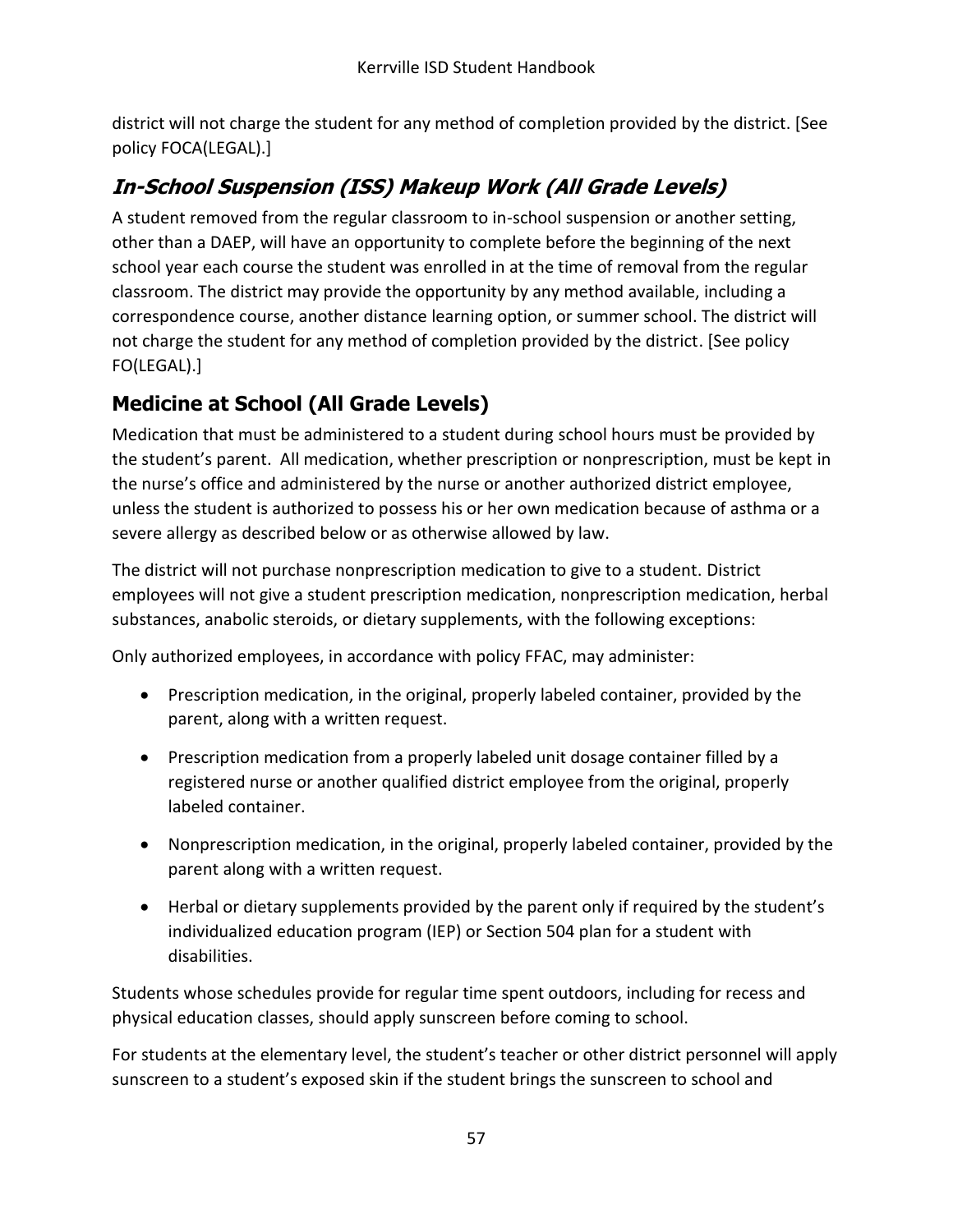district will not charge the student for any method of completion provided by the district. [See policy FOCA(LEGAL).]

## *In-School Suspension (ISS) Makeup Work (All Grade Levels)*

A student removed from the regular classroom to in-school suspension or another setting, other than a DAEP, will have an opportunity to complete before the beginning of the next school year each course the student was enrolled in at the time of removal from the regular classroom. The district may provide the opportunity by any method available, including a correspondence course, another distance learning option, or summer school. The district will not charge the student for any method of completion provided by the district. [See policy FO(LEGAL).]

## **Medicine at School (All Grade Levels)**

Medication that must be administered to a student during school hours must be provided by the student's parent. All medication, whether prescription or nonprescription, must be kept in the nurse's office and administered by the nurse or another authorized district employee, unless the student is authorized to possess his or her own medication because of asthma or a severe allergy as described below or as otherwise allowed by law.

The district will not purchase nonprescription medication to give to a student. District employees will not give a student prescription medication, nonprescription medication, herbal substances, anabolic steroids, or dietary supplements, with the following exceptions:

Only authorized employees, in accordance with policy FFAC, may administer:

- Prescription medication, in the original, properly labeled container, provided by the parent, along with a written request.
- Prescription medication from a properly labeled unit dosage container filled by a registered nurse or another qualified district employee from the original, properly labeled container.
- Nonprescription medication, in the original, properly labeled container, provided by the parent along with a written request.
- Herbal or dietary supplements provided by the parent only if required by the student's individualized education program (IEP) or Section 504 plan for a student with disabilities.

Students whose schedules provide for regular time spent outdoors, including for recess and physical education classes, should apply sunscreen before coming to school.

For students at the elementary level, the student's teacher or other district personnel will apply sunscreen to a student's exposed skin if the student brings the sunscreen to school and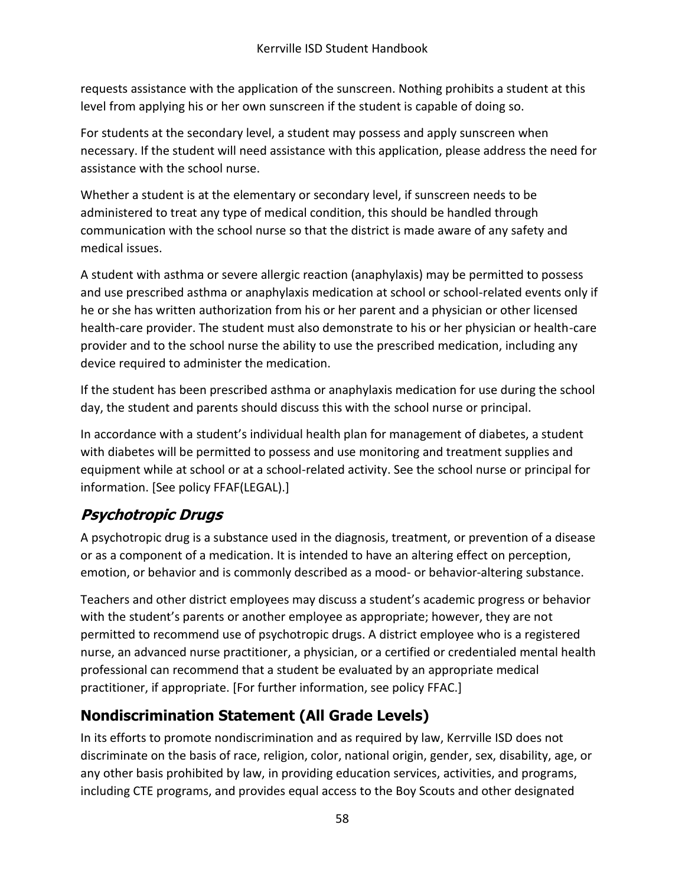requests assistance with the application of the sunscreen. Nothing prohibits a student at this level from applying his or her own sunscreen if the student is capable of doing so.

For students at the secondary level, a student may possess and apply sunscreen when necessary. If the student will need assistance with this application, please address the need for assistance with the school nurse.

Whether a student is at the elementary or secondary level, if sunscreen needs to be administered to treat any type of medical condition, this should be handled through communication with the school nurse so that the district is made aware of any safety and medical issues.

A student with asthma or severe allergic reaction (anaphylaxis) may be permitted to possess and use prescribed asthma or anaphylaxis medication at school or school-related events only if he or she has written authorization from his or her parent and a physician or other licensed health-care provider. The student must also demonstrate to his or her physician or health-care provider and to the school nurse the ability to use the prescribed medication, including any device required to administer the medication.

If the student has been prescribed asthma or anaphylaxis medication for use during the school day, the student and parents should discuss this with the school nurse or principal.

In accordance with a student's individual health plan for management of diabetes, a student with diabetes will be permitted to possess and use monitoring and treatment supplies and equipment while at school or at a school-related activity. See the school nurse or principal for information. [See policy FFAF(LEGAL).]

### *Psychotropic Drugs*

A psychotropic drug is a substance used in the diagnosis, treatment, or prevention of a disease or as a component of a medication. It is intended to have an altering effect on perception, emotion, or behavior and is commonly described as a mood- or behavior-altering substance.

Teachers and other district employees may discuss a student's academic progress or behavior with the student's parents or another employee as appropriate; however, they are not permitted to recommend use of psychotropic drugs. A district employee who is a registered nurse, an advanced nurse practitioner, a physician, or a certified or credentialed mental health professional can recommend that a student be evaluated by an appropriate medical practitioner, if appropriate. [For further information, see policy FFAC.]

## Nondiscrimination Statement (All Grade Levels)

In its efforts to promote nondiscrimination and as required by law, Kerrville ISD does not discriminate on the basis of race, religion, color, national origin, gender, sex, disability, age, or any other basis prohibited by law, in providing education services, activities, and programs, including CTE programs, and provides equal access to the Boy Scouts and other designated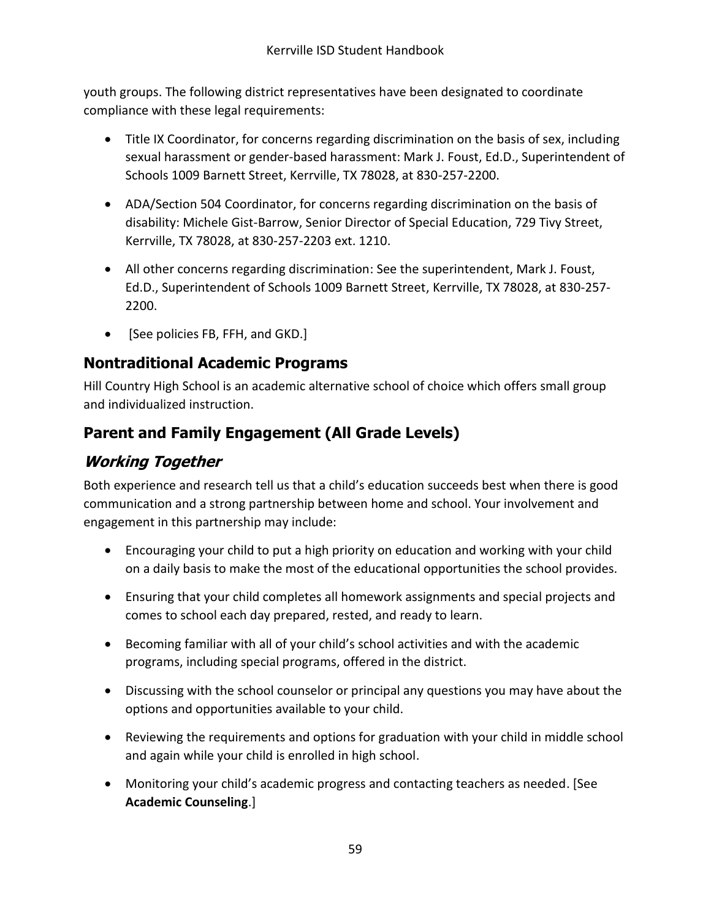youth groups. The following district representatives have been designated to coordinate compliance with these legal requirements:

- Title IX Coordinator, for concerns regarding discrimination on the basis of sex, including sexual harassment or gender-based harassment: Mark J. Foust, Ed.D., Superintendent of Schools 1009 Barnett Street, Kerrville, TX 78028, at 830-257-2200.
- ADA/Section 504 Coordinator, for concerns regarding discrimination on the basis of disability: Michele Gist-Barrow, Senior Director of Special Education, 729 Tivy Street, Kerrville, TX 78028, at 830-257-2203 ext. 1210.
- All other concerns regarding discrimination: See the superintendent, Mark J. Foust, Ed.D., Superintendent of Schools 1009 Barnett Street, Kerrville, TX 78028, at 830-257-2200.
- [See policies FB, FFH, and GKD.]

## Nontraditional Academic Programs

Hill Country High School is an academic alternative school of choice which offers small group and individualized instruction.

## Parent and Family Engagement (All Grade Levels)

### *Working Together*

Both experience and research tell us that a child's education succeeds best when there is good communication and a strong partnership between home and school. Your involvement and engagement in this partnership may include:

- Encouraging your child to put a high priority on education and working with your child on a daily basis to make the most of the educational opportunities the school provides.
- Ensuring that your child completes all homework assignments and special projects and comes to school each day prepared, rested, and ready to learn.
- Becoming familiar with all of your child's school activities and with the academic programs, including special programs, offered in the district.
- Discussing with the school counselor or principal any questions you may have about the options and opportunities available to your child.
- Reviewing the requirements and options for graduation with your child in middle school and again while your child is enrolled in high school.
- Monitoring your child's academic progress and contacting teachers as needed. [See **Academic Counseling**.]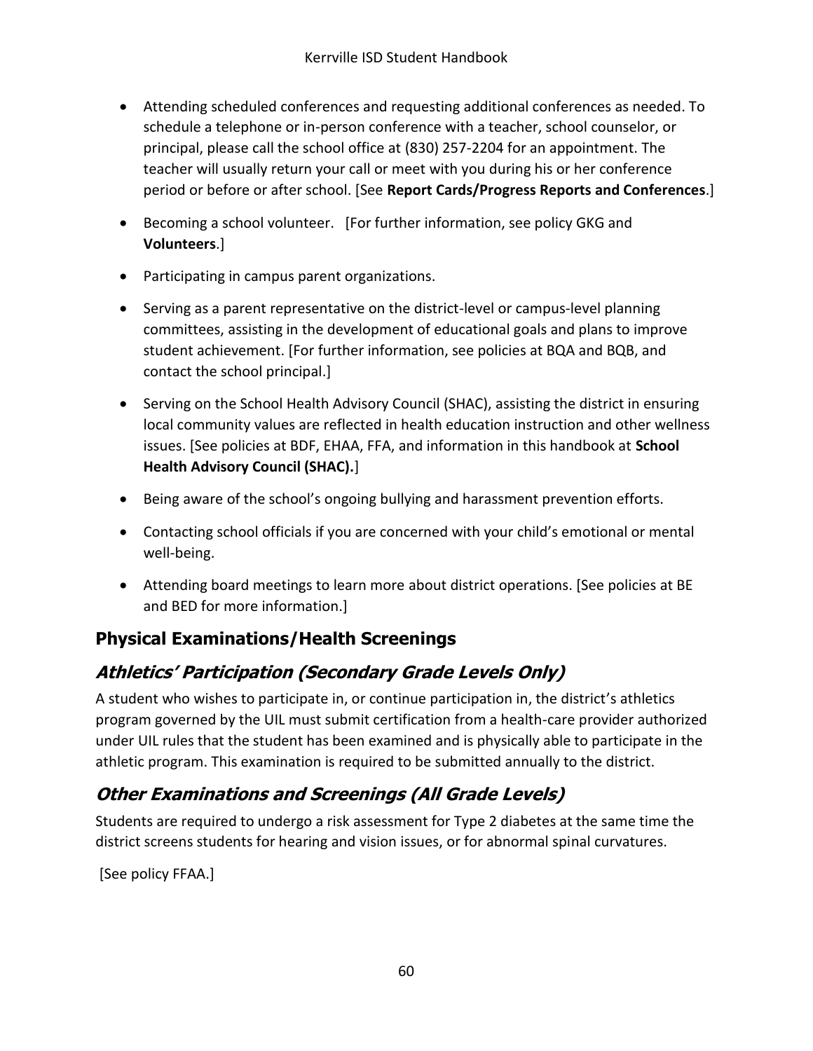- Attending scheduled conferences and requesting additional conferences as needed. To schedule a telephone or in-person conference with a teacher, school counselor, or principal, please call the school office at (830) 257-2204 for an appointment. The teacher will usually return your call or meet with you during his or her conference period or before or after school. [See **Report Cards/Progress Reports and Conferences**.]
- Becoming a school volunteer. [For further information, see policy GKG and **Volunteers**.]
- Participating in campus parent organizations.
- Serving as a parent representative on the district-level or campus-level planning committees, assisting in the development of educational goals and plans to improve student achievement. [For further information, see policies at BQA and BQB, and contact the school principal.]
- Serving on the School Health Advisory Council (SHAC), assisting the district in ensuring local community values are reflected in health education instruction and other wellness issues. [See policies at BDF, EHAA, FFA, and information in this handbook at **School Health Advisory Council (SHAC).**]
- Being aware of the school's ongoing bullying and harassment prevention efforts.
- Contacting school officials if you are concerned with your child's emotional or mental well-being.
- Attending board meetings to learn more about district operations. [See policies at BE and BED for more information.]

## Physical Examinations/Health Screenings

### *Athletics' Participation (Secondary Grade Levels Only)*

A student who wishes to participate in, or continue participation in, the district's athletics program governed by the UIL must submit certification from a health-care provider authorized under UIL rules that the student has been examined and is physically able to participate in the athletic program. This examination is required to be submitted annually to the district.

### *Other Examinations and Screenings (All Grade Levels)*

Students are required to undergo a risk assessment for Type 2 diabetes at the same time the district screens students for hearing and vision issues, or for abnormal spinal curvatures.

[See policy FFAA.]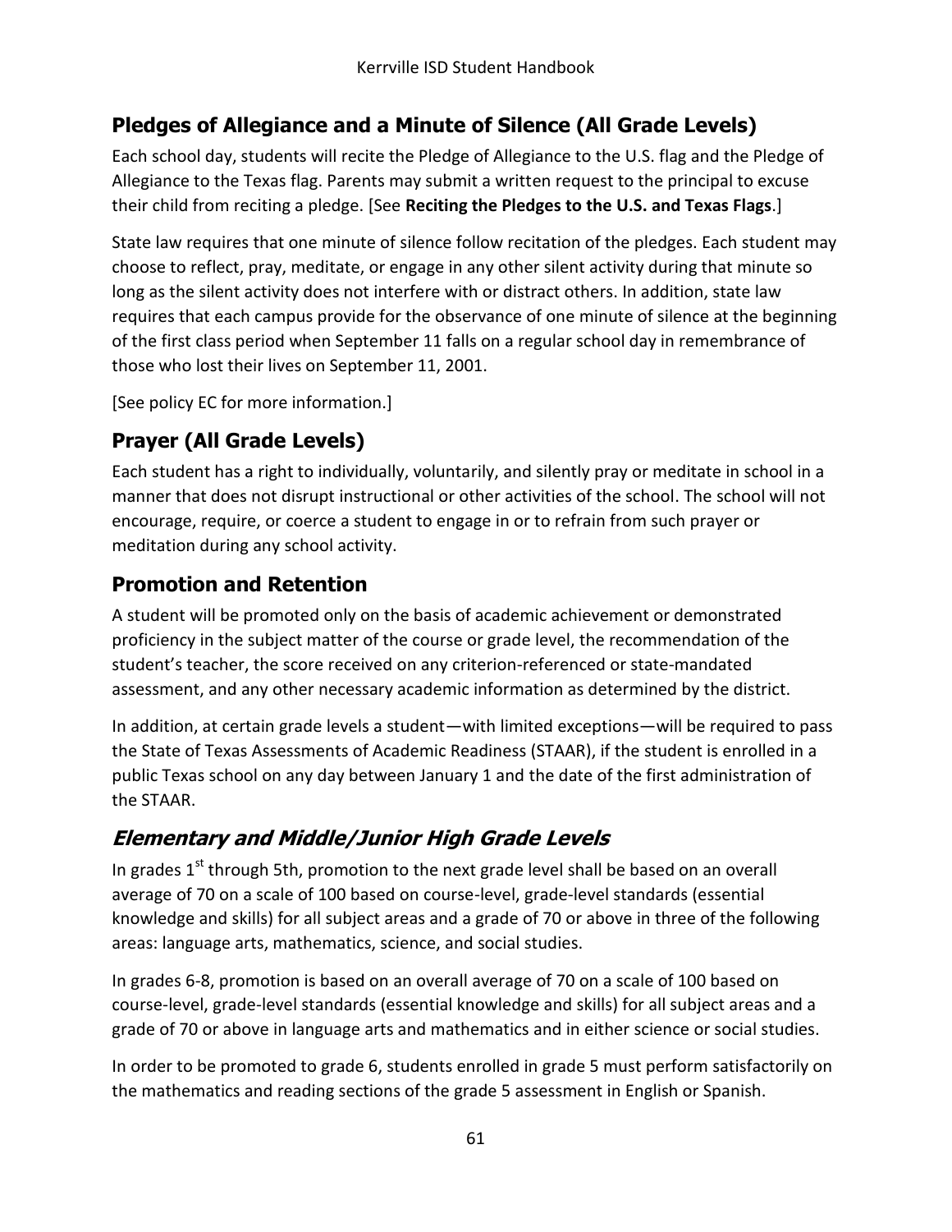## Pledges of Allegiance and a Minute of Silence (All Grade Levels)

Each school day, students will recite the Pledge of Allegiance to the U.S. flag and the Pledge of Allegiance to the Texas flag. Parents may submit a written request to the principal to excuse their child from reciting a pledge. [See **Reciting the Pledges to the U.S. and Texas Flags**.]

State law requires that one minute of silence follow recitation of the pledges. Each student may choose to reflect, pray, meditate, or engage in any other silent activity during that minute so long as the silent activity does not interfere with or distract others. In addition, state law requires that each campus provide for the observance of one minute of silence at the beginning of the first class period when September 11 falls on a regular school day in remembrance of those who lost their lives on September 11, 2001.

[See policy EC for more information.]

## Prayer (All Grade Levels)

Each student has a right to individually, voluntarily, and silently pray or meditate in school in a manner that does not disrupt instructional or other activities of the school. The school will not encourage, require, or coerce a student to engage in or to refrain from such prayer or meditation during any school activity.

## Promotion and Retention

A student will be promoted only on the basis of academic achievement or demonstrated proficiency in the subject matter of the course or grade level, the recommendation of the student's teacher, the score received on any criterion-referenced or state-mandated assessment, and any other necessary academic information as determined by the district.

In addition, at certain grade levels a student—with limited exceptions—will be required to pass the State of Texas Assessments of Academic Readiness (STAAR), if the student is enrolled in a public Texas school on any day between January 1 and the date of the first administration of the STAAR.

### *Elementary and Middle/Junior High Grade Levels*

In grades 1st through 5th, promotion to the next grade level shall be based on an overall average of 70 on a scale of 100 based on course-level, grade-level standards (essential knowledge and skills) for all subject areas and a grade of 70 or above in three of the following areas: language arts, mathematics, science, and social studies.

In grades 6-8, promotion is based on an overall average of 70 on a scale of 100 based on course-level, grade-level standards (essential knowledge and skills) for all subject areas and a grade of 70 or above in language arts and mathematics and in either science or social studies.

In order to be promoted to grade 6, students enrolled in grade 5 must perform satisfactorily on the mathematics and reading sections of the grade 5 assessment in English or Spanish.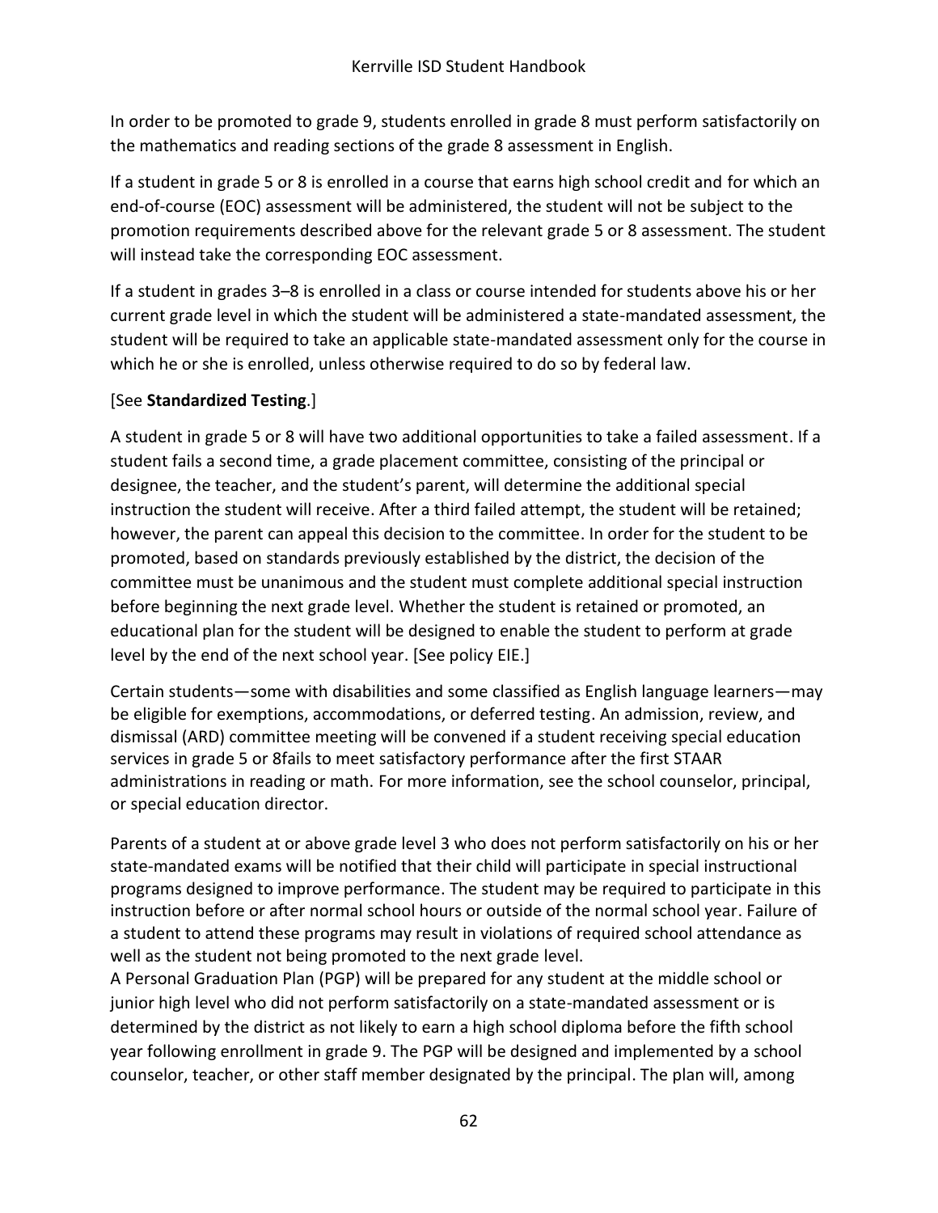In order to be promoted to grade 9, students enrolled in grade 8 must perform satisfactorily on the mathematics and reading sections of the grade 8 assessment in English.

If a student in grade 5 or 8 is enrolled in a course that earns high school credit and for which an end-of-course (EOC) assessment will be administered, the student will not be subject to the promotion requirements described above for the relevant grade 5 or 8 assessment. The student will instead take the corresponding EOC assessment.

If a student in grades 3–8 is enrolled in a class or course intended for students above his or her current grade level in which the student will be administered a state-mandated assessment, the student will be required to take an applicable state-mandated assessment only for the course in which he or she is enrolled, unless otherwise required to do so by federal law.

[See **Standardized Testing**.]

A student in grade 5 or 8 will have two additional opportunities to take a failed assessment. If a student fails a second time, a grade placement committee, consisting of the principal or designee, the teacher, and the student's parent, will determine the additional special instruction the student will receive. After a third failed attempt, the student will be retained; however, the parent can appeal this decision to the committee. In order for the student to be promoted, based on standards previously established by the district, the decision of the committee must be unanimous and the student must complete additional special instruction before beginning the next grade level. Whether the student is retained or promoted, an educational plan for the student will be designed to enable the student to perform at grade level by the end of the next school year. [See policy EIE.]

Certain students—some with disabilities and some classified as English language learners—may be eligible for exemptions, accommodations, or deferred testing. An admission, review, and dismissal (ARD) committee meeting will be convened if a student receiving special education services in grade 5 or 8fails to meet satisfactory performance after the first STAAR administrations in reading or math. For more information, see the school counselor, principal, or special education director.

Parents of a student at or above grade level 3 who does not perform satisfactorily on his or her state-mandated exams will be notified that their child will participate in special instructional programs designed to improve performance. The student may be required to participate in this instruction before or after normal school hours or outside of the normal school year. Failure of a student to attend these programs may result in violations of required school attendance as well as the student not being promoted to the next grade level.
A Personal Graduation Plan (PGP) will be prepared for any student at the middle school or junior high level who did not perform satisfactorily on a state-mandated assessment or is determined by the district as not likely to earn a high school diploma before the fifth school year following enrollment in grade 9. The PGP will be designed and implemented by a school counselor, teacher, or other staff member designated by the principal. The plan will, among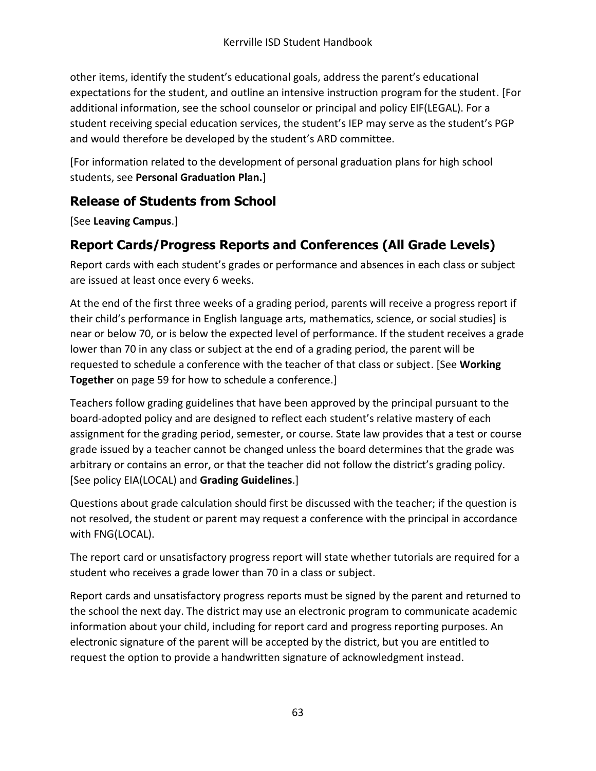other items, identify the student's educational goals, address the parent's educational expectations for the student, and outline an intensive instruction program for the student. [For additional information, see the school counselor or principal and policy EIF(LEGAL). For a student receiving special education services, the student's IEP may serve as the student's PGP and would therefore be developed by the student's ARD committee.

[For information related to the development of personal graduation plans for high school students, see **Personal Graduation Plan.**]

## Release of Students from School

[See **Leaving Campus**.]

## Report Cards/Progress Reports and Conferences (All Grade Levels)

Report cards with each student's grades or performance and absences in each class or subject are issued at least once every 6 weeks.

At the end of the first three weeks of a grading period, parents will receive a progress report if their child's performance in English language arts, mathematics, science, or social studies] is near or below 70, or is below the expected level of performance. If the student receives a grade lower than 70 in any class or subject at the end of a grading period, the parent will be requested to schedule a conference with the teacher of that class or subject. [See **Working Together** on page 59 for how to schedule a conference.]

Teachers follow grading guidelines that have been approved by the principal pursuant to the board-adopted policy and are designed to reflect each student's relative mastery of each assignment for the grading period, semester, or course. State law provides that a test or course grade issued by a teacher cannot be changed unless the board determines that the grade was arbitrary or contains an error, or that the teacher did not follow the district's grading policy. [See policy EIA(LOCAL) and **Grading Guidelines**.]

Questions about grade calculation should first be discussed with the teacher; if the question is not resolved, the student or parent may request a conference with the principal in accordance with FNG(LOCAL).

The report card or unsatisfactory progress report will state whether tutorials are required for a student who receives a grade lower than 70 in a class or subject.

Report cards and unsatisfactory progress reports must be signed by the parent and returned to the school the next day. The district may use an electronic program to communicate academic information about your child, including for report card and progress reporting purposes. An electronic signature of the parent will be accepted by the district, but you are entitled to request the option to provide a handwritten signature of acknowledgment instead.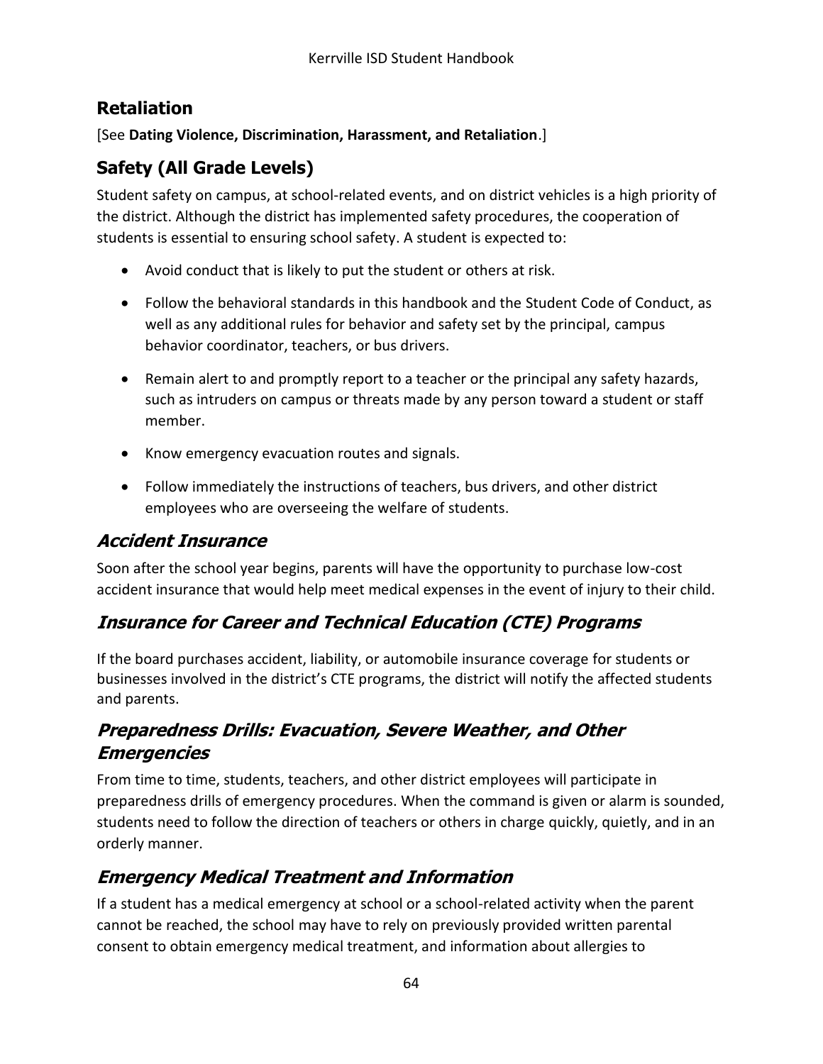## Retaliation

[See **Dating Violence, Discrimination, Harassment, and Retaliation**.]

## Safety (All Grade Levels)

Student safety on campus, at school-related events, and on district vehicles is a high priority of the district. Although the district has implemented safety procedures, the cooperation of students is essential to ensuring school safety. A student is expected to:

- Avoid conduct that is likely to put the student or others at risk.
- Follow the behavioral standards in this handbook and the Student Code of Conduct, as well as any additional rules for behavior and safety set by the principal, campus behavior coordinator, teachers, or bus drivers.
- Remain alert to and promptly report to a teacher or the principal any safety hazards, such as intruders on campus or threats made by any person toward a student or staff member.
- Know emergency evacuation routes and signals.
- Follow immediately the instructions of teachers, bus drivers, and other district employees who are overseeing the welfare of students.

### *Accident Insurance*

Soon after the school year begins, parents will have the opportunity to purchase low-cost accident insurance that would help meet medical expenses in the event of injury to their child.

### *Insurance for Career and Technical Education (CTE) Programs*

If the board purchases accident, liability, or automobile insurance coverage for students or businesses involved in the district's CTE programs, the district will notify the affected students and parents.

### *Preparedness Drills: Evacuation, Severe Weather, and Other Emergencies*

From time to time, students, teachers, and other district employees will participate in preparedness drills of emergency procedures. When the command is given or alarm is sounded, students need to follow the direction of teachers or others in charge quickly, quietly, and in an orderly manner.

### *Emergency Medical Treatment and Information*

If a student has a medical emergency at school or a school-related activity when the parent cannot be reached, the school may have to rely on previously provided written parental consent to obtain emergency medical treatment, and information about allergies to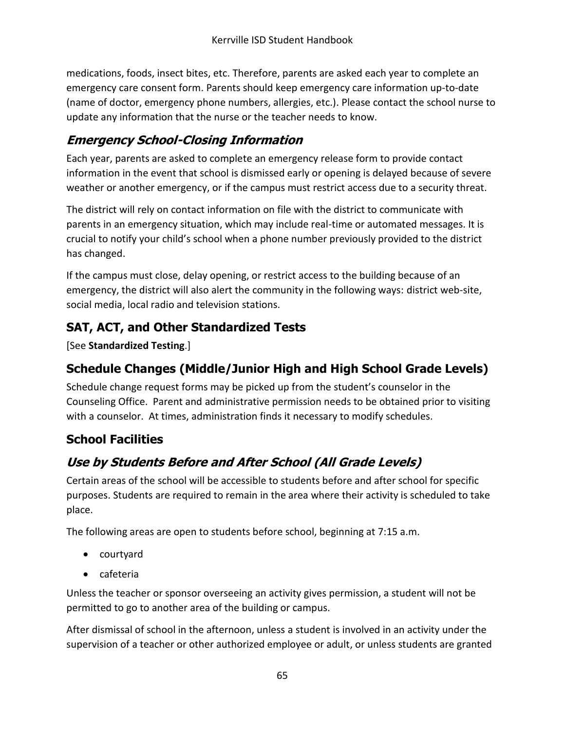medications, foods, insect bites, etc. Therefore, parents are asked each year to complete an emergency care consent form. Parents should keep emergency care information up-to-date (name of doctor, emergency phone numbers, allergies, etc.). Please contact the school nurse to update any information that the nurse or the teacher needs to know.

### *Emergency School-Closing Information*

Each year, parents are asked to complete an emergency release form to provide contact information in the event that school is dismissed early or opening is delayed because of severe weather or another emergency, or if the campus must restrict access due to a security threat.

The district will rely on contact information on file with the district to communicate with parents in an emergency situation, which may include real-time or automated messages. It is crucial to notify your child's school when a phone number previously provided to the district has changed.

If the campus must close, delay opening, or restrict access to the building because of an emergency, the district will also alert the community in the following ways: district web-site, social media, local radio and television stations.

## SAT, ACT, and Other Standardized Tests

[See **Standardized Testing**.]

## Schedule Changes (Middle/Junior High and High School Grade Levels)

Schedule change request forms may be picked up from the student's counselor in the Counseling Office. Parent and administrative permission needs to be obtained prior to visiting with a counselor. At times, administration finds it necessary to modify schedules.

## School Facilities

### *Use by Students Before and After School (All Grade Levels)*

Certain areas of the school will be accessible to students before and after school for specific purposes. Students are required to remain in the area where their activity is scheduled to take place.

The following areas are open to students before school, beginning at 7:15 a.m.

- courtyard
- cafeteria

Unless the teacher or sponsor overseeing an activity gives permission, a student will not be permitted to go to another area of the building or campus.

After dismissal of school in the afternoon, unless a student is involved in an activity under the supervision of a teacher or other authorized employee or adult, or unless students are granted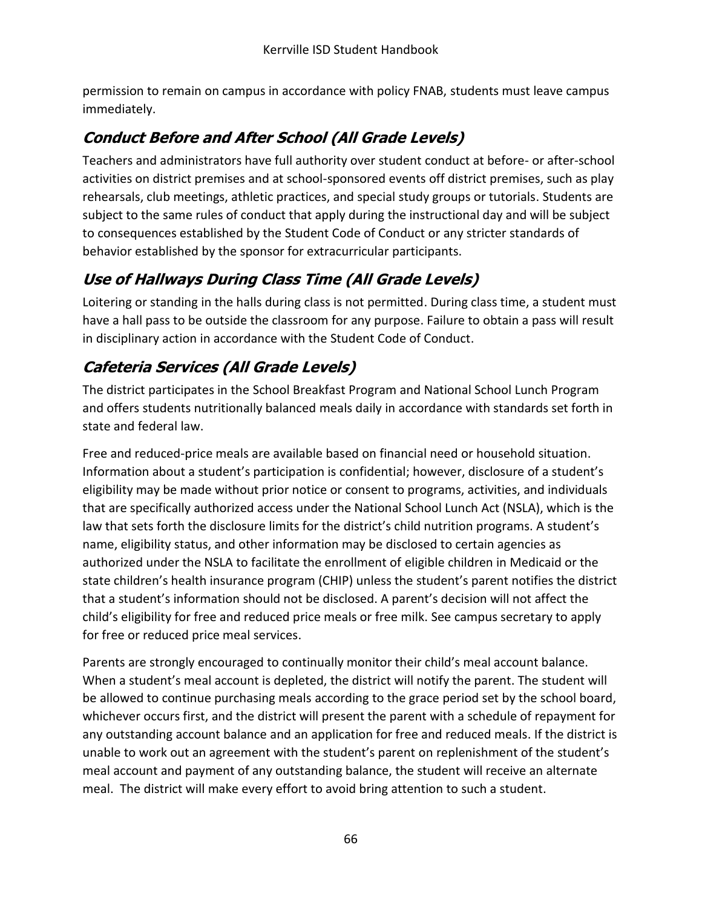permission to remain on campus in accordance with policy FNAB, students must leave campus immediately.

## *Conduct Before and After School (All Grade Levels)*

Teachers and administrators have full authority over student conduct at before- or after-school activities on district premises and at school-sponsored events off district premises, such as play rehearsals, club meetings, athletic practices, and special study groups or tutorials. Students are subject to the same rules of conduct that apply during the instructional day and will be subject to consequences established by the Student Code of Conduct or any stricter standards of behavior established by the sponsor for extracurricular participants.

## *Use of Hallways During Class Time (All Grade Levels)*

Loitering or standing in the halls during class is not permitted. During class time, a student must have a hall pass to be outside the classroom for any purpose. Failure to obtain a pass will result in disciplinary action in accordance with the Student Code of Conduct.

## *Cafeteria Services (All Grade Levels)*

The district participates in the School Breakfast Program and National School Lunch Program and offers students nutritionally balanced meals daily in accordance with standards set forth in state and federal law.

Free and reduced-price meals are available based on financial need or household situation. Information about a student's participation is confidential; however, disclosure of a student's eligibility may be made without prior notice or consent to programs, activities, and individuals that are specifically authorized access under the National School Lunch Act (NSLA), which is the law that sets forth the disclosure limits for the district's child nutrition programs. A student's name, eligibility status, and other information may be disclosed to certain agencies as authorized under the NSLA to facilitate the enrollment of eligible children in Medicaid or the state children's health insurance program (CHIP) unless the student's parent notifies the district that a student's information should not be disclosed. A parent's decision will not affect the child's eligibility for free and reduced price meals or free milk. See campus secretary to apply for free or reduced price meal services.

Parents are strongly encouraged to continually monitor their child's meal account balance. When a student's meal account is depleted, the district will notify the parent. The student will be allowed to continue purchasing meals according to the grace period set by the school board, whichever occurs first, and the district will present the parent with a schedule of repayment for any outstanding account balance and an application for free and reduced meals. If the district is unable to work out an agreement with the student's parent on replenishment of the student's meal account and payment of any outstanding balance, the student will receive an alternate meal. The district will make every effort to avoid bring attention to such a student.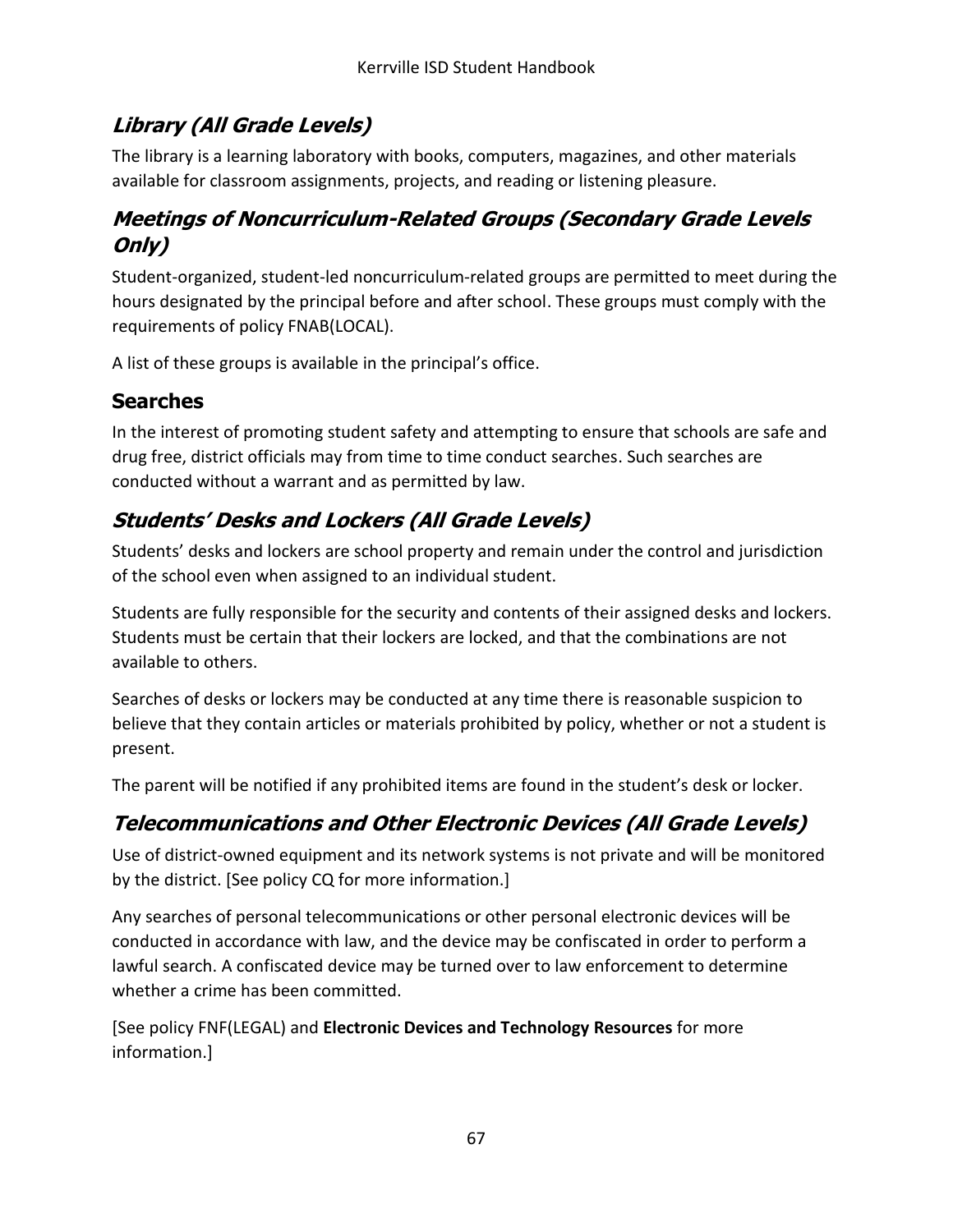## *Library (All Grade Levels)*

The library is a learning laboratory with books, computers, magazines, and other materials available for classroom assignments, projects, and reading or listening pleasure.

## *Meetings of Noncurriculum-Related Groups (Secondary Grade Levels Only)*

Student-organized, student-led noncurriculum-related groups are permitted to meet during the hours designated by the principal before and after school. These groups must comply with the requirements of policy FNAB(LOCAL).

A list of these groups is available in the principal's office.

## Searches

In the interest of promoting student safety and attempting to ensure that schools are safe and drug free, district officials may from time to time conduct searches. Such searches are conducted without a warrant and as permitted by law.

## *Students' Desks and Lockers (All Grade Levels)*

Students' desks and lockers are school property and remain under the control and jurisdiction of the school even when assigned to an individual student.

Students are fully responsible for the security and contents of their assigned desks and lockers. Students must be certain that their lockers are locked, and that the combinations are not available to others.

Searches of desks or lockers may be conducted at any time there is reasonable suspicion to believe that they contain articles or materials prohibited by policy, whether or not a student is present.

The parent will be notified if any prohibited items are found in the student's desk or locker.

## *Telecommunications and Other Electronic Devices (All Grade Levels)*

Use of district-owned equipment and its network systems is not private and will be monitored by the district. [See policy CQ for more information.]

Any searches of personal telecommunications or other personal electronic devices will be conducted in accordance with law, and the device may be confiscated in order to perform a lawful search. A confiscated device may be turned over to law enforcement to determine whether a crime has been committed.

[See policy FNF(LEGAL) and **Electronic Devices and Technology Resources** for more information.]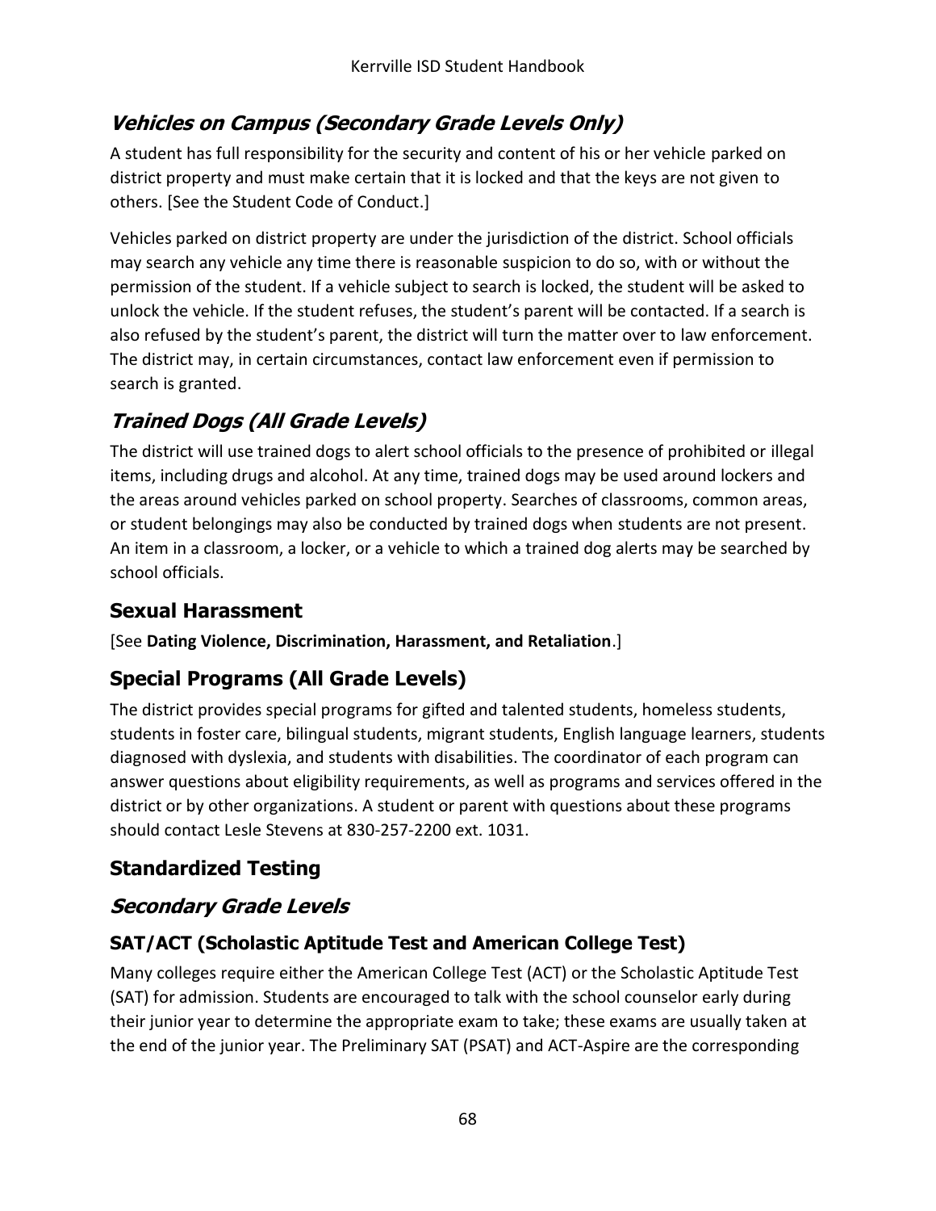### *Vehicles on Campus (Secondary Grade Levels Only)*

A student has full responsibility for the security and content of his or her vehicle parked on district property and must make certain that it is locked and that the keys are not given to others. [See the Student Code of Conduct.]

Vehicles parked on district property are under the jurisdiction of the district. School officials may search any vehicle any time there is reasonable suspicion to do so, with or without the permission of the student. If a vehicle subject to search is locked, the student will be asked to unlock the vehicle. If the student refuses, the student's parent will be contacted. If a search is also refused by the student's parent, the district will turn the matter over to law enforcement. The district may, in certain circumstances, contact law enforcement even if permission to search is granted.

### *Trained Dogs (All Grade Levels)*

The district will use trained dogs to alert school officials to the presence of prohibited or illegal items, including drugs and alcohol. At any time, trained dogs may be used around lockers and the areas around vehicles parked on school property. Searches of classrooms, common areas, or student belongings may also be conducted by trained dogs when students are not present. An item in a classroom, a locker, or a vehicle to which a trained dog alerts may be searched by school officials.

## Sexual Harassment

[See **Dating Violence, Discrimination, Harassment, and Retaliation**.]

## Special Programs (All Grade Levels)

The district provides special programs for gifted and talented students, homeless students, students in foster care, bilingual students, migrant students, English language learners, students diagnosed with dyslexia, and students with disabilities. The coordinator of each program can answer questions about eligibility requirements, as well as programs and services offered in the district or by other organizations. A student or parent with questions about these programs should contact Lesle Stevens at 830-257-2200 ext. 1031.

## Standardized Testing

### *Secondary Grade Levels*

#### SAT/ACT (Scholastic Aptitude Test and American College Test)

Many colleges require either the American College Test (ACT) or the Scholastic Aptitude Test (SAT) for admission. Students are encouraged to talk with the school counselor early during their junior year to determine the appropriate exam to take; these exams are usually taken at the end of the junior year. The Preliminary SAT (PSAT) and ACT-Aspire are the corresponding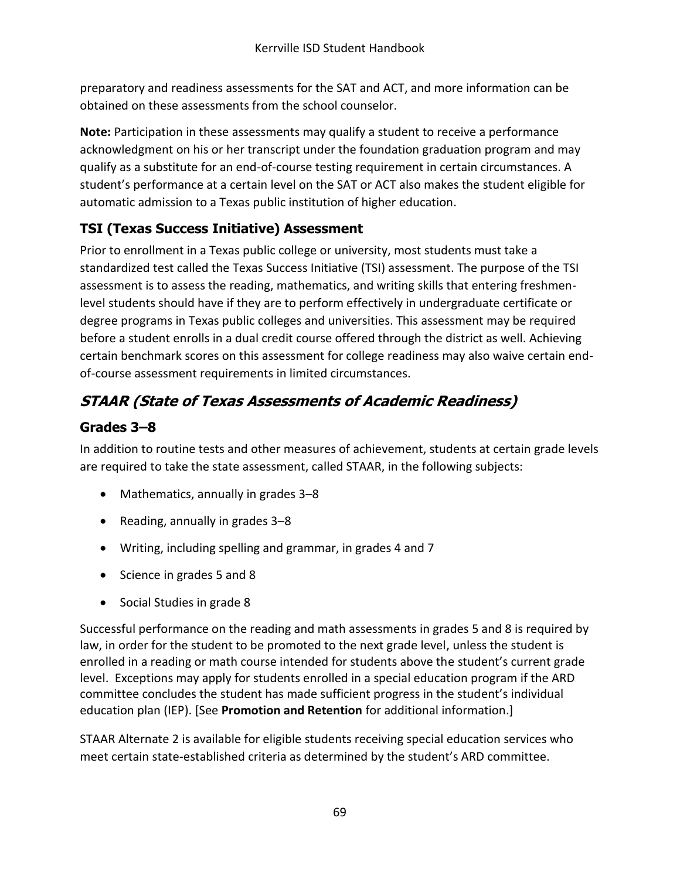preparatory and readiness assessments for the SAT and ACT, and more information can be obtained on these assessments from the school counselor.

**Note:** Participation in these assessments may qualify a student to receive a performance acknowledgment on his or her transcript under the foundation graduation program and may qualify as a substitute for an end-of-course testing requirement in certain circumstances. A student's performance at a certain level on the SAT or ACT also makes the student eligible for automatic admission to a Texas public institution of higher education.

### TSI (Texas Success Initiative) Assessment

Prior to enrollment in a Texas public college or university, most students must take a standardized test called the Texas Success Initiative (TSI) assessment. The purpose of the TSI assessment is to assess the reading, mathematics, and writing skills that entering freshmen-level students should have if they are to perform effectively in undergraduate certificate or degree programs in Texas public colleges and universities. This assessment may be required before a student enrolls in a dual credit course offered through the district as well. Achieving certain benchmark scores on this assessment for college readiness may also waive certain end-of-course assessment requirements in limited circumstances.

## *STAAR (State of Texas Assessments of Academic Readiness)*

### Grades 3–8

In addition to routine tests and other measures of achievement, students at certain grade levels are required to take the state assessment, called STAAR, in the following subjects:

- Mathematics, annually in grades 3–8
- Reading, annually in grades 3–8
- Writing, including spelling and grammar, in grades 4 and 7
- Science in grades 5 and 8
- Social Studies in grade 8

Successful performance on the reading and math assessments in grades 5 and 8 is required by law, in order for the student to be promoted to the next grade level, unless the student is enrolled in a reading or math course intended for students above the student's current grade level. Exceptions may apply for students enrolled in a special education program if the ARD committee concludes the student has made sufficient progress in the student's individual education plan (IEP). [See **Promotion and Retention** for additional information.]

STAAR Alternate 2 is available for eligible students receiving special education services who meet certain state-established criteria as determined by the student's ARD committee.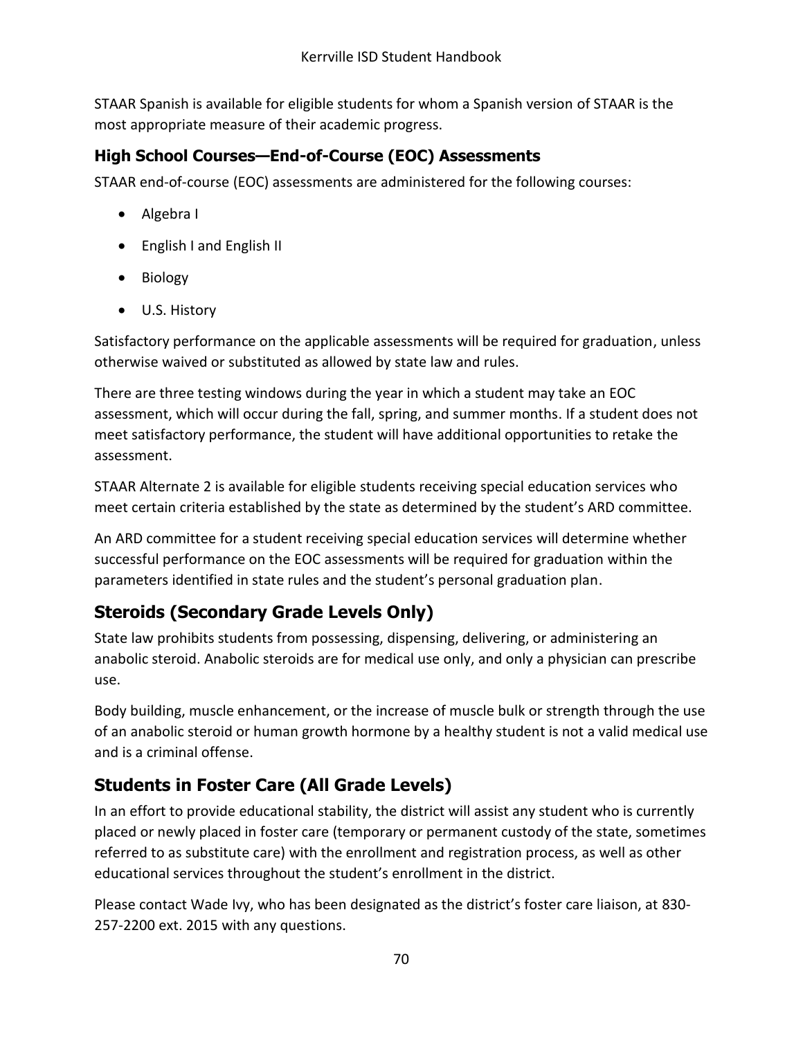STAAR Spanish is available for eligible students for whom a Spanish version of STAAR is the most appropriate measure of their academic progress.

### High School Courses—End-of-Course (EOC) Assessments

STAAR end-of-course (EOC) assessments are administered for the following courses:

- Algebra I
- English I and English II
- Biology
- U.S. History

Satisfactory performance on the applicable assessments will be required for graduation, unless otherwise waived or substituted as allowed by state law and rules.

There are three testing windows during the year in which a student may take an EOC assessment, which will occur during the fall, spring, and summer months. If a student does not meet satisfactory performance, the student will have additional opportunities to retake the assessment.

STAAR Alternate 2 is available for eligible students receiving special education services who meet certain criteria established by the state as determined by the student's ARD committee.

An ARD committee for a student receiving special education services will determine whether successful performance on the EOC assessments will be required for graduation within the parameters identified in state rules and the student's personal graduation plan.

## Steroids (Secondary Grade Levels Only)

State law prohibits students from possessing, dispensing, delivering, or administering an anabolic steroid. Anabolic steroids are for medical use only, and only a physician can prescribe use.

Body building, muscle enhancement, or the increase of muscle bulk or strength through the use of an anabolic steroid or human growth hormone by a healthy student is not a valid medical use and is a criminal offense.

## Students in Foster Care (All Grade Levels)

In an effort to provide educational stability, the district will assist any student who is currently placed or newly placed in foster care (temporary or permanent custody of the state, sometimes referred to as substitute care) with the enrollment and registration process, as well as other educational services throughout the student's enrollment in the district.

Please contact Wade Ivy, who has been designated as the district's foster care liaison, at 830-257-2200 ext. 2015 with any questions.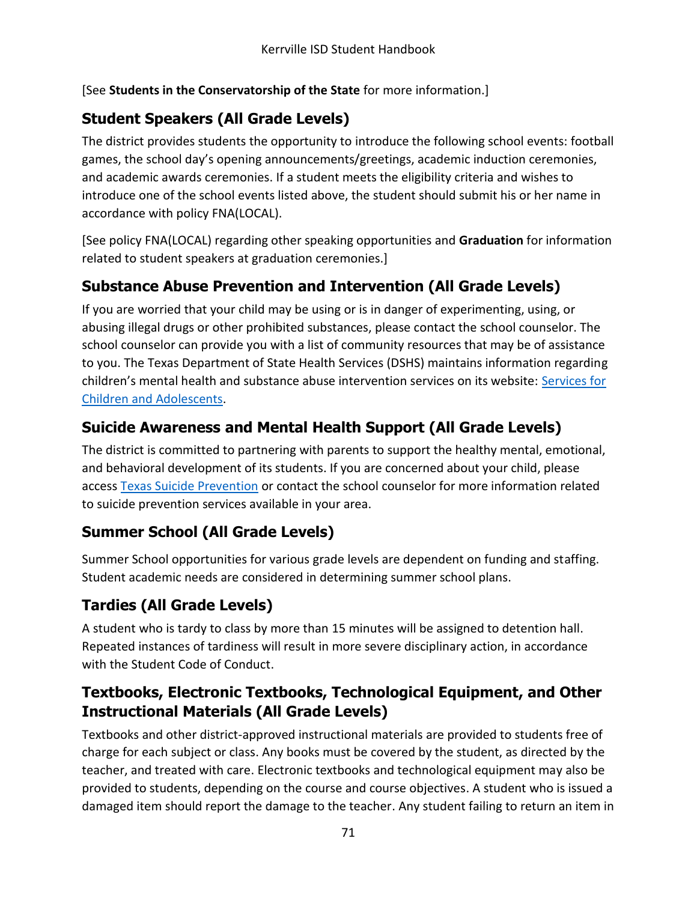[See **Students in the Conservatorship of the State** for more information.]

## Student Speakers (All Grade Levels)

The district provides students the opportunity to introduce the following school events: football games, the school day's opening announcements/greetings, academic induction ceremonies, and academic awards ceremonies. If a student meets the eligibility criteria and wishes to introduce one of the school events listed above, the student should submit his or her name in accordance with policy FNA(LOCAL).

[See policy FNA(LOCAL) regarding other speaking opportunities and **Graduation** for information related to student speakers at graduation ceremonies.]

## Substance Abuse Prevention and Intervention (All Grade Levels)

If you are worried that your child may be using or is in danger of experimenting, using, or abusing illegal drugs or other prohibited substances, please contact the school counselor. The school counselor can provide you with a list of community resources that may be of assistance to you. The Texas Department of State Health Services (DSHS) maintains information regarding children's mental health and substance abuse intervention services on its website: Services for Children and Adolescents.

## Suicide Awareness and Mental Health Support (All Grade Levels)

The district is committed to partnering with parents to support the healthy mental, emotional, and behavioral development of its students. If you are concerned about your child, please access Texas Suicide Prevention or contact the school counselor for more information related to suicide prevention services available in your area.

## Summer School (All Grade Levels)

Summer School opportunities for various grade levels are dependent on funding and staffing. Student academic needs are considered in determining summer school plans.

## Tardies (All Grade Levels)

A student who is tardy to class by more than 15 minutes will be assigned to detention hall. Repeated instances of tardiness will result in more severe disciplinary action, in accordance with the Student Code of Conduct.

## Textbooks, Electronic Textbooks, Technological Equipment, and Other Instructional Materials (All Grade Levels)

Textbooks and other district-approved instructional materials are provided to students free of charge for each subject or class. Any books must be covered by the student, as directed by the teacher, and treated with care. Electronic textbooks and technological equipment may also be provided to students, depending on the course and course objectives. A student who is issued a damaged item should report the damage to the teacher. Any student failing to return an item in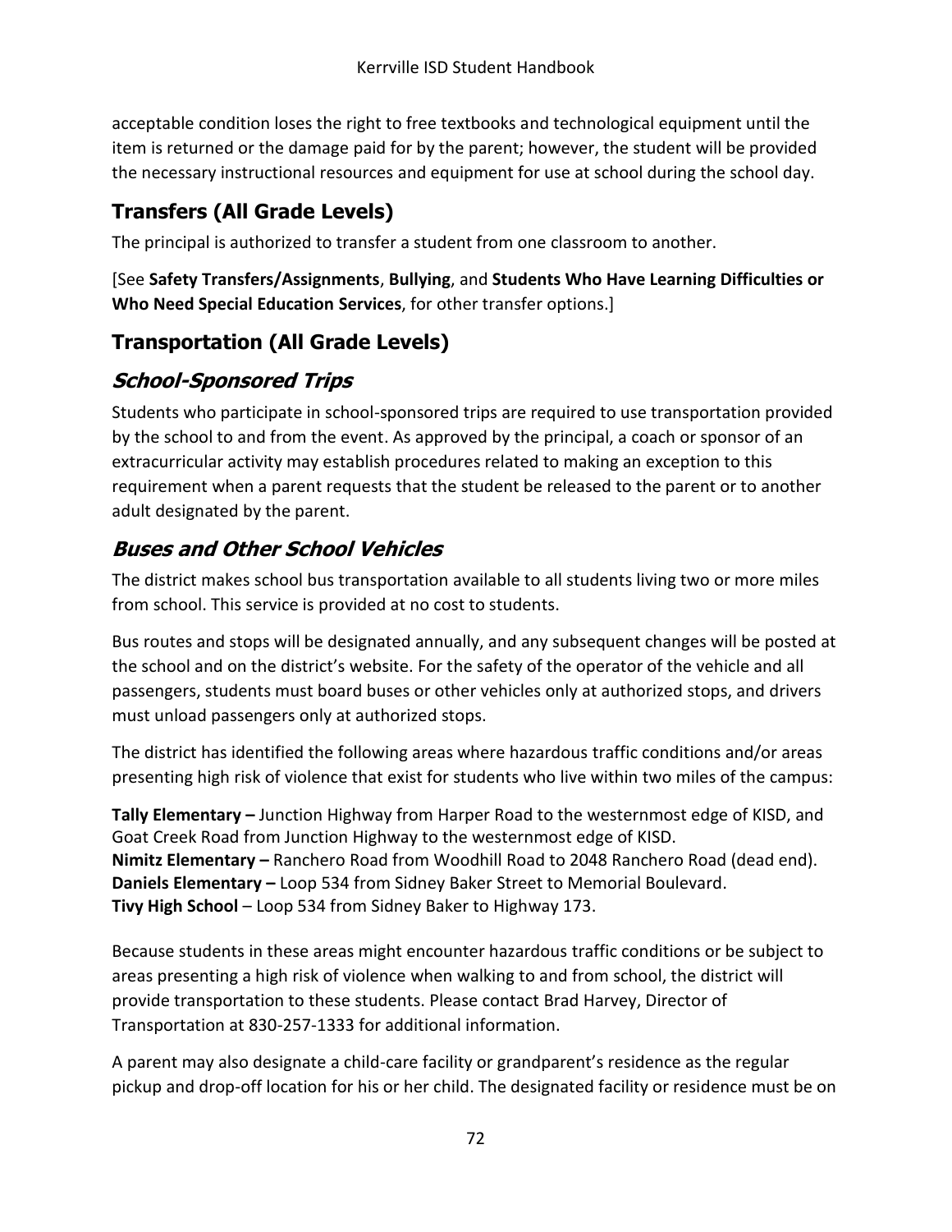acceptable condition loses the right to free textbooks and technological equipment until the item is returned or the damage paid for by the parent; however, the student will be provided the necessary instructional resources and equipment for use at school during the school day.

## Transfers (All Grade Levels)

The principal is authorized to transfer a student from one classroom to another.

[See **Safety Transfers/Assignments**, **Bullying**, and **Students Who Have Learning Difficulties or Who Need Special Education Services**, for other transfer options.]

## Transportation (All Grade Levels)

### *School-Sponsored Trips*

Students who participate in school-sponsored trips are required to use transportation provided by the school to and from the event. As approved by the principal, a coach or sponsor of an extracurricular activity may establish procedures related to making an exception to this requirement when a parent requests that the student be released to the parent or to another adult designated by the parent.

### *Buses and Other School Vehicles*

The district makes school bus transportation available to all students living two or more miles from school. This service is provided at no cost to students.

Bus routes and stops will be designated annually, and any subsequent changes will be posted at the school and on the district's website. For the safety of the operator of the vehicle and all passengers, students must board buses or other vehicles only at authorized stops, and drivers must unload passengers only at authorized stops.

The district has identified the following areas where hazardous traffic conditions and/or areas presenting high risk of violence that exist for students who live within two miles of the campus:

**Tally Elementary –** Junction Highway from Harper Road to the westernmost edge of KISD, and Goat Creek Road from Junction Highway to the westernmost edge of KISD.
**Nimitz Elementary –** Ranchero Road from Woodhill Road to 2048 Ranchero Road (dead end).
**Daniels Elementary –** Loop 534 from Sidney Baker Street to Memorial Boulevard.
**Tivy High School** – Loop 534 from Sidney Baker to Highway 173.

Because students in these areas might encounter hazardous traffic conditions or be subject to areas presenting a high risk of violence when walking to and from school, the district will provide transportation to these students. Please contact Brad Harvey, Director of Transportation at 830-257-1333 for additional information.

A parent may also designate a child-care facility or grandparent's residence as the regular pickup and drop-off location for his or her child. The designated facility or residence must be on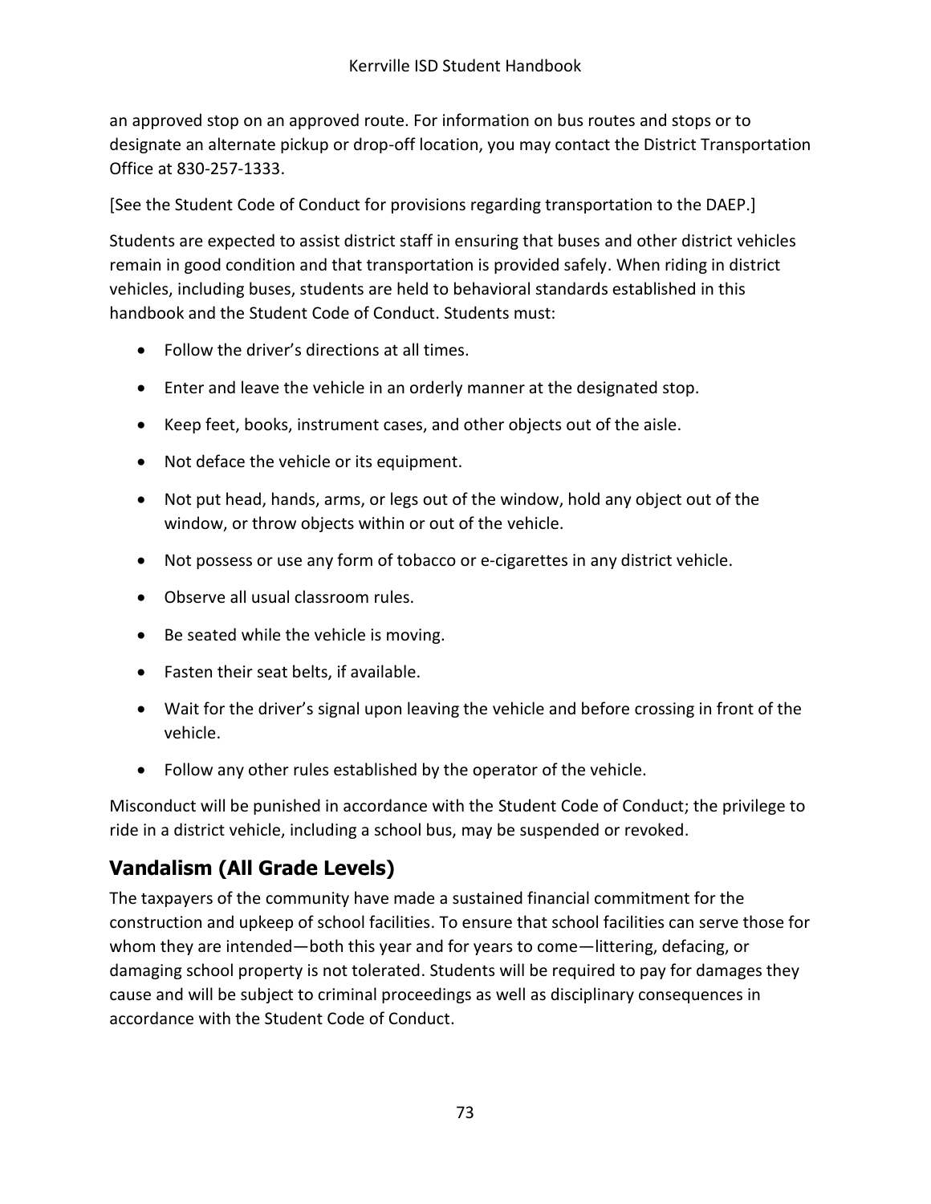an approved stop on an approved route. For information on bus routes and stops or to designate an alternate pickup or drop-off location, you may contact the District Transportation Office at 830-257-1333.

[See the Student Code of Conduct for provisions regarding transportation to the DAEP.]

Students are expected to assist district staff in ensuring that buses and other district vehicles remain in good condition and that transportation is provided safely. When riding in district vehicles, including buses, students are held to behavioral standards established in this handbook and the Student Code of Conduct. Students must:

- Follow the driver's directions at all times.
- Enter and leave the vehicle in an orderly manner at the designated stop.
- Keep feet, books, instrument cases, and other objects out of the aisle.
- Not deface the vehicle or its equipment.
- Not put head, hands, arms, or legs out of the window, hold any object out of the window, or throw objects within or out of the vehicle.
- Not possess or use any form of tobacco or e-cigarettes in any district vehicle.
- Observe all usual classroom rules.
- Be seated while the vehicle is moving.
- Fasten their seat belts, if available.
- Wait for the driver's signal upon leaving the vehicle and before crossing in front of the vehicle.
- Follow any other rules established by the operator of the vehicle.

Misconduct will be punished in accordance with the Student Code of Conduct; the privilege to ride in a district vehicle, including a school bus, may be suspended or revoked.

## Vandalism (All Grade Levels)

The taxpayers of the community have made a sustained financial commitment for the construction and upkeep of school facilities. To ensure that school facilities can serve those for whom they are intended—both this year and for years to come—littering, defacing, or damaging school property is not tolerated. Students will be required to pay for damages they cause and will be subject to criminal proceedings as well as disciplinary consequences in accordance with the Student Code of Conduct.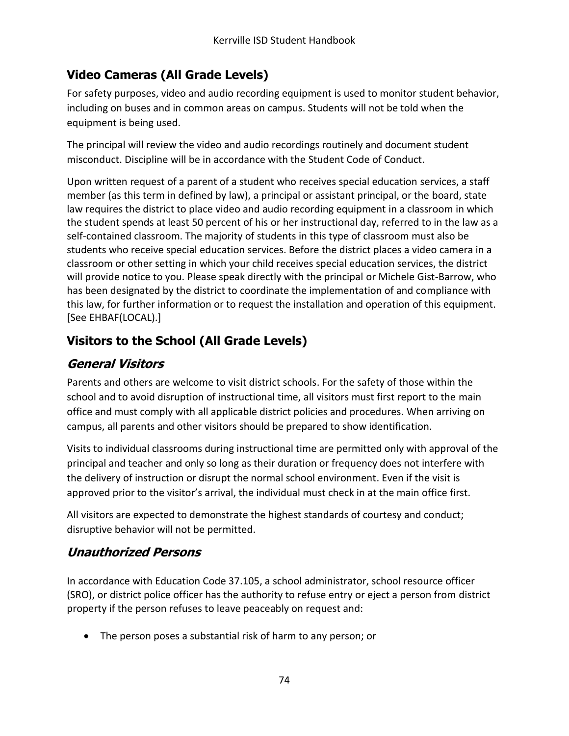## Video Cameras (All Grade Levels)

For safety purposes, video and audio recording equipment is used to monitor student behavior, including on buses and in common areas on campus. Students will not be told when the equipment is being used.

The principal will review the video and audio recordings routinely and document student misconduct. Discipline will be in accordance with the Student Code of Conduct.

Upon written request of a parent of a student who receives special education services, a staff member (as this term in defined by law), a principal or assistant principal, or the board, state law requires the district to place video and audio recording equipment in a classroom in which the student spends at least 50 percent of his or her instructional day, referred to in the law as a self-contained classroom. The majority of students in this type of classroom must also be students who receive special education services. Before the district places a video camera in a classroom or other setting in which your child receives special education services, the district will provide notice to you. Please speak directly with the principal or Michele Gist-Barrow, who has been designated by the district to coordinate the implementation of and compliance with this law, for further information or to request the installation and operation of this equipment. [See EHBAF(LOCAL).]

## Visitors to the School (All Grade Levels)

### *General Visitors*

Parents and others are welcome to visit district schools. For the safety of those within the school and to avoid disruption of instructional time, all visitors must first report to the main office and must comply with all applicable district policies and procedures. When arriving on campus, all parents and other visitors should be prepared to show identification.

Visits to individual classrooms during instructional time are permitted only with approval of the principal and teacher and only so long as their duration or frequency does not interfere with the delivery of instruction or disrupt the normal school environment. Even if the visit is approved prior to the visitor's arrival, the individual must check in at the main office first.

All visitors are expected to demonstrate the highest standards of courtesy and conduct; disruptive behavior will not be permitted.

### *Unauthorized Persons*

In accordance with Education Code 37.105, a school administrator, school resource officer (SRO), or district police officer has the authority to refuse entry or eject a person from district property if the person refuses to leave peaceably on request and:

- The person poses a substantial risk of harm to any person; or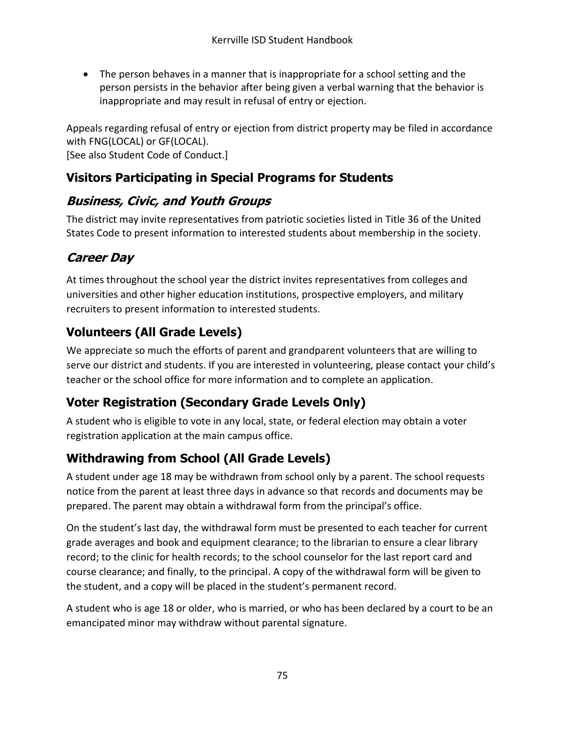- The person behaves in a manner that is inappropriate for a school setting and the person persists in the behavior after being given a verbal warning that the behavior is inappropriate and may result in refusal of entry or ejection.

Appeals regarding refusal of entry or ejection from district property may be filed in accordance with FNG(LOCAL) or GF(LOCAL).
[See also Student Code of Conduct.]

## Visitors Participating in Special Programs for Students

### *Business, Civic, and Youth Groups*

The district may invite representatives from patriotic societies listed in Title 36 of the United States Code to present information to interested students about membership in the society.

### *Career Day*

At times throughout the school year the district invites representatives from colleges and universities and other higher education institutions, prospective employers, and military recruiters to present information to interested students.

## Volunteers (All Grade Levels)

We appreciate so much the efforts of parent and grandparent volunteers that are willing to serve our district and students. If you are interested in volunteering, please contact your child's teacher or the school office for more information and to complete an application.

## Voter Registration (Secondary Grade Levels Only)

A student who is eligible to vote in any local, state, or federal election may obtain a voter registration application at the main campus office.

## Withdrawing from School (All Grade Levels)

A student under age 18 may be withdrawn from school only by a parent. The school requests notice from the parent at least three days in advance so that records and documents may be prepared. The parent may obtain a withdrawal form from the principal's office.

On the student's last day, the withdrawal form must be presented to each teacher for current grade averages and book and equipment clearance; to the librarian to ensure a clear library record; to the clinic for health records; to the school counselor for the last report card and course clearance; and finally, to the principal. A copy of the withdrawal form will be given to the student, and a copy will be placed in the student's permanent record.

A student who is age 18 or older, who is married, or who has been declared by a court to be an emancipated minor may withdraw without parental signature.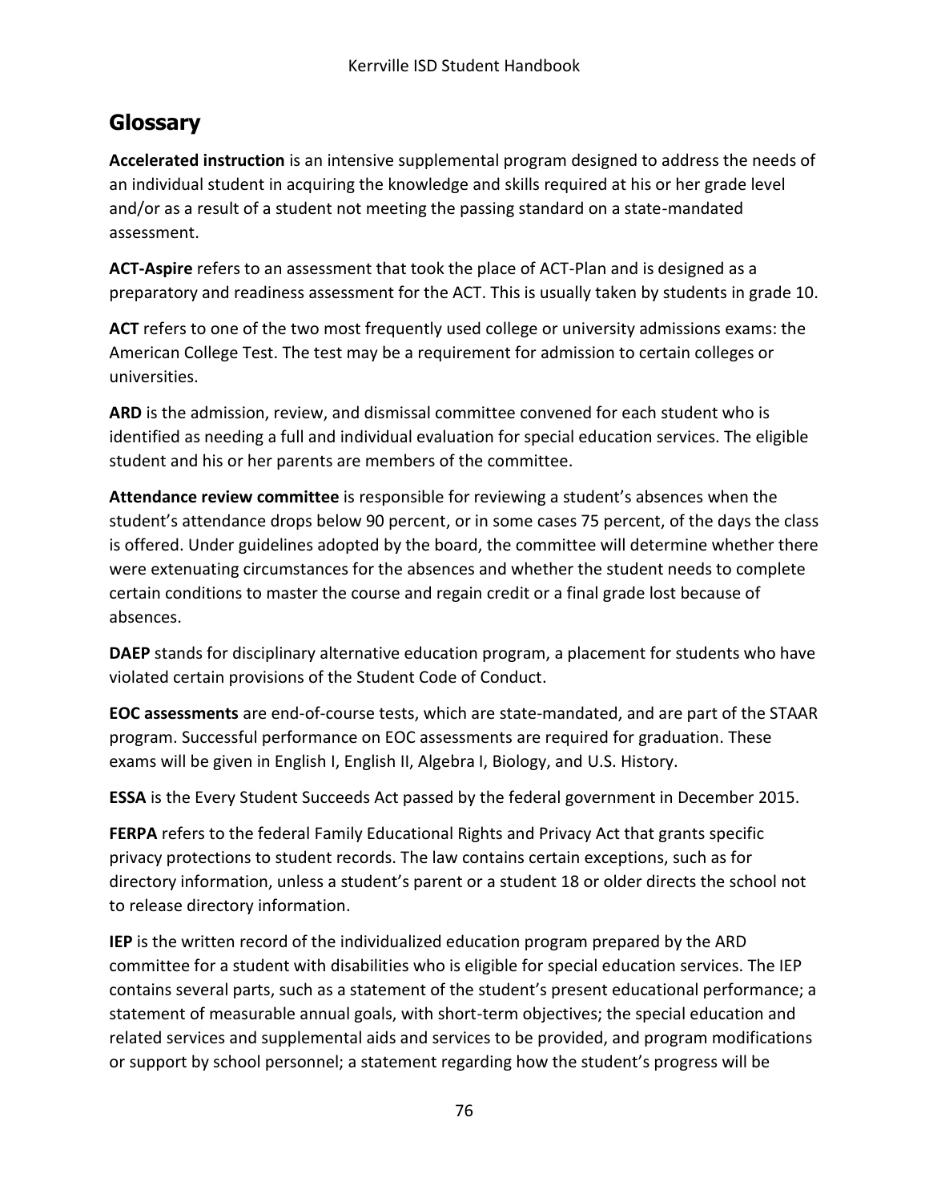## Glossary

**Accelerated instruction** is an intensive supplemental program designed to address the needs of an individual student in acquiring the knowledge and skills required at his or her grade level and/or as a result of a student not meeting the passing standard on a state-mandated assessment.

**ACT-Aspire** refers to an assessment that took the place of ACT-Plan and is designed as a preparatory and readiness assessment for the ACT. This is usually taken by students in grade 10.

**ACT** refers to one of the two most frequently used college or university admissions exams: the American College Test. The test may be a requirement for admission to certain colleges or universities.

**ARD** is the admission, review, and dismissal committee convened for each student who is identified as needing a full and individual evaluation for special education services. The eligible student and his or her parents are members of the committee.

**Attendance review committee** is responsible for reviewing a student's absences when the student's attendance drops below 90 percent, or in some cases 75 percent, of the days the class is offered. Under guidelines adopted by the board, the committee will determine whether there were extenuating circumstances for the absences and whether the student needs to complete certain conditions to master the course and regain credit or a final grade lost because of absences.

**DAEP** stands for disciplinary alternative education program, a placement for students who have violated certain provisions of the Student Code of Conduct.

**EOC assessments** are end-of-course tests, which are state-mandated, and are part of the STAAR program. Successful performance on EOC assessments are required for graduation. These exams will be given in English I, English II, Algebra I, Biology, and U.S. History.

**ESSA** is the Every Student Succeeds Act passed by the federal government in December 2015.

**FERPA** refers to the federal Family Educational Rights and Privacy Act that grants specific privacy protections to student records. The law contains certain exceptions, such as for directory information, unless a student's parent or a student 18 or older directs the school not to release directory information.

**IEP** is the written record of the individualized education program prepared by the ARD committee for a student with disabilities who is eligible for special education services. The IEP contains several parts, such as a statement of the student's present educational performance; a statement of measurable annual goals, with short-term objectives; the special education and related services and supplemental aids and services to be provided, and program modifications or support by school personnel; a statement regarding how the student's progress will be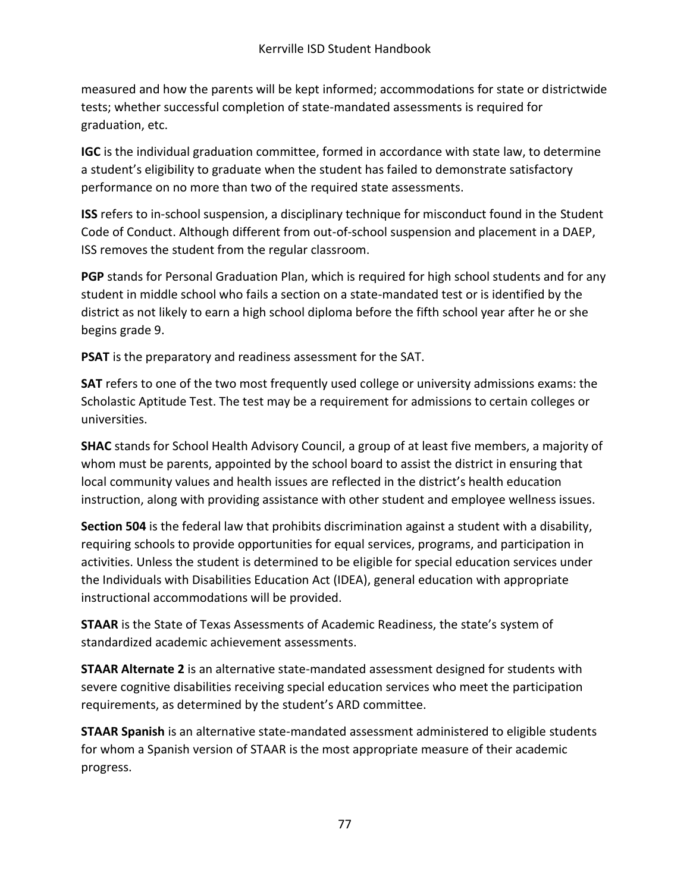measured and how the parents will be kept informed; accommodations for state or districtwide tests; whether successful completion of state-mandated assessments is required for graduation, etc.

**IGC** is the individual graduation committee, formed in accordance with state law, to determine a student's eligibility to graduate when the student has failed to demonstrate satisfactory performance on no more than two of the required state assessments.

**ISS** refers to in-school suspension, a disciplinary technique for misconduct found in the Student Code of Conduct. Although different from out-of-school suspension and placement in a DAEP, ISS removes the student from the regular classroom.

**PGP** stands for Personal Graduation Plan, which is required for high school students and for any student in middle school who fails a section on a state-mandated test or is identified by the district as not likely to earn a high school diploma before the fifth school year after he or she begins grade 9.

**PSAT** is the preparatory and readiness assessment for the SAT.

**SAT** refers to one of the two most frequently used college or university admissions exams: the Scholastic Aptitude Test. The test may be a requirement for admissions to certain colleges or universities.

**SHAC** stands for School Health Advisory Council, a group of at least five members, a majority of whom must be parents, appointed by the school board to assist the district in ensuring that local community values and health issues are reflected in the district's health education instruction, along with providing assistance with other student and employee wellness issues.

**Section 504** is the federal law that prohibits discrimination against a student with a disability, requiring schools to provide opportunities for equal services, programs, and participation in activities. Unless the student is determined to be eligible for special education services under the Individuals with Disabilities Education Act (IDEA), general education with appropriate instructional accommodations will be provided.

**STAAR** is the State of Texas Assessments of Academic Readiness, the state's system of standardized academic achievement assessments.

**STAAR Alternate 2** is an alternative state-mandated assessment designed for students with severe cognitive disabilities receiving special education services who meet the participation requirements, as determined by the student's ARD committee.

**STAAR Spanish** is an alternative state-mandated assessment administered to eligible students for whom a Spanish version of STAAR is the most appropriate measure of their academic progress.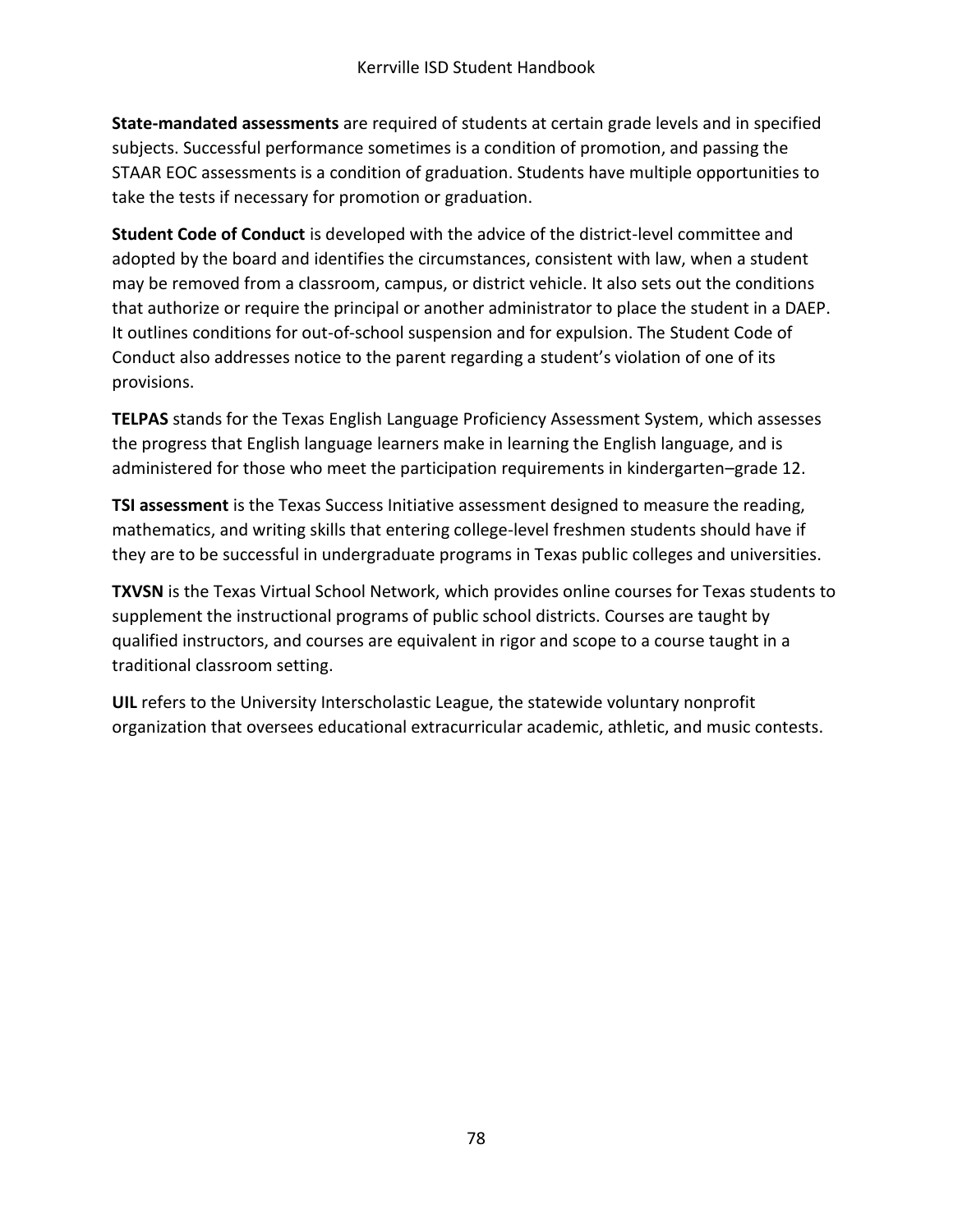**State-mandated assessments** are required of students at certain grade levels and in specified subjects. Successful performance sometimes is a condition of promotion, and passing the STAAR EOC assessments is a condition of graduation. Students have multiple opportunities to take the tests if necessary for promotion or graduation.

**Student Code of Conduct** is developed with the advice of the district-level committee and adopted by the board and identifies the circumstances, consistent with law, when a student may be removed from a classroom, campus, or district vehicle. It also sets out the conditions that authorize or require the principal or another administrator to place the student in a DAEP. It outlines conditions for out-of-school suspension and for expulsion. The Student Code of Conduct also addresses notice to the parent regarding a student's violation of one of its provisions.

**TELPAS** stands for the Texas English Language Proficiency Assessment System, which assesses the progress that English language learners make in learning the English language, and is administered for those who meet the participation requirements in kindergarten–grade 12.

**TSI assessment** is the Texas Success Initiative assessment designed to measure the reading, mathematics, and writing skills that entering college-level freshmen students should have if they are to be successful in undergraduate programs in Texas public colleges and universities.

**TXVSN** is the Texas Virtual School Network, which provides online courses for Texas students to supplement the instructional programs of public school districts. Courses are taught by qualified instructors, and courses are equivalent in rigor and scope to a course taught in a traditional classroom setting.

**UIL** refers to the University Interscholastic League, the statewide voluntary nonprofit organization that oversees educational extracurricular academic, athletic, and music contests.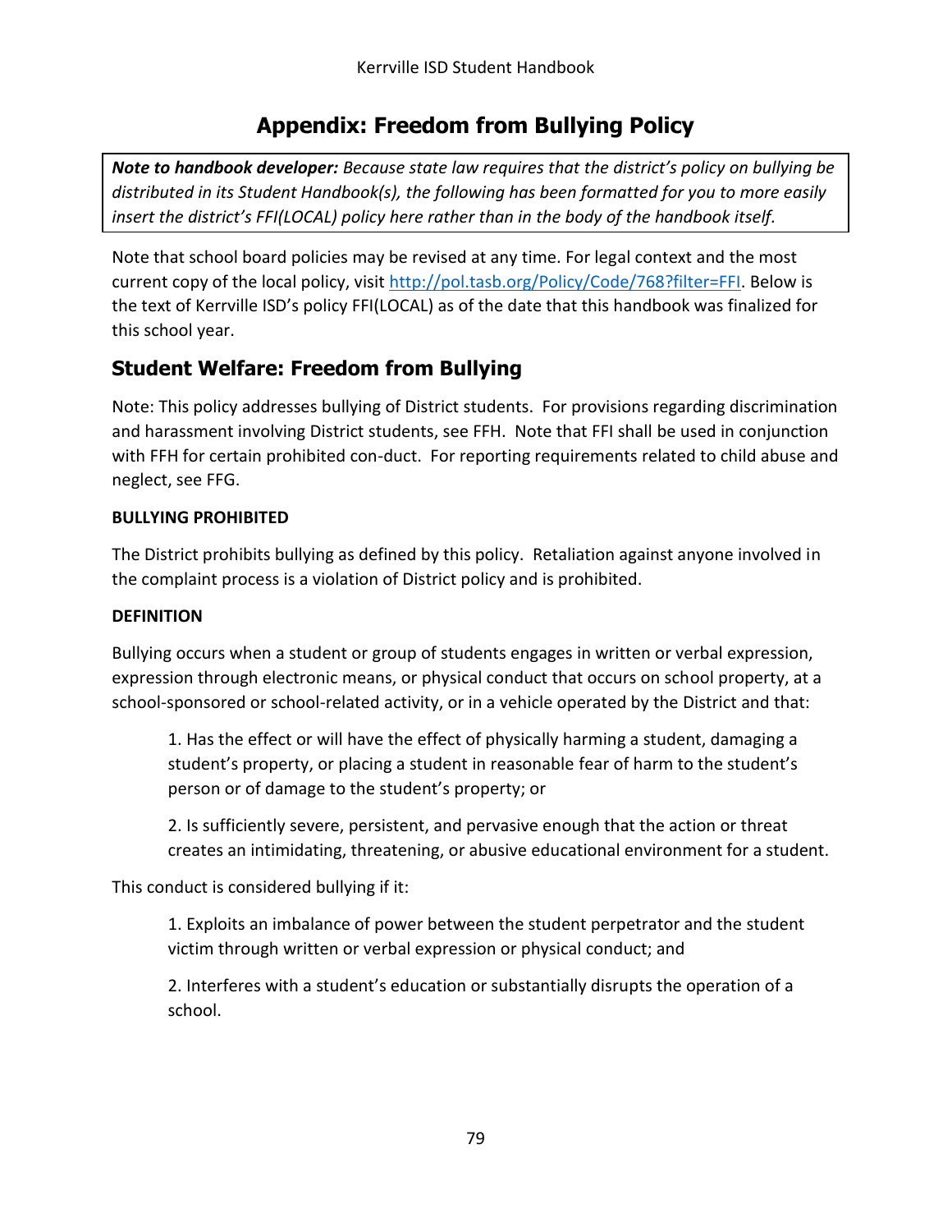# Appendix: Freedom from Bullying Policy

***Note to handbook developer:*** *Because state law requires that the district's policy on bullying be distributed in its Student Handbook(s), the following has been formatted for you to more easily insert the district's FFI(LOCAL) policy here rather than in the body of the handbook itself.*

Note that school board policies may be revised at any time. For legal context and the most current copy of the local policy, visit [http://pol.tasb.org/Policy/Code/768?filter=FFI](http://pol.tasb.org/Policy/Code/768?filter=FFI). Below is the text of Kerrville ISD's policy FFI(LOCAL) as of the date that this handbook was finalized for this school year.

## Student Welfare: Freedom from Bullying

Note: This policy addresses bullying of District students. For provisions regarding discrimination and harassment involving District students, see FFH. Note that FFI shall be used in conjunction with FFH for certain prohibited con-duct. For reporting requirements related to child abuse and neglect, see FFG.

**BULLYING PROHIBITED**

The District prohibits bullying as defined by this policy. Retaliation against anyone involved in the complaint process is a violation of District policy and is prohibited.

**DEFINITION**

Bullying occurs when a student or group of students engages in written or verbal expression, expression through electronic means, or physical conduct that occurs on school property, at a school-sponsored or school-related activity, or in a vehicle operated by the District and that:

1. Has the effect or will have the effect of physically harming a student, damaging a student's property, or placing a student in reasonable fear of harm to the student's person or of damage to the student's property; or
2. Is sufficiently severe, persistent, and pervasive enough that the action or threat creates an intimidating, threatening, or abusive educational environment for a student.

This conduct is considered bullying if it:

1. Exploits an imbalance of power between the student perpetrator and the student victim through written or verbal expression or physical conduct; and
2. Interferes with a student's education or substantially disrupts the operation of a school.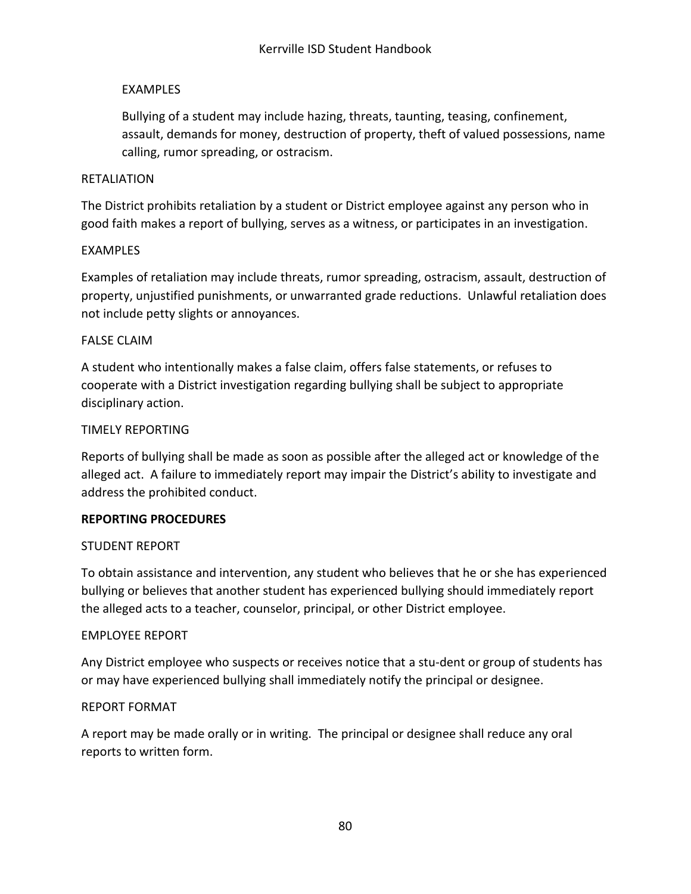EXAMPLES

Bullying of a student may include hazing, threats, taunting, teasing, confinement, assault, demands for money, destruction of property, theft of valued possessions, name calling, rumor spreading, or ostracism.

RETALIATION

The District prohibits retaliation by a student or District employee against any person who in good faith makes a report of bullying, serves as a witness, or participates in an investigation.

EXAMPLES

Examples of retaliation may include threats, rumor spreading, ostracism, assault, destruction of property, unjustified punishments, or unwarranted grade reductions. Unlawful retaliation does not include petty slights or annoyances.

FALSE CLAIM

A student who intentionally makes a false claim, offers false statements, or refuses to cooperate with a District investigation regarding bullying shall be subject to appropriate disciplinary action.

TIMELY REPORTING

Reports of bullying shall be made as soon as possible after the alleged act or knowledge of the alleged act. A failure to immediately report may impair the District's ability to investigate and address the prohibited conduct.

**REPORTING PROCEDURES**

STUDENT REPORT

To obtain assistance and intervention, any student who believes that he or she has experienced bullying or believes that another student has experienced bullying should immediately report the alleged acts to a teacher, counselor, principal, or other District employee.

EMPLOYEE REPORT

Any District employee who suspects or receives notice that a stu-dent or group of students has or may have experienced bullying shall immediately notify the principal or designee.

REPORT FORMAT

A report may be made orally or in writing. The principal or designee shall reduce any oral reports to written form.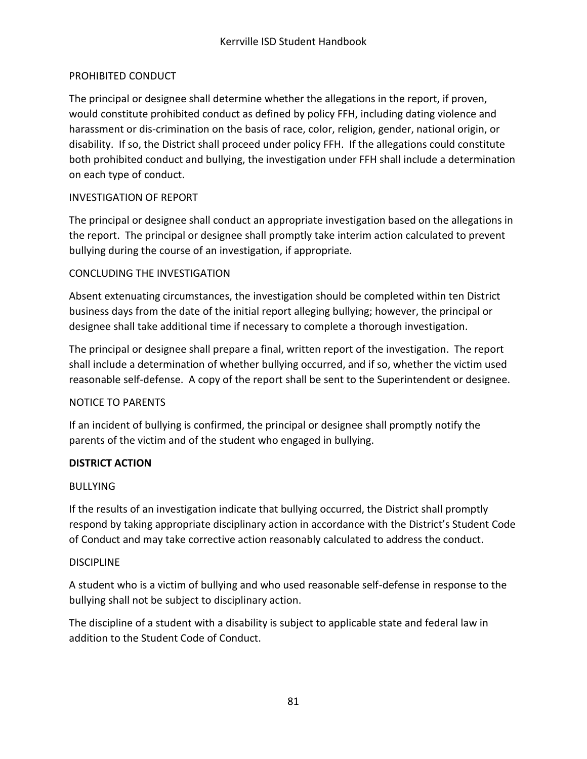PROHIBITED CONDUCT

The principal or designee shall determine whether the allegations in the report, if proven, would constitute prohibited conduct as defined by policy FFH, including dating violence and harassment or dis-crimination on the basis of race, color, religion, gender, national origin, or disability. If so, the District shall proceed under policy FFH. If the allegations could constitute both prohibited conduct and bullying, the investigation under FFH shall include a determination on each type of conduct.

INVESTIGATION OF REPORT

The principal or designee shall conduct an appropriate investigation based on the allegations in the report. The principal or designee shall promptly take interim action calculated to prevent bullying during the course of an investigation, if appropriate.

CONCLUDING THE INVESTIGATION

Absent extenuating circumstances, the investigation should be completed within ten District business days from the date of the initial report alleging bullying; however, the principal or designee shall take additional time if necessary to complete a thorough investigation.

The principal or designee shall prepare a final, written report of the investigation. The report shall include a determination of whether bullying occurred, and if so, whether the victim used reasonable self-defense. A copy of the report shall be sent to the Superintendent or designee.

NOTICE TO PARENTS

If an incident of bullying is confirmed, the principal or designee shall promptly notify the parents of the victim and of the student who engaged in bullying.

**DISTRICT ACTION**

BULLYING

If the results of an investigation indicate that bullying occurred, the District shall promptly respond by taking appropriate disciplinary action in accordance with the District's Student Code of Conduct and may take corrective action reasonably calculated to address the conduct.

DISCIPLINE

A student who is a victim of bullying and who used reasonable self-defense in response to the bullying shall not be subject to disciplinary action.

The discipline of a student with a disability is subject to applicable state and federal law in addition to the Student Code of Conduct.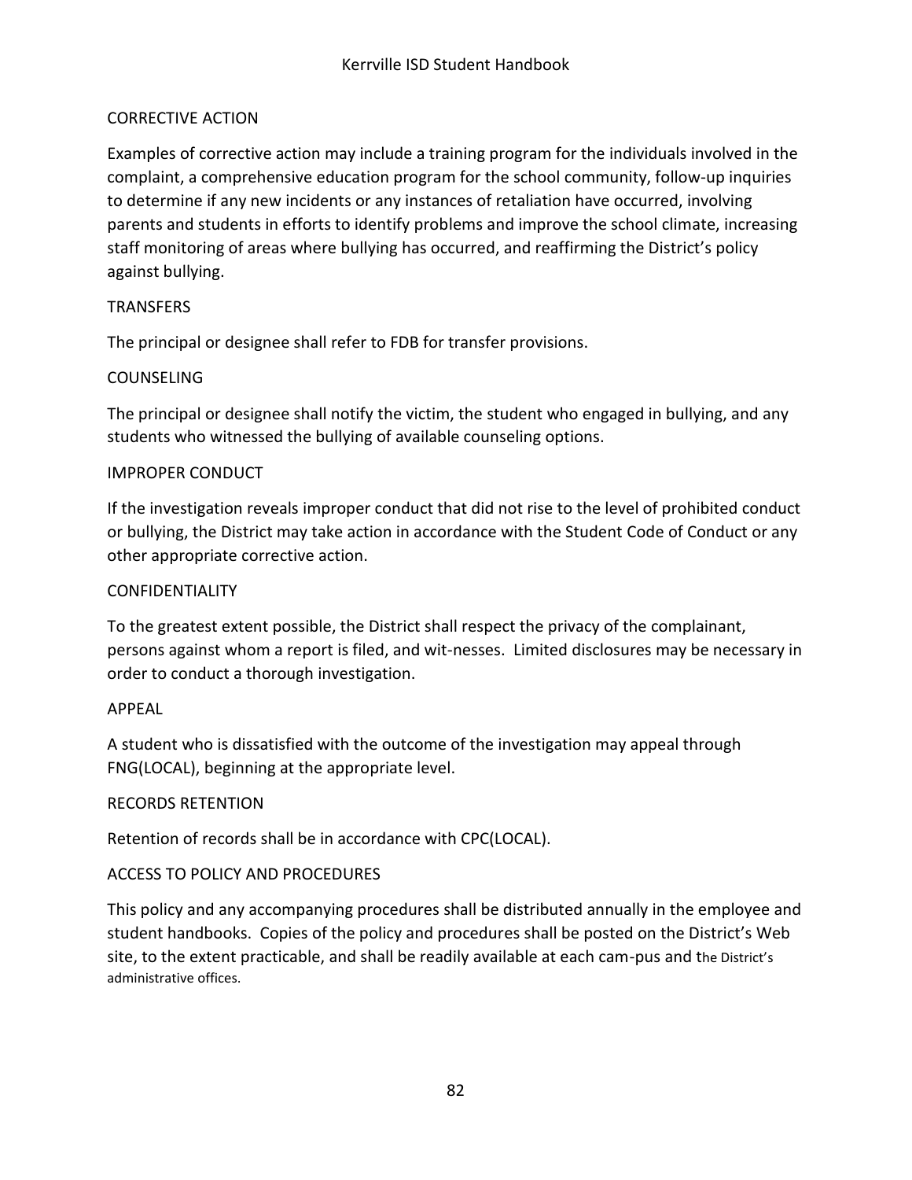## CORRECTIVE ACTION

Examples of corrective action may include a training program for the individuals involved in the complaint, a comprehensive education program for the school community, follow-up inquiries to determine if any new incidents or any instances of retaliation have occurred, involving parents and students in efforts to identify problems and improve the school climate, increasing staff monitoring of areas where bullying has occurred, and reaffirming the District's policy against bullying.

## TRANSFERS

The principal or designee shall refer to FDB for transfer provisions.

## COUNSELING

The principal or designee shall notify the victim, the student who engaged in bullying, and any students who witnessed the bullying of available counseling options.

## IMPROPER CONDUCT

If the investigation reveals improper conduct that did not rise to the level of prohibited conduct or bullying, the District may take action in accordance with the Student Code of Conduct or any other appropriate corrective action.

## CONFIDENTIALITY

To the greatest extent possible, the District shall respect the privacy of the complainant, persons against whom a report is filed, and wit-nesses. Limited disclosures may be necessary in order to conduct a thorough investigation.

## APPEAL

A student who is dissatisfied with the outcome of the investigation may appeal through FNG(LOCAL), beginning at the appropriate level.

## RECORDS RETENTION

Retention of records shall be in accordance with CPC(LOCAL).

## ACCESS TO POLICY AND PROCEDURES

This policy and any accompanying procedures shall be distributed annually in the employee and student handbooks. Copies of the policy and procedures shall be posted on the District's Web site, to the extent practicable, and shall be readily available at each cam-pus and the District's administrative offices.